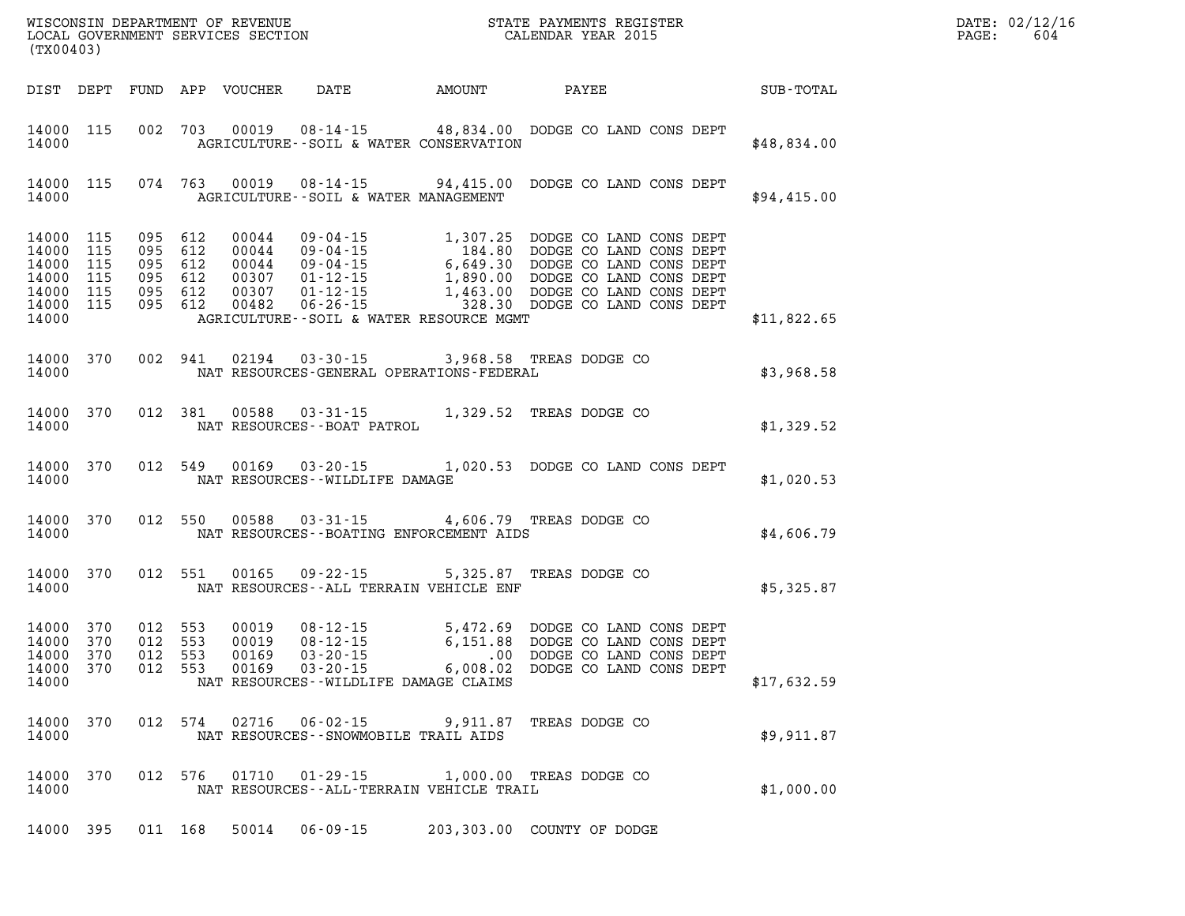WISCONSIN DEPARTMENT OF REVENUE
LOCAL GOVERNMENT SERVICES SECTION
(TX00403)

STATE PAYMENTS REGISTER
CALENDAR YEAR 2015

| DIST | DEPT | FUND | APP | VOUCHER | DATE | AMOUNT | PAYEE | SUB-TOTAL |
|---|---|---|---|---|---|---|---|---|
| 14000 | 115 | 002 | 703 | 00019 | 08-14-15 | 48,834.00 | DODGE CO LAND CONS DEPT | |
| 14000 | | | | | AGRICULTURE--SOIL & WATER CONSERVATION | | | $48,834.00 |
| 14000 | 115 | 074 | 763 | 00019 | 08-14-15 | 94,415.00 | DODGE CO LAND CONS DEPT | |
| 14000 | | | | | AGRICULTURE--SOIL & WATER MANAGEMENT | | | $94,415.00 |
| 14000 | 115 | 095 | 612 | 00044 | 09-04-15 | 1,307.25 | DODGE CO LAND CONS DEPT | |
| 14000 | 115 | 095 | 612 | 00044 | 09-04-15 | 184.80 | DODGE CO LAND CONS DEPT | |
| 14000 | 115 | 095 | 612 | 00044 | 09-04-15 | 6,649.30 | DODGE CO LAND CONS DEPT | |
| 14000 | 115 | 095 | 612 | 00307 | 01-12-15 | 1,890.00 | DODGE CO LAND CONS DEPT | |
| 14000 | 115 | 095 | 612 | 00307 | 01-12-15 | 1,463.00 | DODGE CO LAND CONS DEPT | |
| 14000 | 115 | 095 | 612 | 00482 | 06-26-15 | 328.30 | DODGE CO LAND CONS DEPT | |
| 14000 | | | | | AGRICULTURE--SOIL & WATER RESOURCE MGMT | | | $11,822.65 |
| 14000 | 370 | 002 | 941 | 02194 | 03-30-15 | 3,968.58 | TREAS DODGE CO | |
| 14000 | | | | | NAT RESOURCES-GENERAL OPERATIONS-FEDERAL | | | $3,968.58 |
| 14000 | 370 | 012 | 381 | 00588 | 03-31-15 | 1,329.52 | TREAS DODGE CO | |
| 14000 | | | | | NAT RESOURCES--BOAT PATROL | | | $1,329.52 |
| 14000 | 370 | 012 | 549 | 00169 | 03-20-15 | 1,020.53 | DODGE CO LAND CONS DEPT | |
| 14000 | | | | | NAT RESOURCES--WILDLIFE DAMAGE | | | $1,020.53 |
| 14000 | 370 | 012 | 550 | 00588 | 03-31-15 | 4,606.79 | TREAS DODGE CO | |
| 14000 | | | | | NAT RESOURCES--BOATING ENFORCEMENT AIDS | | | $4,606.79 |
| 14000 | 370 | 012 | 551 | 00165 | 09-22-15 | 5,325.87 | TREAS DODGE CO | |
| 14000 | | | | | NAT RESOURCES--ALL TERRAIN VEHICLE ENF | | | $5,325.87 |
| 14000 | 370 | 012 | 553 | 00019 | 08-12-15 | 5,472.69 | DODGE CO LAND CONS DEPT | |
| 14000 | 370 | 012 | 553 | 00019 | 08-12-15 | 6,151.88 | DODGE CO LAND CONS DEPT | |
| 14000 | 370 | 012 | 553 | 00169 | 03-20-15 | .00 | DODGE CO LAND CONS DEPT | |
| 14000 | 370 | 012 | 553 | 00169 | 03-20-15 | 6,008.02 | DODGE CO LAND CONS DEPT | |
| 14000 | | | | | NAT RESOURCES--WILDLIFE DAMAGE CLAIMS | | | $17,632.59 |
| 14000 | 370 | 012 | 574 | 02716 | 06-02-15 | 9,911.87 | TREAS DODGE CO | |
| 14000 | | | | | NAT RESOURCES--SNOWMOBILE TRAIL AIDS | | | $9,911.87 |
| 14000 | 370 | 012 | 576 | 01710 | 01-29-15 | 1,000.00 | TREAS DODGE CO | |
| 14000 | | | | | NAT RESOURCES--ALL-TERRAIN VEHICLE TRAIL | | | $1,000.00 |
| 14000 | 395 | 011 | 168 | 50014 | 06-09-15 | 203,303.00 | COUNTY OF DODGE | |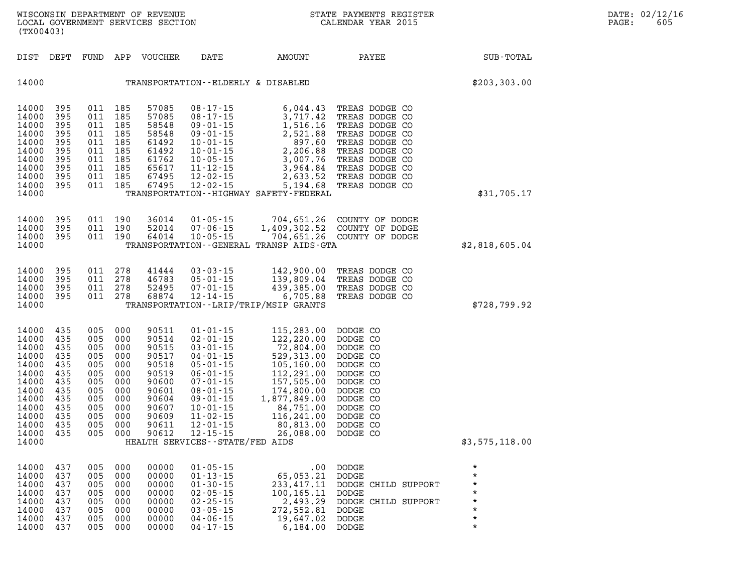WISCONSIN DEPARTMENT OF REVENUE
LOCAL GOVERNMENT SERVICES SECTION
(TX00403)

STATE PAYMENTS REGISTER
CALENDAR YEAR 2015

DATE: 02/12/16

| DIST | DEPT | FUND | APP | VOUCHER | DATE | AMOUNT | PAYEE | SUB-TOTAL |
|---|---|---|---|---|---|---|---|---|
| 14000 | | | | | TRANSPORTATION--ELDERLY & DISABLED | | | $203,303.00 |
| 14000 | 395 | 011 | 185 | 57085 | 08-17-15 | 6,044.43 | TREAS DODGE CO | |
| 14000 | 395 | 011 | 185 | 57085 | 08-17-15 | 3,717.42 | TREAS DODGE CO | |
| 14000 | 395 | 011 | 185 | 58548 | 09-01-15 | 1,516.16 | TREAS DODGE CO | |
| 14000 | 395 | 011 | 185 | 58548 | 09-01-15 | 2,521.88 | TREAS DODGE CO | |
| 14000 | 395 | 011 | 185 | 61492 | 10-01-15 | 897.60 | TREAS DODGE CO | |
| 14000 | 395 | 011 | 185 | 61492 | 10-01-15 | 2,206.88 | TREAS DODGE CO | |
| 14000 | 395 | 011 | 185 | 61762 | 10-05-15 | 3,007.76 | TREAS DODGE CO | |
| 14000 | 395 | 011 | 185 | 65617 | 11-12-15 | 3,964.84 | TREAS DODGE CO | |
| 14000 | 395 | 011 | 185 | 67495 | 12-02-15 | 2,633.52 | TREAS DODGE CO | |
| 14000 | 395 | 011 | 185 | 67495 | 12-02-15 | 5,194.68 | TREAS DODGE CO | |
| 14000 | | | | | TRANSPORTATION--HIGHWAY SAFETY-FEDERAL | | | $31,705.17 |
| 14000 | 395 | 011 | 190 | 36014 | 01-05-15 | 704,651.26 | COUNTY OF DODGE | |
| 14000 | 395 | 011 | 190 | 52014 | 07-06-15 | 1,409,302.52 | COUNTY OF DODGE | |
| 14000 | 395 | 011 | 190 | 64014 | 10-05-15 | 704,651.26 | COUNTY OF DODGE | |
| 14000 | | | | | TRANSPORTATION--GENERAL TRANSP AIDS-GTA | | | $2,818,605.04 |
| 14000 | 395 | 011 | 278 | 41444 | 03-03-15 | 142,900.00 | TREAS DODGE CO | |
| 14000 | 395 | 011 | 278 | 46783 | 05-01-15 | 139,809.04 | TREAS DODGE CO | |
| 14000 | 395 | 011 | 278 | 52495 | 07-01-15 | 439,385.00 | TREAS DODGE CO | |
| 14000 | 395 | 011 | 278 | 68874 | 12-14-15 | 6,705.88 | TREAS DODGE CO | |
| 14000 | | | | | TRANSPORTATION--LRIP/TRIP/MSIP GRANTS | | | $728,799.92 |
| 14000 | 435 | 005 | 000 | 90511 | 01-01-15 | 115,283.00 | DODGE CO | |
| 14000 | 435 | 005 | 000 | 90514 | 02-01-15 | 122,220.00 | DODGE CO | |
| 14000 | 435 | 005 | 000 | 90515 | 03-01-15 | 72,804.00 | DODGE CO | |
| 14000 | 435 | 005 | 000 | 90517 | 04-01-15 | 529,313.00 | DODGE CO | |
| 14000 | 435 | 005 | 000 | 90518 | 05-01-15 | 105,160.00 | DODGE CO | |
| 14000 | 435 | 005 | 000 | 90519 | 06-01-15 | 112,291.00 | DODGE CO | |
| 14000 | 435 | 005 | 000 | 90600 | 07-01-15 | 157,505.00 | DODGE CO | |
| 14000 | 435 | 005 | 000 | 90601 | 08-01-15 | 174,800.00 | DODGE CO | |
| 14000 | 435 | 005 | 000 | 90604 | 09-01-15 | 1,877,849.00 | DODGE CO | |
| 14000 | 435 | 005 | 000 | 90607 | 10-01-15 | 84,751.00 | DODGE CO | |
| 14000 | 435 | 005 | 000 | 90609 | 11-02-15 | 116,241.00 | DODGE CO | |
| 14000 | 435 | 005 | 000 | 90611 | 12-01-15 | 80,813.00 | DODGE CO | |
| 14000 | 435 | 005 | 000 | 90612 | 12-15-15 | 26,088.00 | DODGE CO | |
| 14000 | | | | | HEALTH SERVICES--STATE/FED AIDS | | | $3,575,118.00 |
| 14000 | 437 | 005 | 000 | 00000 | 01-05-15 | .00 | DODGE | * |
| 14000 | 437 | 005 | 000 | 00000 | 01-13-15 | 65,053.21 | DODGE | * |
| 14000 | 437 | 005 | 000 | 00000 | 01-30-15 | 233,417.11 | DODGE CHILD SUPPORT | * |
| 14000 | 437 | 005 | 000 | 00000 | 02-05-15 | 100,165.11 | DODGE | * |
| 14000 | 437 | 005 | 000 | 00000 | 02-25-15 | 2,493.29 | DODGE CHILD SUPPORT | * |
| 14000 | 437 | 005 | 000 | 00000 | 03-05-15 | 272,552.81 | DODGE | * |
| 14000 | 437 | 005 | 000 | 00000 | 04-06-15 | 19,647.02 | DODGE | * |
| 14000 | 437 | 005 | 000 | 00000 | 04-17-15 | 6,184.00 | DODGE | * |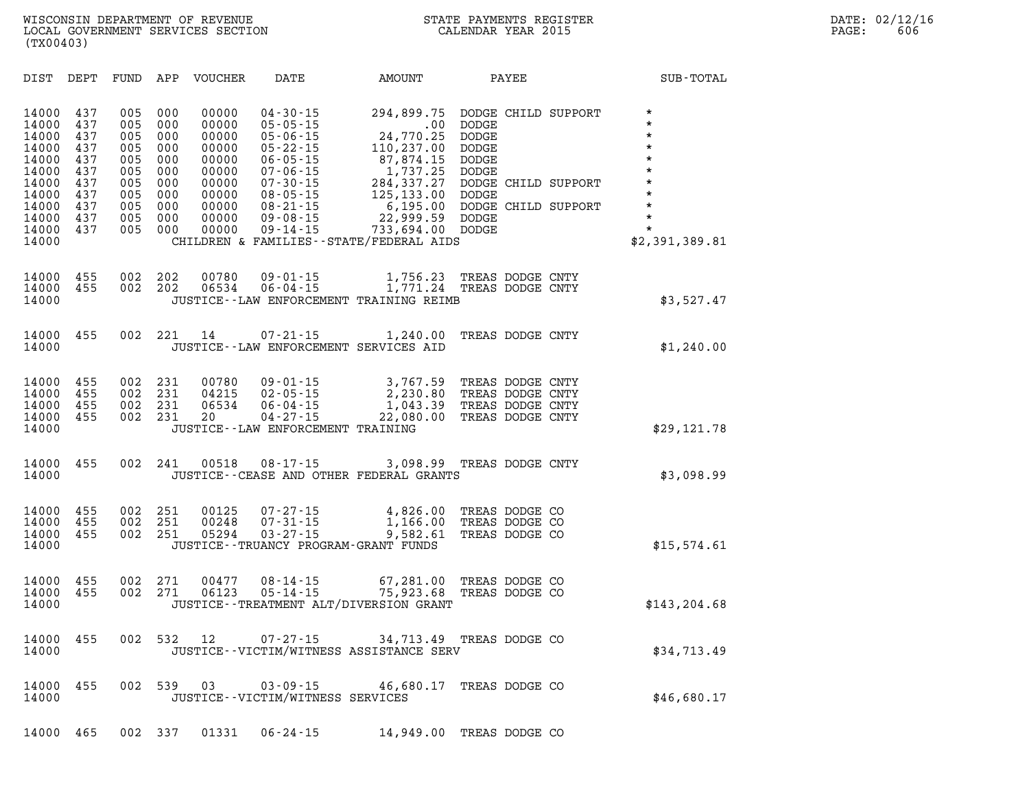WISCONSIN DEPARTMENT OF REVENUE
LOCAL GOVERNMENT SERVICES SECTION
(TX00403)

STATE PAYMENTS REGISTER
CALENDAR YEAR 2015

DATE: 02/12/16
PAGE: 606

| DIST | DEPT | FUND | APP | VOUCHER | DATE | AMOUNT | PAYEE | SUB-TOTAL |
|---|---|---|---|---|---|---|---|---|
| 14000 | 437 | 005 | 000 | 00000 | 04-30-15 | 294,899.75 | DODGE CHILD SUPPORT | * |
| 14000 | 437 | 005 | 000 | 00000 | 05-05-15 | .00 | DODGE | * |
| 14000 | 437 | 005 | 000 | 00000 | 05-06-15 | 24,770.25 | DODGE | * |
| 14000 | 437 | 005 | 000 | 00000 | 05-22-15 | 110,237.00 | DODGE | * |
| 14000 | 437 | 005 | 000 | 00000 | 06-05-15 | 87,874.15 | DODGE | * |
| 14000 | 437 | 005 | 000 | 00000 | 07-06-15 | 1,737.25 | DODGE | * |
| 14000 | 437 | 005 | 000 | 00000 | 07-30-15 | 284,337.27 | DODGE CHILD SUPPORT | * |
| 14000 | 437 | 005 | 000 | 00000 | 08-05-15 | 125,133.00 | DODGE | * |
| 14000 | 437 | 005 | 000 | 00000 | 08-21-15 | 6,195.00 | DODGE CHILD SUPPORT | * |
| 14000 | 437 | 005 | 000 | 00000 | 09-08-15 | 22,999.59 | DODGE | * |
| 14000 | 437 | 005 | 000 | 00000 | 09-14-15 | 733,694.00 | DODGE | * |
| 14000 | | | | | CHILDREN & FAMILIES--STATE/FEDERAL AIDS | | | $2,391,389.81 |
| 14000 | 455 | 002 | 202 | 00780 | 09-01-15 | 1,756.23 | TREAS DODGE CNTY | |
| 14000 | 455 | 002 | 202 | 06534 | 06-04-15 | 1,771.24 | TREAS DODGE CNTY | |
| 14000 | | | | | JUSTICE--LAW ENFORCEMENT TRAINING REIMB | | | $3,527.47 |
| 14000 | 455 | 002 | 221 | 14 | 07-21-15 | 1,240.00 | TREAS DODGE CNTY | |
| 14000 | | | | | JUSTICE--LAW ENFORCEMENT SERVICES AID | | | $1,240.00 |
| 14000 | 455 | 002 | 231 | 00780 | 09-01-15 | 3,767.59 | TREAS DODGE CNTY | |
| 14000 | 455 | 002 | 231 | 04215 | 02-05-15 | 2,230.80 | TREAS DODGE CNTY | |
| 14000 | 455 | 002 | 231 | 06534 | 06-04-15 | 1,043.39 | TREAS DODGE CNTY | |
| 14000 | 455 | 002 | 231 | 20 | 04-27-15 | 22,080.00 | TREAS DODGE CNTY | |
| 14000 | | | | | JUSTICE--LAW ENFORCEMENT TRAINING | | | $29,121.78 |
| 14000 | 455 | 002 | 241 | 00518 | 08-17-15 | 3,098.99 | TREAS DODGE CNTY | |
| 14000 | | | | | JUSTICE--CEASE AND OTHER FEDERAL GRANTS | | | $3,098.99 |
| 14000 | 455 | 002 | 251 | 00125 | 07-27-15 | 4,826.00 | TREAS DODGE CO | |
| 14000 | 455 | 002 | 251 | 00248 | 07-31-15 | 1,166.00 | TREAS DODGE CO | |
| 14000 | 455 | 002 | 251 | 05294 | 03-27-15 | 9,582.61 | TREAS DODGE CO | |
| 14000 | | | | | JUSTICE--TRUANCY PROGRAM-GRANT FUNDS | | | $15,574.61 |
| 14000 | 455 | 002 | 271 | 00477 | 08-14-15 | 67,281.00 | TREAS DODGE CO | |
| 14000 | 455 | 002 | 271 | 06123 | 05-14-15 | 75,923.68 | TREAS DODGE CO | |
| 14000 | | | | | JUSTICE--TREATMENT ALT/DIVERSION GRANT | | | $143,204.68 |
| 14000 | 455 | 002 | 532 | 12 | 07-27-15 | 34,713.49 | TREAS DODGE CO | |
| 14000 | | | | | JUSTICE--VICTIM/WITNESS ASSISTANCE SERV | | | $34,713.49 |
| 14000 | 455 | 002 | 539 | 03 | 03-09-15 | 46,680.17 | TREAS DODGE CO | |
| 14000 | | | | | JUSTICE--VICTIM/WITNESS SERVICES | | | $46,680.17 |
| 14000 | 465 | 002 | 337 | 01331 | 06-24-15 | 14,949.00 | TREAS DODGE CO | |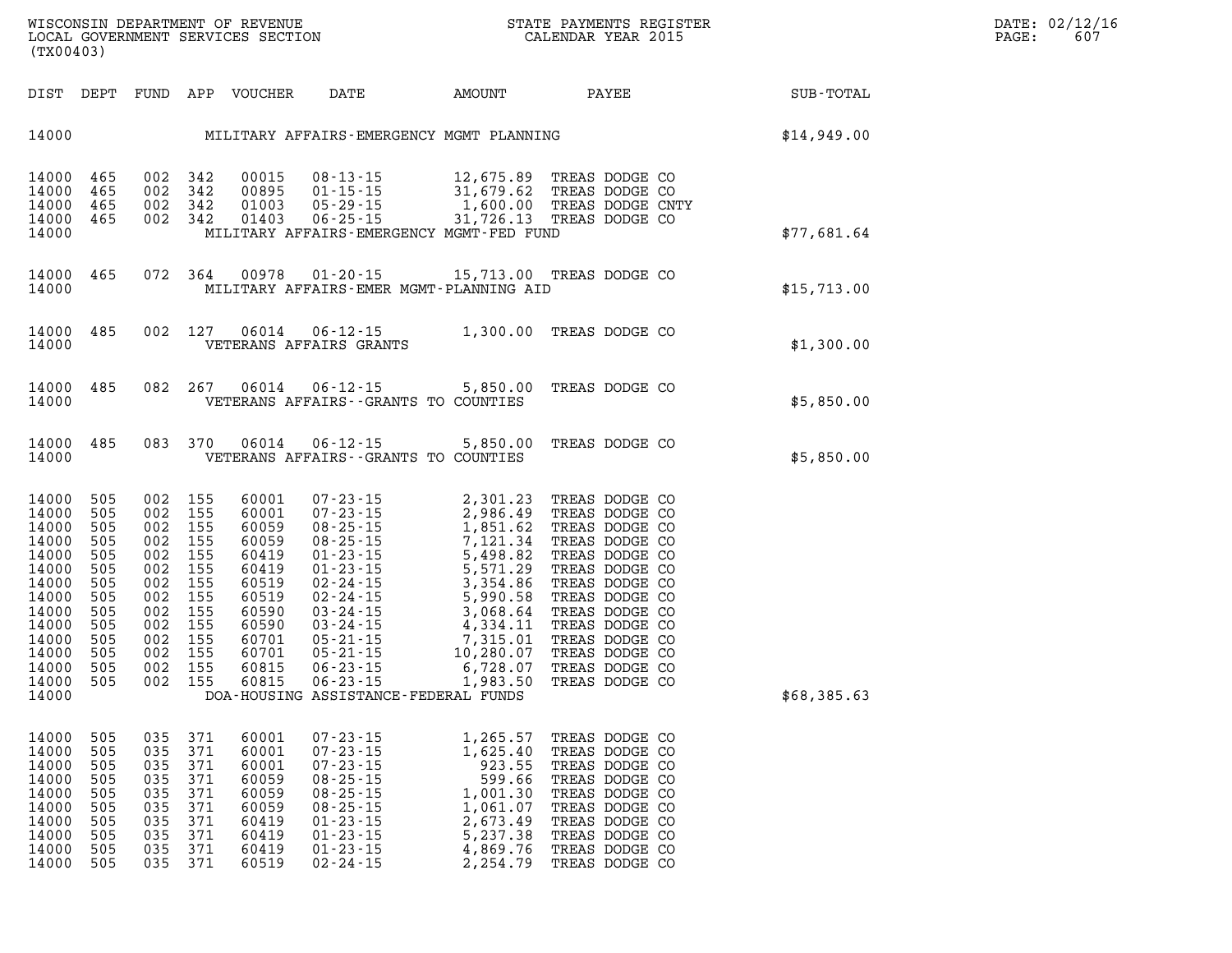WISCONSIN DEPARTMENT OF REVENUE
LOCAL GOVERNMENT SERVICES SECTION
(TX00403)

STATE PAYMENTS REGISTER
CALENDAR YEAR 2015

DATE: 02/12/16
PAGE: 607

| DIST | DEPT | FUND | APP | VOUCHER | DATE | AMOUNT | PAYEE | SUB-TOTAL |
|---|---|---|---|---|---|---|---|---|
| 14000 | | | | | MILITARY AFFAIRS-EMERGENCY MGMT PLANNING | | | $14,949.00 |
| 14000 | 465 | 002 | 342 | 00015 | 08-13-15 | 12,675.89 | TREAS DODGE CO | |
| 14000 | 465 | 002 | 342 | 00895 | 01-15-15 | 31,679.62 | TREAS DODGE CO | |
| 14000 | 465 | 002 | 342 | 01003 | 05-29-15 | 1,600.00 | TREAS DODGE CNTY | |
| 14000 | 465 | 002 | 342 | 01403 | 06-25-15 | 31,726.13 | TREAS DODGE CO | |
| 14000 | | | | | MILITARY AFFAIRS-EMERGENCY MGMT-FED FUND | | | $77,681.64 |
| 14000 | 465 | 072 | 364 | 00978 | 01-20-15 | 15,713.00 | TREAS DODGE CO | |
| 14000 | | | | | MILITARY AFFAIRS-EMER MGMT-PLANNING AID | | | $15,713.00 |
| 14000 | 485 | 002 | 127 | 06014 | 06-12-15 | 1,300.00 | TREAS DODGE CO | |
| 14000 | | | | | VETERANS AFFAIRS GRANTS | | | $1,300.00 |
| 14000 | 485 | 082 | 267 | 06014 | 06-12-15 | 5,850.00 | TREAS DODGE CO | |
| 14000 | | | | | VETERANS AFFAIRS--GRANTS TO COUNTIES | | | $5,850.00 |
| 14000 | 485 | 083 | 370 | 06014 | 06-12-15 | 5,850.00 | TREAS DODGE CO | |
| 14000 | | | | | VETERANS AFFAIRS--GRANTS TO COUNTIES | | | $5,850.00 |
| 14000 | 505 | 002 | 155 | 60001 | 07-23-15 | 2,301.23 | TREAS DODGE CO | |
| 14000 | 505 | 002 | 155 | 60001 | 07-23-15 | 2,986.49 | TREAS DODGE CO | |
| 14000 | 505 | 002 | 155 | 60059 | 08-25-15 | 1,851.62 | TREAS DODGE CO | |
| 14000 | 505 | 002 | 155 | 60059 | 08-25-15 | 7,121.34 | TREAS DODGE CO | |
| 14000 | 505 | 002 | 155 | 60419 | 01-23-15 | 5,498.82 | TREAS DODGE CO | |
| 14000 | 505 | 002 | 155 | 60419 | 01-23-15 | 5,571.29 | TREAS DODGE CO | |
| 14000 | 505 | 002 | 155 | 60519 | 02-24-15 | 3,354.86 | TREAS DODGE CO | |
| 14000 | 505 | 002 | 155 | 60519 | 02-24-15 | 5,990.58 | TREAS DODGE CO | |
| 14000 | 505 | 002 | 155 | 60590 | 03-24-15 | 3,068.64 | TREAS DODGE CO | |
| 14000 | 505 | 002 | 155 | 60590 | 03-24-15 | 4,334.11 | TREAS DODGE CO | |
| 14000 | 505 | 002 | 155 | 60701 | 05-21-15 | 7,315.01 | TREAS DODGE CO | |
| 14000 | 505 | 002 | 155 | 60701 | 05-21-15 | 10,280.07 | TREAS DODGE CO | |
| 14000 | 505 | 002 | 155 | 60815 | 06-23-15 | 6,728.07 | TREAS DODGE CO | |
| 14000 | 505 | 002 | 155 | 60815 | 06-23-15 | 1,983.50 | TREAS DODGE CO | |
| 14000 | | | | | DOA-HOUSING ASSISTANCE-FEDERAL FUNDS | | | $68,385.63 |
| 14000 | 505 | 035 | 371 | 60001 | 07-23-15 | 1,265.57 | TREAS DODGE CO | |
| 14000 | 505 | 035 | 371 | 60001 | 07-23-15 | 1,625.40 | TREAS DODGE CO | |
| 14000 | 505 | 035 | 371 | 60001 | 07-23-15 | 923.55 | TREAS DODGE CO | |
| 14000 | 505 | 035 | 371 | 60059 | 08-25-15 | 599.66 | TREAS DODGE CO | |
| 14000 | 505 | 035 | 371 | 60059 | 08-25-15 | 1,001.30 | TREAS DODGE CO | |
| 14000 | 505 | 035 | 371 | 60059 | 08-25-15 | 1,061.07 | TREAS DODGE CO | |
| 14000 | 505 | 035 | 371 | 60419 | 01-23-15 | 2,673.49 | TREAS DODGE CO | |
| 14000 | 505 | 035 | 371 | 60419 | 01-23-15 | 5,237.38 | TREAS DODGE CO | |
| 14000 | 505 | 035 | 371 | 60419 | 01-23-15 | 4,869.76 | TREAS DODGE CO | |
| 14000 | 505 | 035 | 371 | 60519 | 02-24-15 | 2,254.79 | TREAS DODGE CO | |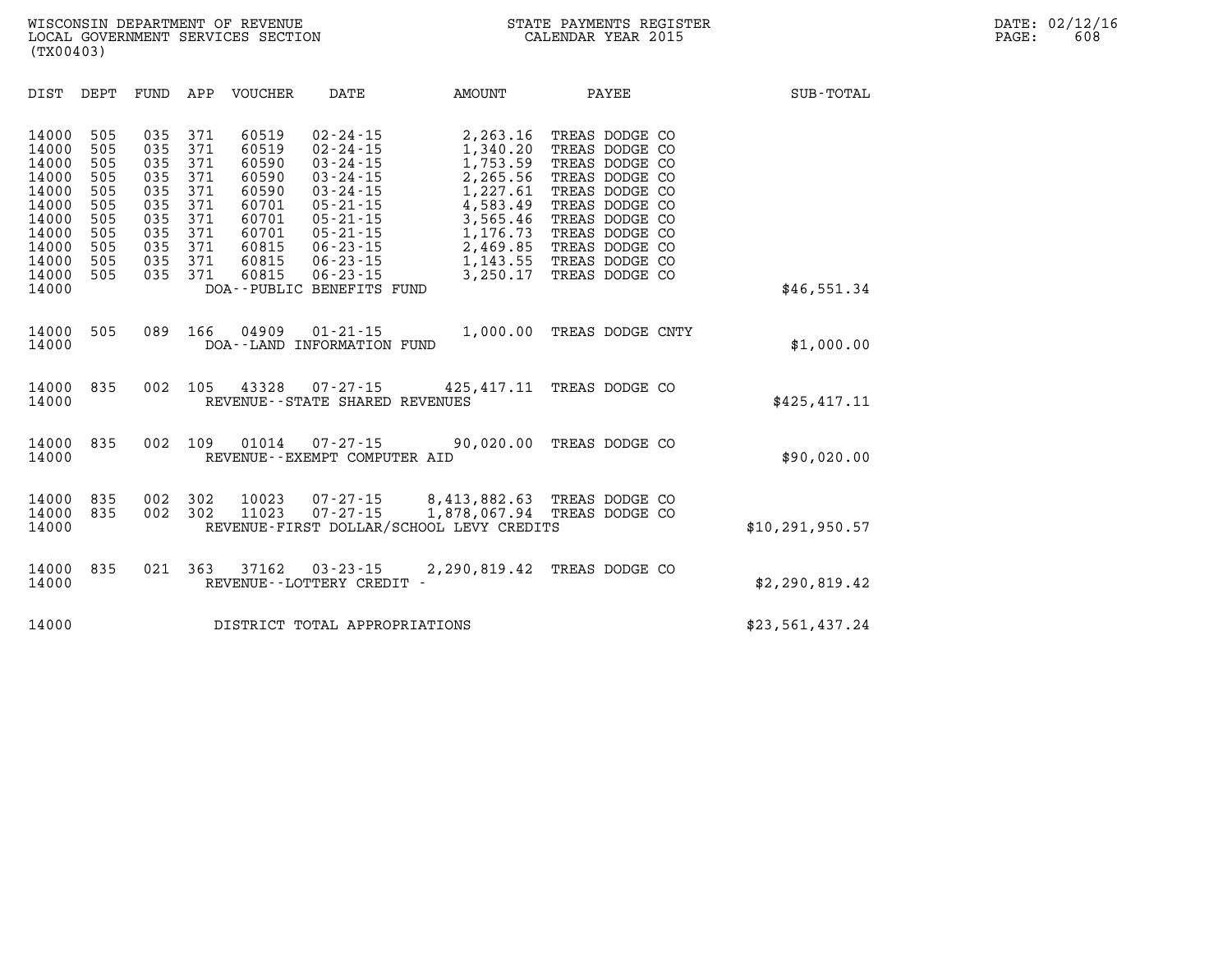WISCONSIN DEPARTMENT OF REVENUE
LOCAL GOVERNMENT SERVICES SECTION
(TX00403)

STATE PAYMENTS REGISTER
CALENDAR YEAR 2015

DATE: 02/12/16
PAGE: 608

| DIST | DEPT | FUND | APP | VOUCHER | DATE | AMOUNT | PAYEE | SUB-TOTAL |
|---|---|---|---|---|---|---|---|---|
| 14000 | 505 | 035 | 371 | 60519 | 02-24-15 | 2,263.16 | TREAS DODGE CO | |
| 14000 | 505 | 035 | 371 | 60519 | 02-24-15 | 1,340.20 | TREAS DODGE CO | |
| 14000 | 505 | 035 | 371 | 60590 | 03-24-15 | 1,753.59 | TREAS DODGE CO | |
| 14000 | 505 | 035 | 371 | 60590 | 03-24-15 | 2,265.56 | TREAS DODGE CO | |
| 14000 | 505 | 035 | 371 | 60590 | 03-24-15 | 1,227.61 | TREAS DODGE CO | |
| 14000 | 505 | 035 | 371 | 60701 | 05-21-15 | 4,583.49 | TREAS DODGE CO | |
| 14000 | 505 | 035 | 371 | 60701 | 05-21-15 | 3,565.46 | TREAS DODGE CO | |
| 14000 | 505 | 035 | 371 | 60701 | 05-21-15 | 1,176.73 | TREAS DODGE CO | |
| 14000 | 505 | 035 | 371 | 60815 | 06-23-15 | 2,469.85 | TREAS DODGE CO | |
| 14000 | 505 | 035 | 371 | 60815 | 06-23-15 | 1,143.55 | TREAS DODGE CO | |
| 14000 | 505 | 035 | 371 | 60815 | 06-23-15 | 3,250.17 | TREAS DODGE CO | |
| 14000 | | | | DOA--PUBLIC BENEFITS FUND | | | | $46,551.34 |
| 14000 | 505 | 089 | 166 | 04909 | 01-21-15 | 1,000.00 | TREAS DODGE CNTY | |
| 14000 | | | | DOA--LAND INFORMATION FUND | | | | $1,000.00 |
| 14000 | 835 | 002 | 105 | 43328 | 07-27-15 | 425,417.11 | TREAS DODGE CO | |
| 14000 | | | | REVENUE--STATE SHARED REVENUES | | | | $425,417.11 |
| 14000 | 835 | 002 | 109 | 01014 | 07-27-15 | 90,020.00 | TREAS DODGE CO | |
| 14000 | | | | REVENUE--EXEMPT COMPUTER AID | | | | $90,020.00 |
| 14000 | 835 | 002 | 302 | 10023 | 07-27-15 | 8,413,882.63 | TREAS DODGE CO | |
| 14000 | 835 | 002 | 302 | 11023 | 07-27-15 | 1,878,067.94 | TREAS DODGE CO | |
| 14000 | | | | REVENUE-FIRST DOLLAR/SCHOOL LEVY CREDITS | | | | $10,291,950.57 |
| 14000 | 835 | 021 | 363 | 37162 | 03-23-15 | 2,290,819.42 | TREAS DODGE CO | |
| 14000 | | | | REVENUE--LOTTERY CREDIT - | | | | $2,290,819.42 |
| 14000 | | | | DISTRICT TOTAL APPROPRIATIONS | | | | $23,561,437.24 |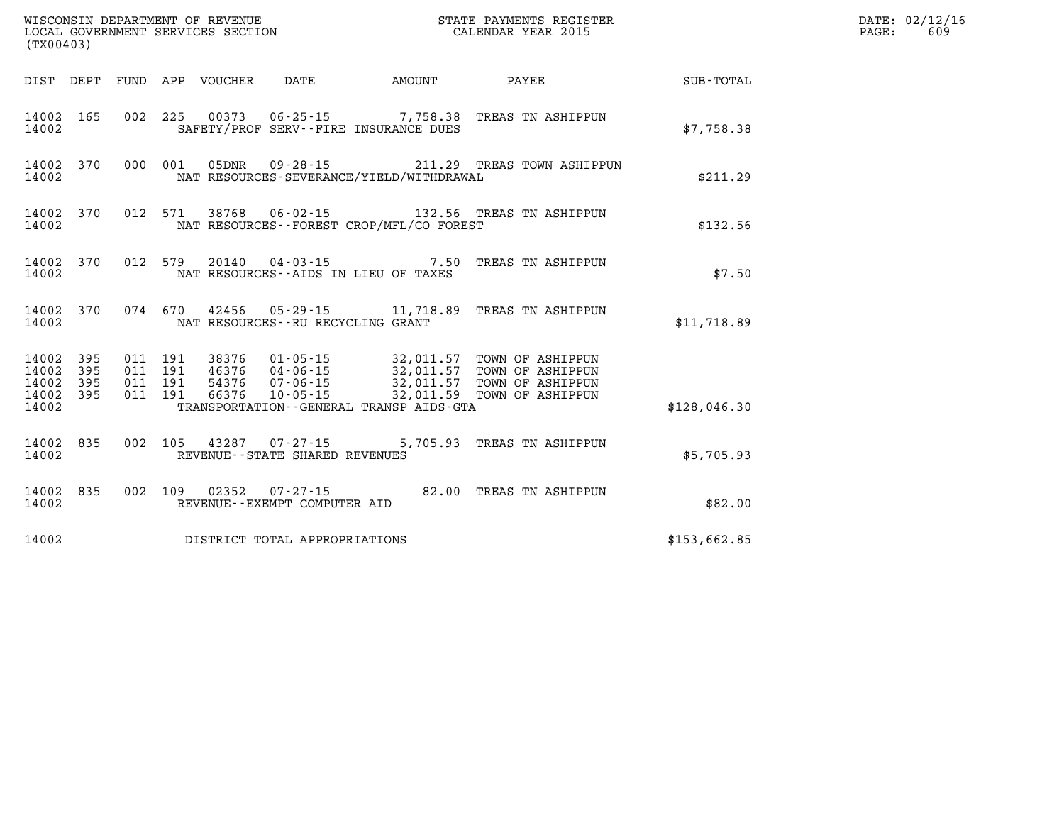WISCONSIN DEPARTMENT OF REVENUE
LOCAL GOVERNMENT SERVICES SECTION
(TX00403)

STATE PAYMENTS REGISTER
CALENDAR YEAR 2015

DATE: 02/12/16
PAGE: 609

| DIST | DEPT | FUND | APP | VOUCHER | DATE | AMOUNT | PAYEE | SUB-TOTAL |
|---|---|---|---|---|---|---|---|---|
| 14002 | 165 | 002 | 225 | 00373 | 06-25-15 | 7,758.38 | TREAS TN ASHIPPUN | |
| 14002 | | | | | SAFETY/PROF SERV--FIRE INSURANCE DUES | | | $7,758.38 |
| 14002 | 370 | 000 | 001 | 05DNR | 09-28-15 | 211.29 | TREAS TOWN ASHIPPUN | |
| 14002 | | | | | NAT RESOURCES-SEVERANCE/YIELD/WITHDRAWAL | | | $211.29 |
| 14002 | 370 | 012 | 571 | 38768 | 06-02-15 | 132.56 | TREAS TN ASHIPPUN | |
| 14002 | | | | | NAT RESOURCES--FOREST CROP/MFL/CO FOREST | | | $132.56 |
| 14002 | 370 | 012 | 579 | 20140 | 04-03-15 | 7.50 | TREAS TN ASHIPPUN | |
| 14002 | | | | | NAT RESOURCES--AIDS IN LIEU OF TAXES | | | $7.50 |
| 14002 | 370 | 074 | 670 | 42456 | 05-29-15 | 11,718.89 | TREAS TN ASHIPPUN | |
| 14002 | | | | | NAT RESOURCES--RU RECYCLING GRANT | | | $11,718.89 |
| 14002 | 395 | 011 | 191 | 38376 | 01-05-15 | 32,011.57 | TOWN OF ASHIPPUN | |
| 14002 | 395 | 011 | 191 | 46376 | 04-06-15 | 32,011.57 | TOWN OF ASHIPPUN | |
| 14002 | 395 | 011 | 191 | 54376 | 07-06-15 | 32,011.57 | TOWN OF ASHIPPUN | |
| 14002 | 395 | 011 | 191 | 66376 | 10-05-15 | 32,011.59 | TOWN OF ASHIPPUN | |
| 14002 | | | | | TRANSPORTATION--GENERAL TRANSP AIDS-GTA | | | $128,046.30 |
| 14002 | 835 | 002 | 105 | 43287 | 07-27-15 | 5,705.93 | TREAS TN ASHIPPUN | |
| 14002 | | | | | REVENUE--STATE SHARED REVENUES | | | $5,705.93 |
| 14002 | 835 | 002 | 109 | 02352 | 07-27-15 | 82.00 | TREAS TN ASHIPPUN | |
| 14002 | | | | | REVENUE--EXEMPT COMPUTER AID | | | $82.00 |
| 14002 | | | | | DISTRICT TOTAL APPROPRIATIONS | | | $153,662.85 |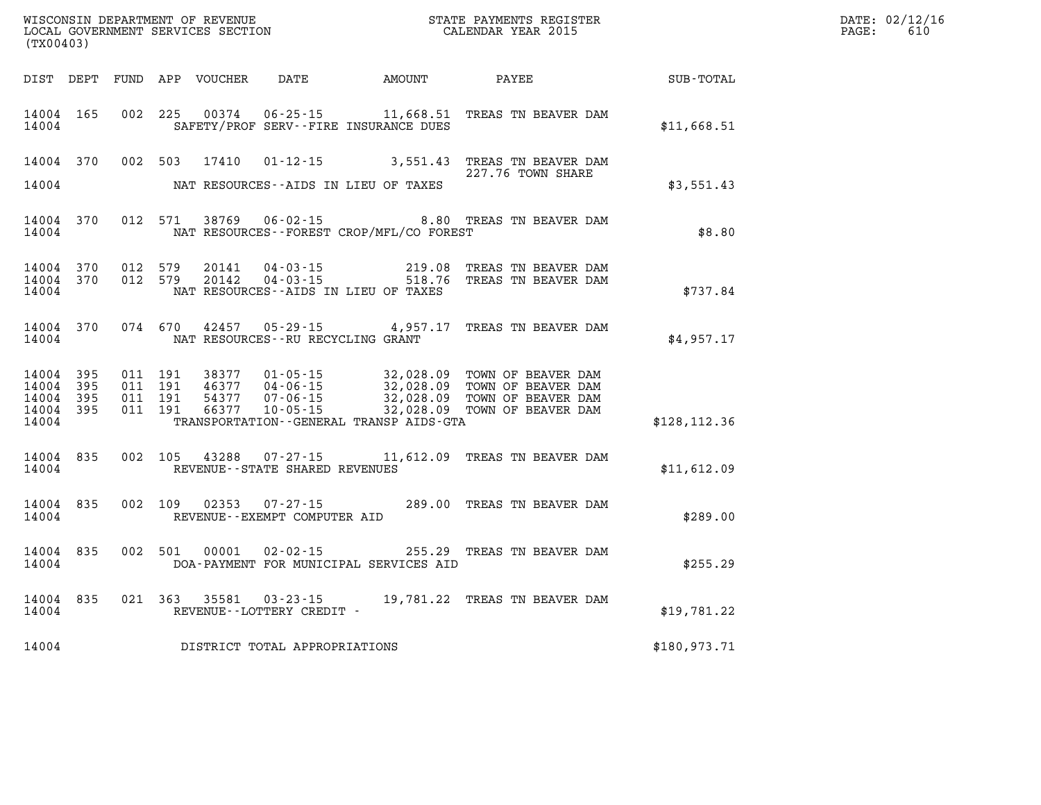WISCONSIN DEPARTMENT OF REVENUE
LOCAL GOVERNMENT SERVICES SECTION
(TX00403)

STATE PAYMENTS REGISTER
CALENDAR YEAR 2015

DATE: 02/12/16
PAGE: 610

| DIST | DEPT | FUND | APP | VOUCHER | DATE | AMOUNT | PAYEE | SUB-TOTAL |
|---|---|---|---|---|---|---|---|---|
| 14004 | 165 | 002 | 225 | 00374 | 06-25-15 | 11,668.51 | TREAS TN BEAVER DAM | |
| 14004 | | | | | SAFETY/PROF SERV--FIRE INSURANCE DUES | | | $11,668.51 |
| 14004 | 370 | 002 | 503 | 17410 | 01-12-15 | 3,551.43 | TREAS TN BEAVER DAM 227.76 TOWN SHARE | |
| 14004 | | | | | NAT RESOURCES--AIDS IN LIEU OF TAXES | | | $3,551.43 |
| 14004 | 370 | 012 | 571 | 38769 | 06-02-15 | 8.80 | TREAS TN BEAVER DAM | |
| 14004 | | | | | NAT RESOURCES--FOREST CROP/MFL/CO FOREST | | | $8.80 |
| 14004 | 370 | 012 | 579 | 20141 | 04-03-15 | 219.08 | TREAS TN BEAVER DAM | |
| 14004 | 370 | 012 | 579 | 20142 | 04-03-15 | 518.76 | TREAS TN BEAVER DAM | |
| 14004 | | | | | NAT RESOURCES--AIDS IN LIEU OF TAXES | | | $737.84 |
| 14004 | 370 | 074 | 670 | 42457 | 05-29-15 | 4,957.17 | TREAS TN BEAVER DAM | |
| 14004 | | | | | NAT RESOURCES--RU RECYCLING GRANT | | | $4,957.17 |
| 14004 | 395 | 011 | 191 | 38377 | 01-05-15 | 32,028.09 | TOWN OF BEAVER DAM | |
| 14004 | 395 | 011 | 191 | 46377 | 04-06-15 | 32,028.09 | TOWN OF BEAVER DAM | |
| 14004 | 395 | 011 | 191 | 54377 | 07-06-15 | 32,028.09 | TOWN OF BEAVER DAM | |
| 14004 | 395 | 011 | 191 | 66377 | 10-05-15 | 32,028.09 | TOWN OF BEAVER DAM | |
| 14004 | | | | | TRANSPORTATION--GENERAL TRANSP AIDS-GTA | | | $128,112.36 |
| 14004 | 835 | 002 | 105 | 43288 | 07-27-15 | 11,612.09 | TREAS TN BEAVER DAM | |
| 14004 | | | | | REVENUE--STATE SHARED REVENUES | | | $11,612.09 |
| 14004 | 835 | 002 | 109 | 02353 | 07-27-15 | 289.00 | TREAS TN BEAVER DAM | |
| 14004 | | | | | REVENUE--EXEMPT COMPUTER AID | | | $289.00 |
| 14004 | 835 | 002 | 501 | 00001 | 02-02-15 | 255.29 | TREAS TN BEAVER DAM | |
| 14004 | | | | | DOA-PAYMENT FOR MUNICIPAL SERVICES AID | | | $255.29 |
| 14004 | 835 | 021 | 363 | 35581 | 03-23-15 | 19,781.22 | TREAS TN BEAVER DAM | |
| 14004 | | | | | REVENUE--LOTTERY CREDIT - | | | $19,781.22 |
| 14004 | | | | | DISTRICT TOTAL APPROPRIATIONS | | | $180,973.71 |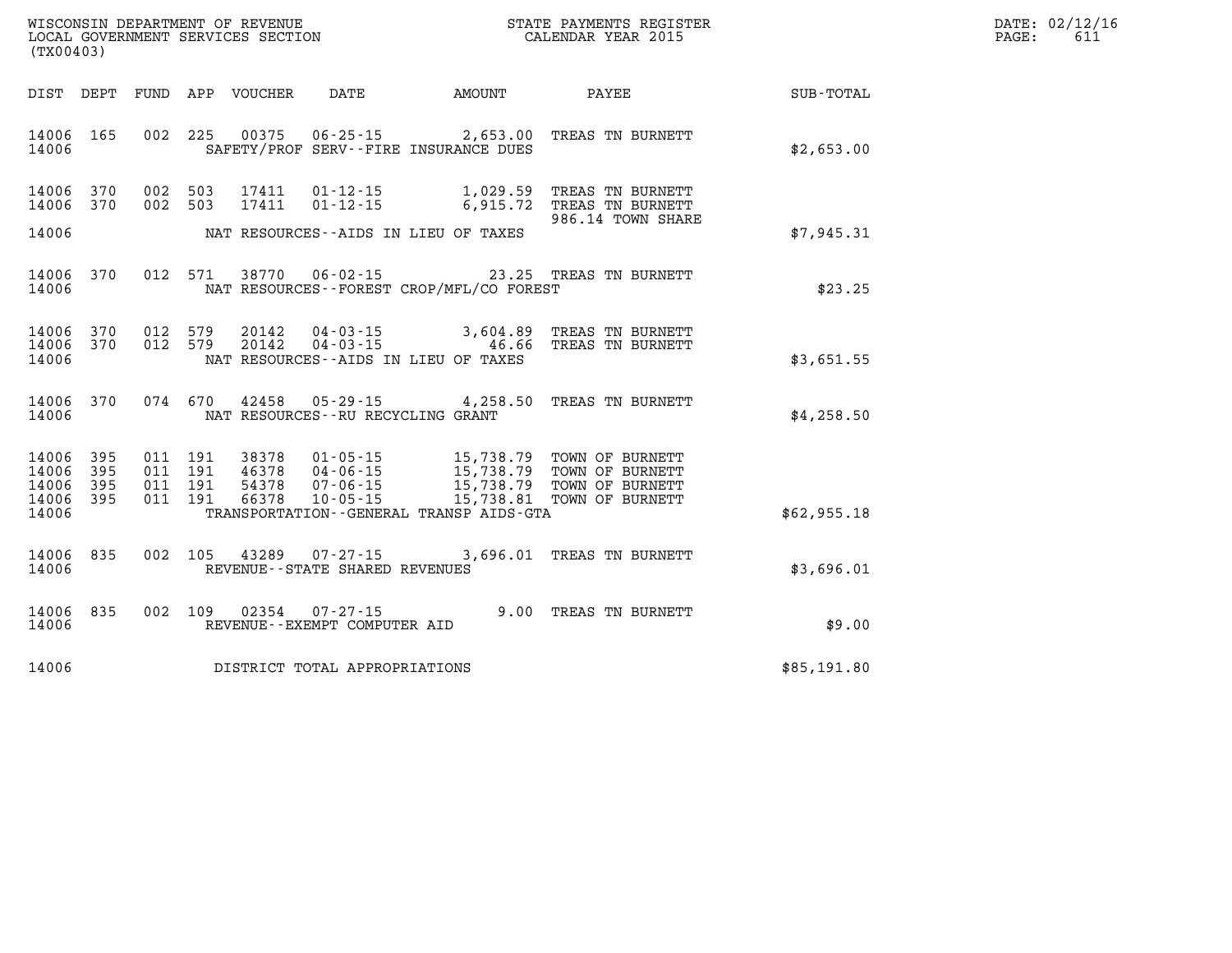WISCONSIN DEPARTMENT OF REVENUE
LOCAL GOVERNMENT SERVICES SECTION
(TX00403)

STATE PAYMENTS REGISTER
CALENDAR YEAR 2015

DATE: 02/12/16
PAGE: 611

| DIST | DEPT | FUND | APP | VOUCHER | DATE | AMOUNT | PAYEE | SUB-TOTAL |
|---|---|---|---|---|---|---|---|---|
| 14006 | 165 | 002 | 225 | 00375 | 06-25-15 | 2,653.00 | TREAS TN BURNETT | |
| 14006 | | | | | SAFETY/PROF SERV--FIRE INSURANCE DUES | | | $2,653.00 |
| 14006 | 370 | 002 | 503 | 17411 | 01-12-15 | 1,029.59 | TREAS TN BURNETT | |
| 14006 | 370 | 002 | 503 | 17411 | 01-12-15 | 6,915.72 | TREAS TN BURNETT 986.14 TOWN SHARE | |
| 14006 | | | | | NAT RESOURCES--AIDS IN LIEU OF TAXES | | | $7,945.31 |
| 14006 | 370 | 012 | 571 | 38770 | 06-02-15 | 23.25 | TREAS TN BURNETT | |
| 14006 | | | | | NAT RESOURCES--FOREST CROP/MFL/CO FOREST | | | $23.25 |
| 14006 | 370 | 012 | 579 | 20142 | 04-03-15 | 3,604.89 | TREAS TN BURNETT | |
| 14006 | 370 | 012 | 579 | 20142 | 04-03-15 | 46.66 | TREAS TN BURNETT | |
| 14006 | | | | | NAT RESOURCES--AIDS IN LIEU OF TAXES | | | $3,651.55 |
| 14006 | 370 | 074 | 670 | 42458 | 05-29-15 | 4,258.50 | TREAS TN BURNETT | |
| 14006 | | | | | NAT RESOURCES--RU RECYCLING GRANT | | | $4,258.50 |
| 14006 | 395 | 011 | 191 | 38378 | 01-05-15 | 15,738.79 | TOWN OF BURNETT | |
| 14006 | 395 | 011 | 191 | 46378 | 04-06-15 | 15,738.79 | TOWN OF BURNETT | |
| 14006 | 395 | 011 | 191 | 54378 | 07-06-15 | 15,738.79 | TOWN OF BURNETT | |
| 14006 | 395 | 011 | 191 | 66378 | 10-05-15 | 15,738.81 | TOWN OF BURNETT | |
| 14006 | | | | | TRANSPORTATION--GENERAL TRANSP AIDS-GTA | | | $62,955.18 |
| 14006 | 835 | 002 | 105 | 43289 | 07-27-15 | 3,696.01 | TREAS TN BURNETT | |
| 14006 | | | | | REVENUE--STATE SHARED REVENUES | | | $3,696.01 |
| 14006 | 835 | 002 | 109 | 02354 | 07-27-15 | 9.00 | TREAS TN BURNETT | |
| 14006 | | | | | REVENUE--EXEMPT COMPUTER AID | | | $9.00 |
| 14006 | | | | | DISTRICT TOTAL APPROPRIATIONS | | | $85,191.80 |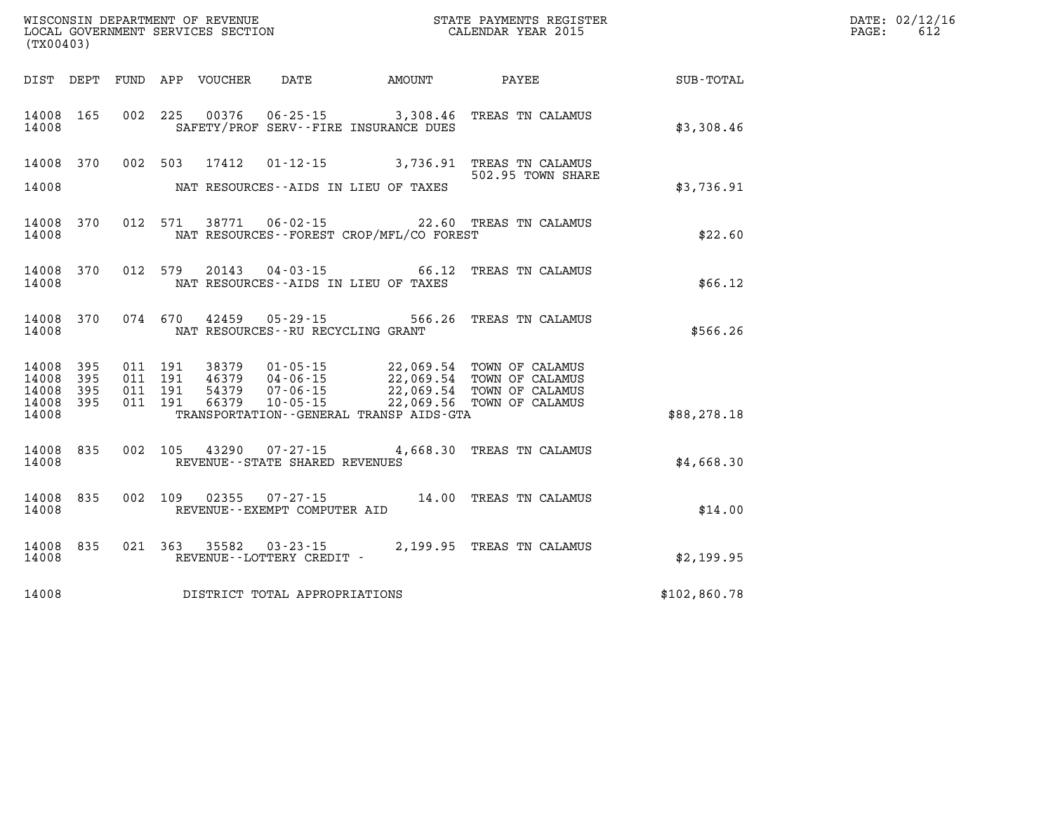WISCONSIN DEPARTMENT OF REVENUE
LOCAL GOVERNMENT SERVICES SECTION
(TX00403)

STATE PAYMENTS REGISTER
CALENDAR YEAR 2015

DATE: 02/12/16
PAGE: 612

| DIST | DEPT | FUND | APP | VOUCHER | DATE | AMOUNT | PAYEE | SUB-TOTAL |
|---|---|---|---|---|---|---|---|---|
| 14008 | 165 | 002 | 225 | 00376 | 06-25-15 | 3,308.46 | TREAS TN CALAMUS | |
| 14008 | | | | | SAFETY/PROF SERV--FIRE INSURANCE DUES | | | $3,308.46 |
| 14008 | 370 | 002 | 503 | 17412 | 01-12-15 | 3,736.91 | TREAS TN CALAMUS 502.95 TOWN SHARE | |
| 14008 | | | | | NAT RESOURCES--AIDS IN LIEU OF TAXES | | | $3,736.91 |
| 14008 | 370 | 012 | 571 | 38771 | 06-02-15 | 22.60 | TREAS TN CALAMUS | |
| 14008 | | | | | NAT RESOURCES--FOREST CROP/MFL/CO FOREST | | | $22.60 |
| 14008 | 370 | 012 | 579 | 20143 | 04-03-15 | 66.12 | TREAS TN CALAMUS | |
| 14008 | | | | | NAT RESOURCES--AIDS IN LIEU OF TAXES | | | $66.12 |
| 14008 | 370 | 074 | 670 | 42459 | 05-29-15 | 566.26 | TREAS TN CALAMUS | |
| 14008 | | | | | NAT RESOURCES--RU RECYCLING GRANT | | | $566.26 |
| 14008 | 395 | 011 | 191 | 38379 | 01-05-15 | 22,069.54 | TOWN OF CALAMUS | |
| 14008 | 395 | 011 | 191 | 46379 | 04-06-15 | 22,069.54 | TOWN OF CALAMUS | |
| 14008 | 395 | 011 | 191 | 54379 | 07-06-15 | 22,069.54 | TOWN OF CALAMUS | |
| 14008 | 395 | 011 | 191 | 66379 | 10-05-15 | 22,069.56 | TOWN OF CALAMUS | |
| 14008 | | | | | TRANSPORTATION--GENERAL TRANSP AIDS-GTA | | | $88,278.18 |
| 14008 | 835 | 002 | 105 | 43290 | 07-27-15 | 4,668.30 | TREAS TN CALAMUS | |
| 14008 | | | | | REVENUE--STATE SHARED REVENUES | | | $4,668.30 |
| 14008 | 835 | 002 | 109 | 02355 | 07-27-15 | 14.00 | TREAS TN CALAMUS | |
| 14008 | | | | | REVENUE--EXEMPT COMPUTER AID | | | $14.00 |
| 14008 | 835 | 021 | 363 | 35582 | 03-23-15 | 2,199.95 | TREAS TN CALAMUS | |
| 14008 | | | | | REVENUE--LOTTERY CREDIT - | | | $2,199.95 |
| 14008 | | | | | DISTRICT TOTAL APPROPRIATIONS | | | $102,860.78 |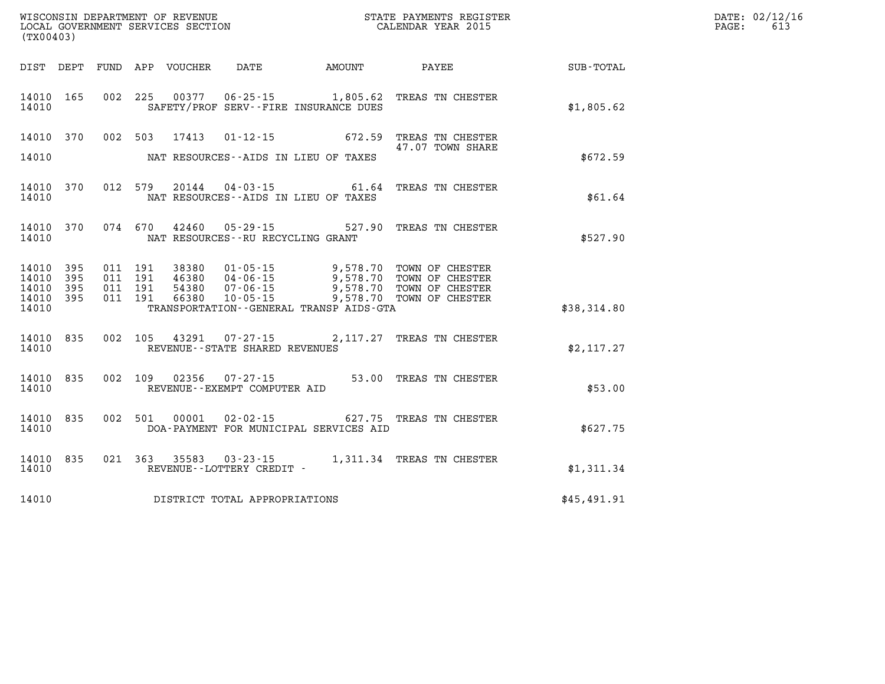WISCONSIN DEPARTMENT OF REVENUE
LOCAL GOVERNMENT SERVICES SECTION
(TX00403)

STATE PAYMENTS REGISTER
CALENDAR YEAR 2015

DATE: 02/12/16
PAGE: 613

| DIST | DEPT | FUND | APP | VOUCHER | DATE | AMOUNT | PAYEE | SUB-TOTAL |
|---|---|---|---|---|---|---|---|---|
| 14010 | 165 | 002 | 225 | 00377 | 06-25-15 | 1,805.62 | TREAS TN CHESTER | |
| 14010 | | | | | SAFETY/PROF SERV--FIRE INSURANCE DUES | | | $1,805.62 |
| 14010 | 370 | 002 | 503 | 17413 | 01-12-15 | 672.59 | TREAS TN CHESTER | |
| | | | | | | | 47.07 TOWN SHARE | |
| 14010 | | | | | NAT RESOURCES--AIDS IN LIEU OF TAXES | | | $672.59 |
| 14010 | 370 | 012 | 579 | 20144 | 04-03-15 | 61.64 | TREAS TN CHESTER | |
| 14010 | | | | | NAT RESOURCES--AIDS IN LIEU OF TAXES | | | $61.64 |
| 14010 | 370 | 074 | 670 | 42460 | 05-29-15 | 527.90 | TREAS TN CHESTER | |
| 14010 | | | | | NAT RESOURCES--RU RECYCLING GRANT | | | $527.90 |
| 14010 | 395 | 011 | 191 | 38380 | 01-05-15 | 9,578.70 | TOWN OF CHESTER | |
| 14010 | 395 | 011 | 191 | 46380 | 04-06-15 | 9,578.70 | TOWN OF CHESTER | |
| 14010 | 395 | 011 | 191 | 54380 | 07-06-15 | 9,578.70 | TOWN OF CHESTER | |
| 14010 | 395 | 011 | 191 | 66380 | 10-05-15 | 9,578.70 | TOWN OF CHESTER | |
| 14010 | | | | | TRANSPORTATION--GENERAL TRANSP AIDS-GTA | | | $38,314.80 |
| 14010 | 835 | 002 | 105 | 43291 | 07-27-15 | 2,117.27 | TREAS TN CHESTER | |
| 14010 | | | | | REVENUE--STATE SHARED REVENUES | | | $2,117.27 |
| 14010 | 835 | 002 | 109 | 02356 | 07-27-15 | 53.00 | TREAS TN CHESTER | |
| 14010 | | | | | REVENUE--EXEMPT COMPUTER AID | | | $53.00 |
| 14010 | 835 | 002 | 501 | 00001 | 02-02-15 | 627.75 | TREAS TN CHESTER | |
| 14010 | | | | | DOA-PAYMENT FOR MUNICIPAL SERVICES AID | | | $627.75 |
| 14010 | 835 | 021 | 363 | 35583 | 03-23-15 | 1,311.34 | TREAS TN CHESTER | |
| 14010 | | | | | REVENUE--LOTTERY CREDIT - | | | $1,311.34 |
| 14010 | | | | | DISTRICT TOTAL APPROPRIATIONS | | | $45,491.91 |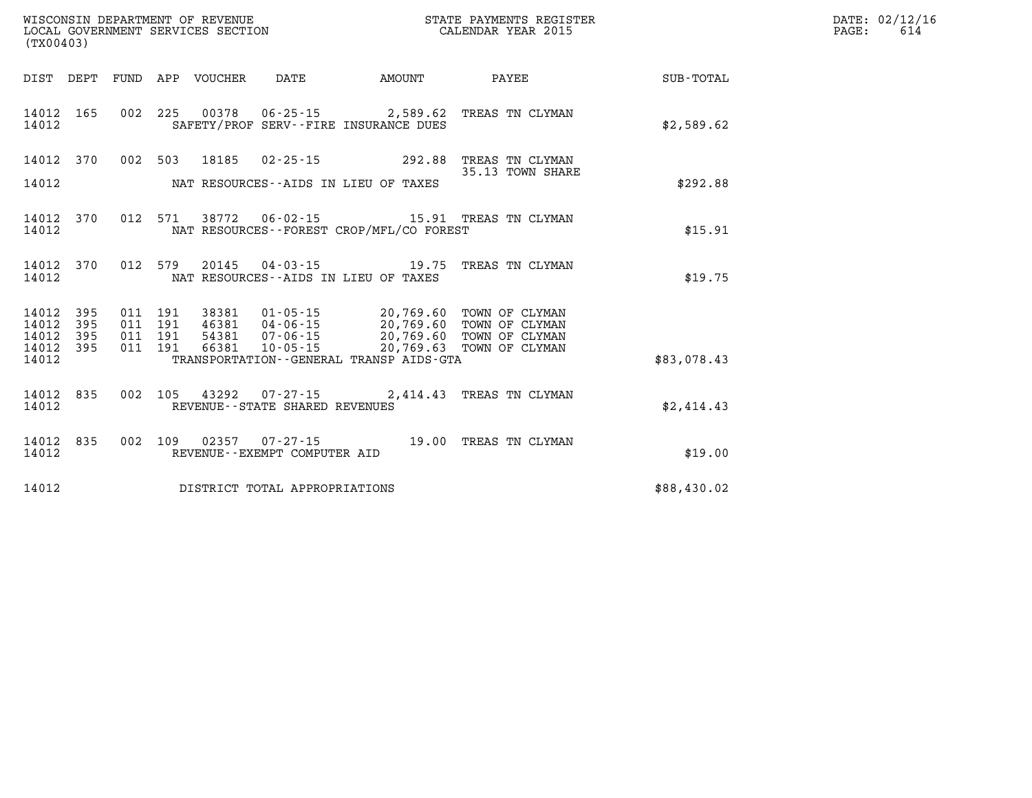WISCONSIN DEPARTMENT OF REVENUE
LOCAL GOVERNMENT SERVICES SECTION
(TX00403)

STATE PAYMENTS REGISTER
CALENDAR YEAR 2015

DATE: 02/12/16
PAGE: 614

| DIST | DEPT | FUND | APP | VOUCHER | DATE | AMOUNT | PAYEE | SUB-TOTAL |
|---|---|---|---|---|---|---|---|---|
| 14012 | 165 | 002 | 225 | 00378 | 06-25-15 | 2,589.62 | TREAS TN CLYMAN | |
| 14012 | | | | | SAFETY/PROF SERV--FIRE INSURANCE DUES | | | $2,589.62 |
| 14012 | 370 | 002 | 503 | 18185 | 02-25-15 | 292.88 | TREAS TN CLYMAN<br>35.13 TOWN SHARE | |
| 14012 | | | | | NAT RESOURCES--AIDS IN LIEU OF TAXES | | | $292.88 |
| 14012 | 370 | 012 | 571 | 38772 | 06-02-15 | 15.91 | TREAS TN CLYMAN | |
| 14012 | | | | | NAT RESOURCES--FOREST CROP/MFL/CO FOREST | | | $15.91 |
| 14012 | 370 | 012 | 579 | 20145 | 04-03-15 | 19.75 | TREAS TN CLYMAN | |
| 14012 | | | | | NAT RESOURCES--AIDS IN LIEU OF TAXES | | | $19.75 |
| 14012 | 395 | 011 | 191 | 38381 | 01-05-15 | 20,769.60 | TOWN OF CLYMAN | |
| 14012 | 395 | 011 | 191 | 46381 | 04-06-15 | 20,769.60 | TOWN OF CLYMAN | |
| 14012 | 395 | 011 | 191 | 54381 | 07-06-15 | 20,769.60 | TOWN OF CLYMAN | |
| 14012 | 395 | 011 | 191 | 66381 | 10-05-15 | 20,769.63 | TOWN OF CLYMAN | |
| 14012 | | | | | TRANSPORTATION--GENERAL TRANSP AIDS-GTA | | | $83,078.43 |
| 14012 | 835 | 002 | 105 | 43292 | 07-27-15 | 2,414.43 | TREAS TN CLYMAN | |
| 14012 | | | | | REVENUE--STATE SHARED REVENUES | | | $2,414.43 |
| 14012 | 835 | 002 | 109 | 02357 | 07-27-15 | 19.00 | TREAS TN CLYMAN | |
| 14012 | | | | | REVENUE--EXEMPT COMPUTER AID | | | $19.00 |
| 14012 | | | | | DISTRICT TOTAL APPROPRIATIONS | | | $88,430.02 |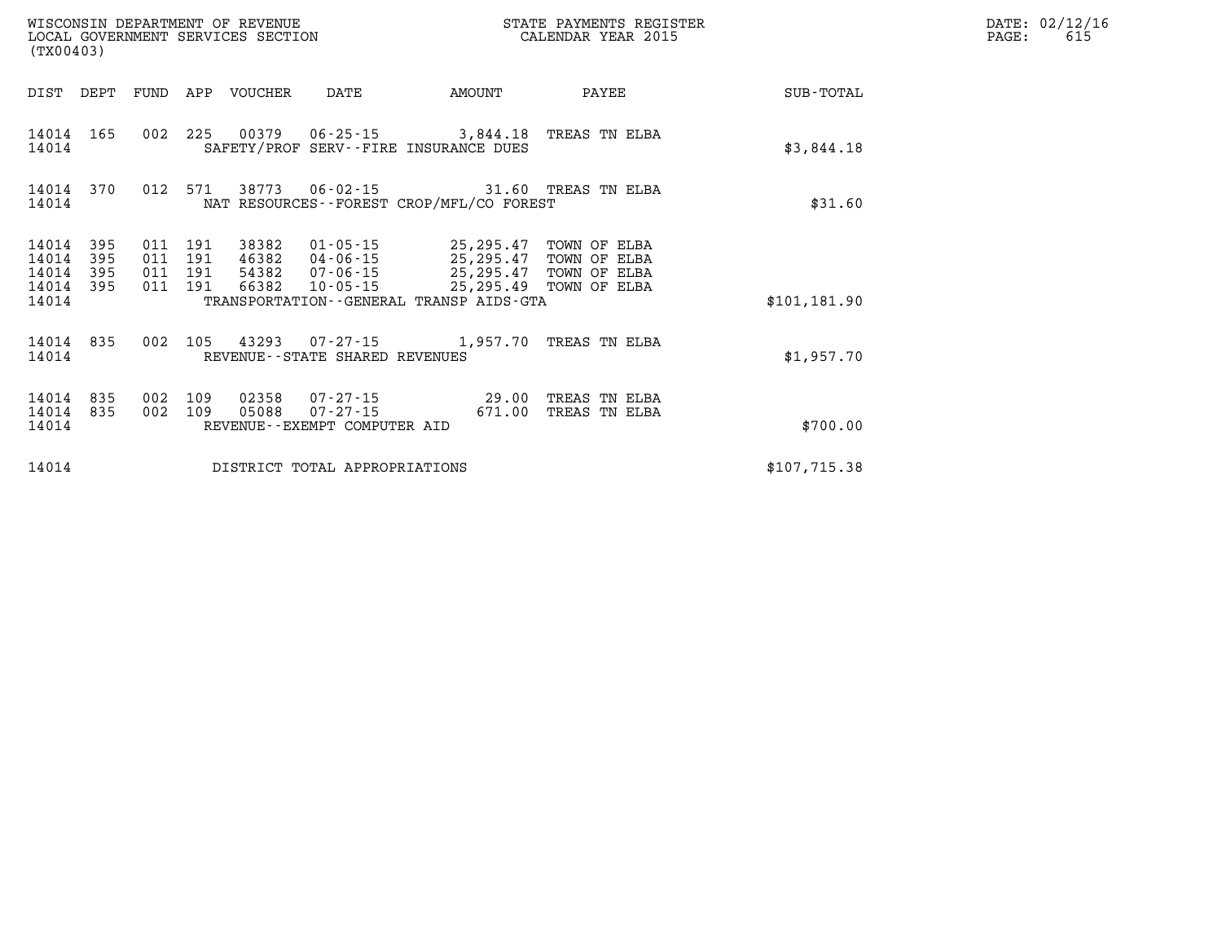WISCONSIN DEPARTMENT OF REVENUE
LOCAL GOVERNMENT SERVICES SECTION
(TX00403)

STATE PAYMENTS REGISTER
CALENDAR YEAR 2015

DATE: 02/12/16

| DIST | DEPT | FUND | APP | VOUCHER | DATE | AMOUNT | PAYEE | SUB-TOTAL |
|---|---|---|---|---|---|---|---|---|
| 14014 | 165 | 002 | 225 | 00379 | 06-25-15 | 3,844.18 | TREAS TN ELBA | |
| 14014 | | | | SAFETY/PROF SERV--FIRE INSURANCE DUES | | | | $3,844.18 |
| 14014 | 370 | 012 | 571 | 38773 | 06-02-15 | 31.60 | TREAS TN ELBA | |
| 14014 | | | | NAT RESOURCES--FOREST CROP/MFL/CO FOREST | | | | $31.60 |
| 14014 | 395 | 011 | 191 | 38382 | 01-05-15 | 25,295.47 | TOWN OF ELBA | |
| 14014 | 395 | 011 | 191 | 46382 | 04-06-15 | 25,295.47 | TOWN OF ELBA | |
| 14014 | 395 | 011 | 191 | 54382 | 07-06-15 | 25,295.47 | TOWN OF ELBA | |
| 14014 | 395 | 011 | 191 | 66382 | 10-05-15 | 25,295.49 | TOWN OF ELBA | |
| 14014 | | | | TRANSPORTATION--GENERAL TRANSP AIDS-GTA | | | | $101,181.90 |
| 14014 | 835 | 002 | 105 | 43293 | 07-27-15 | 1,957.70 | TREAS TN ELBA | |
| 14014 | | | | REVENUE--STATE SHARED REVENUES | | | | $1,957.70 |
| 14014 | 835 | 002 | 109 | 02358 | 07-27-15 | 29.00 | TREAS TN ELBA | |
| 14014 | 835 | 002 | 109 | 05088 | 07-27-15 | 671.00 | TREAS TN ELBA | |
| 14014 | | | | REVENUE--EXEMPT COMPUTER AID | | | | $700.00 |
| 14014 | | | | DISTRICT TOTAL APPROPRIATIONS | | | | $107,715.38 |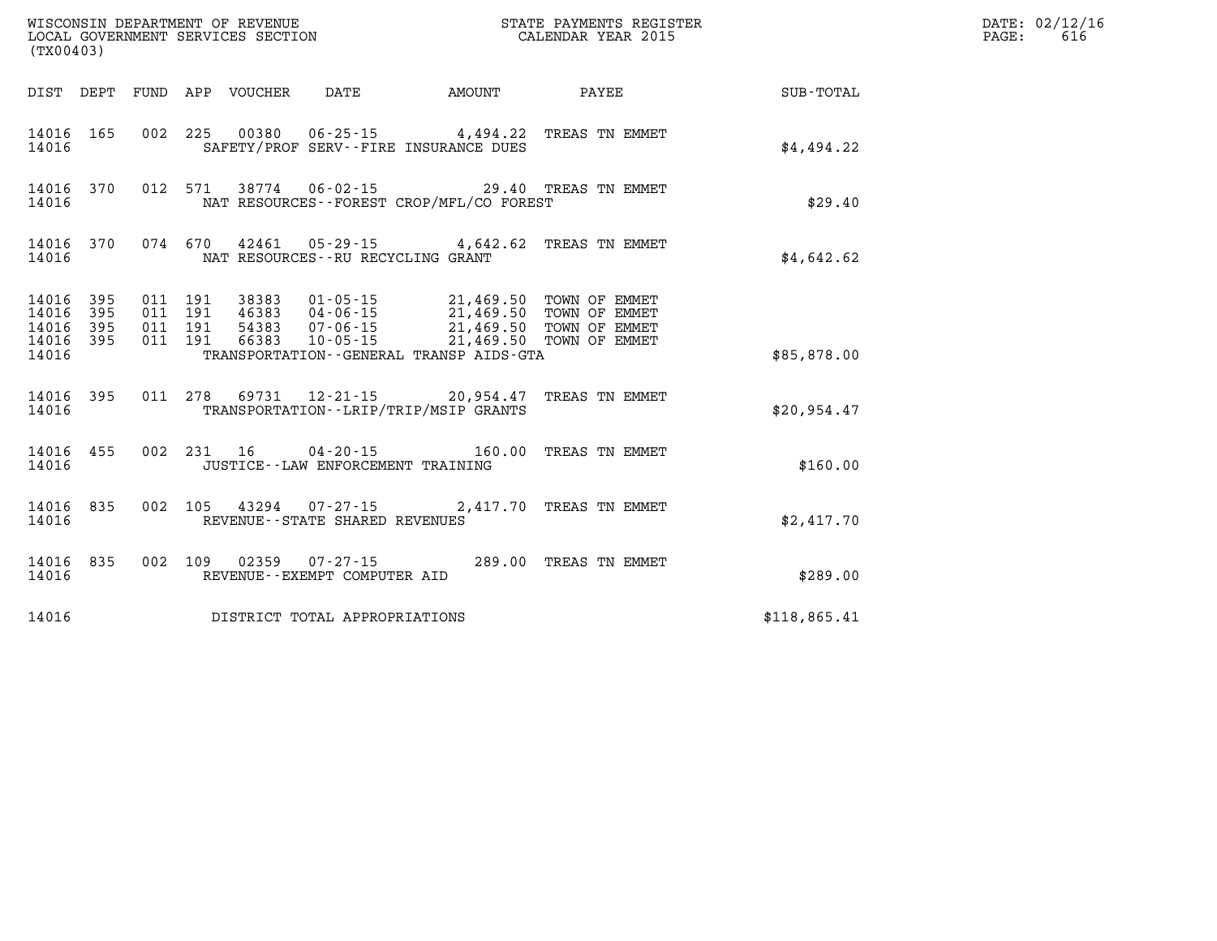WISCONSIN DEPARTMENT OF REVENUE
LOCAL GOVERNMENT SERVICES SECTION
(TX00403)

STATE PAYMENTS REGISTER
CALENDAR YEAR 2015

DATE: 02/12/16
PAGE: 616

| DIST | DEPT | FUND | APP | VOUCHER | DATE | AMOUNT | PAYEE | SUB-TOTAL |
|---|---|---|---|---|---|---|---|---|
| 14016 | 165 | 002 | 225 | 00380 | 06-25-15 | 4,494.22 | TREAS TN EMMET | |
| 14016 | | | | | SAFETY/PROF SERV--FIRE INSURANCE DUES | | | $4,494.22 |
| 14016 | 370 | 012 | 571 | 38774 | 06-02-15 | 29.40 | TREAS TN EMMET | |
| 14016 | | | | | NAT RESOURCES--FOREST CROP/MFL/CO FOREST | | | $29.40 |
| 14016 | 370 | 074 | 670 | 42461 | 05-29-15 | 4,642.62 | TREAS TN EMMET | |
| 14016 | | | | | NAT RESOURCES--RU RECYCLING GRANT | | | $4,642.62 |
| 14016 | 395 | 011 | 191 | 38383 | 01-05-15 | 21,469.50 | TOWN OF EMMET | |
| 14016 | 395 | 011 | 191 | 46383 | 04-06-15 | 21,469.50 | TOWN OF EMMET | |
| 14016 | 395 | 011 | 191 | 54383 | 07-06-15 | 21,469.50 | TOWN OF EMMET | |
| 14016 | 395 | 011 | 191 | 66383 | 10-05-15 | 21,469.50 | TOWN OF EMMET | |
| 14016 | | | | | TRANSPORTATION--GENERAL TRANSP AIDS-GTA | | | $85,878.00 |
| 14016 | 395 | 011 | 278 | 69731 | 12-21-15 | 20,954.47 | TREAS TN EMMET | |
| 14016 | | | | | TRANSPORTATION--LRIP/TRIP/MSIP GRANTS | | | $20,954.47 |
| 14016 | 455 | 002 | 231 | 16 | 04-20-15 | 160.00 | TREAS TN EMMET | |
| 14016 | | | | | JUSTICE--LAW ENFORCEMENT TRAINING | | | $160.00 |
| 14016 | 835 | 002 | 105 | 43294 | 07-27-15 | 2,417.70 | TREAS TN EMMET | |
| 14016 | | | | | REVENUE--STATE SHARED REVENUES | | | $2,417.70 |
| 14016 | 835 | 002 | 109 | 02359 | 07-27-15 | 289.00 | TREAS TN EMMET | |
| 14016 | | | | | REVENUE--EXEMPT COMPUTER AID | | | $289.00 |
| 14016 | | | | | DISTRICT TOTAL APPROPRIATIONS | | | $118,865.41 |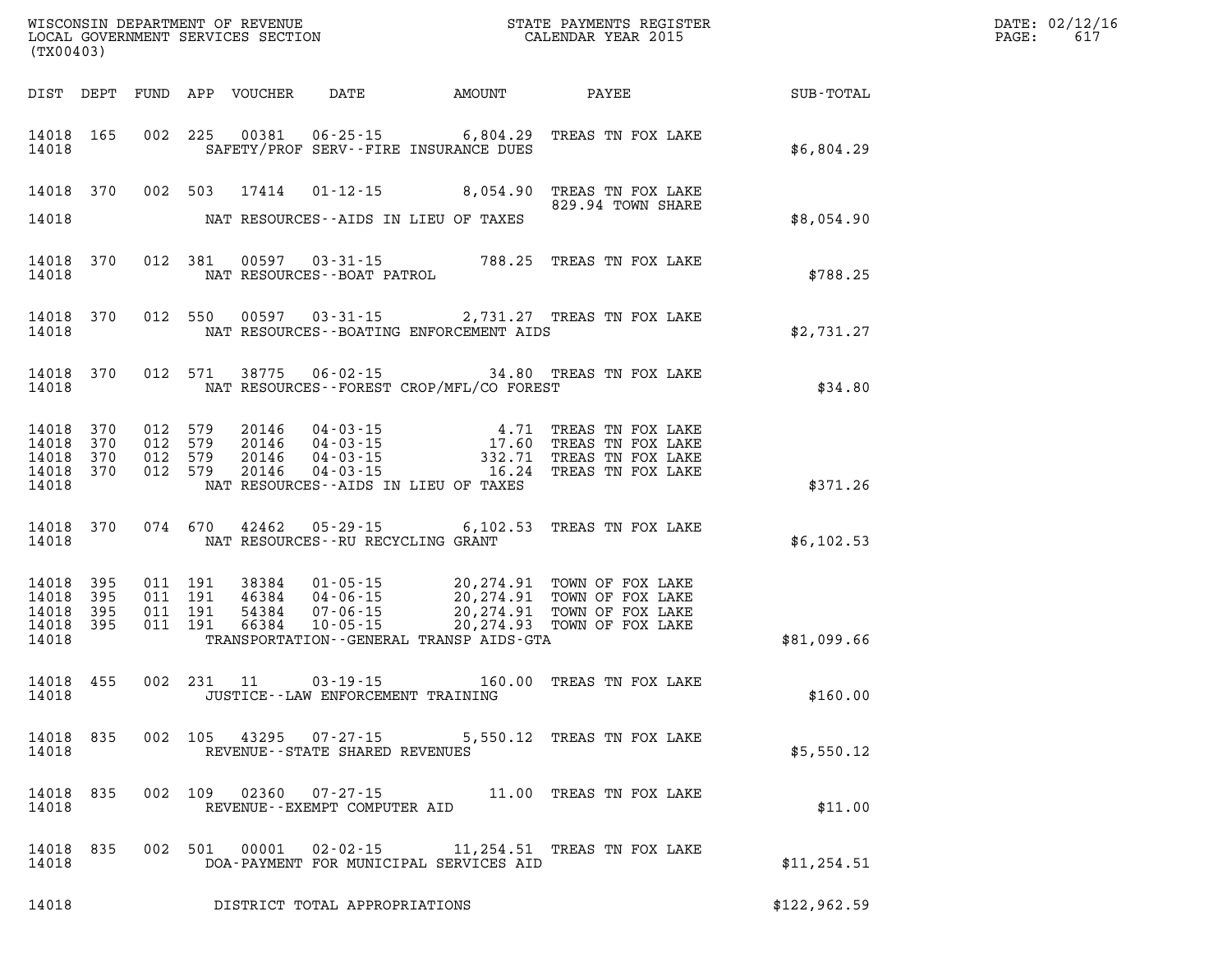WISCONSIN DEPARTMENT OF REVENUE
LOCAL GOVERNMENT SERVICES SECTION
(TX00403)

STATE PAYMENTS REGISTER
CALENDAR YEAR 2015

DATE: 02/12/16

| DIST | DEPT | FUND | APP | VOUCHER | DATE | AMOUNT | PAYEE | SUB-TOTAL |
|---|---|---|---|---|---|---|---|---|
| 14018 | 165 | 002 | 225 | 00381 | 06-25-15 | 6,804.29 | TREAS TN FOX LAKE | |
| 14018 | | | | | SAFETY/PROF SERV--FIRE INSURANCE DUES | | | $6,804.29 |
| 14018 | 370 | 002 | 503 | 17414 | 01-12-15 | 8,054.90 | TREAS TN FOX LAKE 829.94 TOWN SHARE | |
| 14018 | | | | | NAT RESOURCES--AIDS IN LIEU OF TAXES | | | $8,054.90 |
| 14018 | 370 | 012 | 381 | 00597 | 03-31-15 | 788.25 | TREAS TN FOX LAKE | |
| 14018 | | | | | NAT RESOURCES--BOAT PATROL | | | $788.25 |
| 14018 | 370 | 012 | 550 | 00597 | 03-31-15 | 2,731.27 | TREAS TN FOX LAKE | |
| 14018 | | | | | NAT RESOURCES--BOATING ENFORCEMENT AIDS | | | $2,731.27 |
| 14018 | 370 | 012 | 571 | 38775 | 06-02-15 | 34.80 | TREAS TN FOX LAKE | |
| 14018 | | | | | NAT RESOURCES--FOREST CROP/MFL/CO FOREST | | | $34.80 |
| 14018 | 370 | 012 | 579 | 20146 | 04-03-15 | 4.71 | TREAS TN FOX LAKE | |
| 14018 | 370 | 012 | 579 | 20146 | 04-03-15 | 17.60 | TREAS TN FOX LAKE | |
| 14018 | 370 | 012 | 579 | 20146 | 04-03-15 | 332.71 | TREAS TN FOX LAKE | |
| 14018 | 370 | 012 | 579 | 20146 | 04-03-15 | 16.24 | TREAS TN FOX LAKE | |
| 14018 | | | | | NAT RESOURCES--AIDS IN LIEU OF TAXES | | | $371.26 |
| 14018 | 370 | 074 | 670 | 42462 | 05-29-15 | 6,102.53 | TREAS TN FOX LAKE | |
| 14018 | | | | | NAT RESOURCES--RU RECYCLING GRANT | | | $6,102.53 |
| 14018 | 395 | 011 | 191 | 38384 | 01-05-15 | 20,274.91 | TOWN OF FOX LAKE | |
| 14018 | 395 | 011 | 191 | 46384 | 04-06-15 | 20,274.91 | TOWN OF FOX LAKE | |
| 14018 | 395 | 011 | 191 | 54384 | 07-06-15 | 20,274.91 | TOWN OF FOX LAKE | |
| 14018 | 395 | 011 | 191 | 66384 | 10-05-15 | 20,274.93 | TOWN OF FOX LAKE | |
| 14018 | | | | | TRANSPORTATION--GENERAL TRANSP AIDS-GTA | | | $81,099.66 |
| 14018 | 455 | 002 | 231 | 11 | 03-19-15 | 160.00 | TREAS TN FOX LAKE | |
| 14018 | | | | | JUSTICE--LAW ENFORCEMENT TRAINING | | | $160.00 |
| 14018 | 835 | 002 | 105 | 43295 | 07-27-15 | 5,550.12 | TREAS TN FOX LAKE | |
| 14018 | | | | | REVENUE--STATE SHARED REVENUES | | | $5,550.12 |
| 14018 | 835 | 002 | 109 | 02360 | 07-27-15 | 11.00 | TREAS TN FOX LAKE | |
| 14018 | | | | | REVENUE--EXEMPT COMPUTER AID | | | $11.00 |
| 14018 | 835 | 002 | 501 | 00001 | 02-02-15 | 11,254.51 | TREAS TN FOX LAKE | |
| 14018 | | | | | DOA-PAYMENT FOR MUNICIPAL SERVICES AID | | | $11,254.51 |
| 14018 | | | | | DISTRICT TOTAL APPROPRIATIONS | | | $122,962.59 |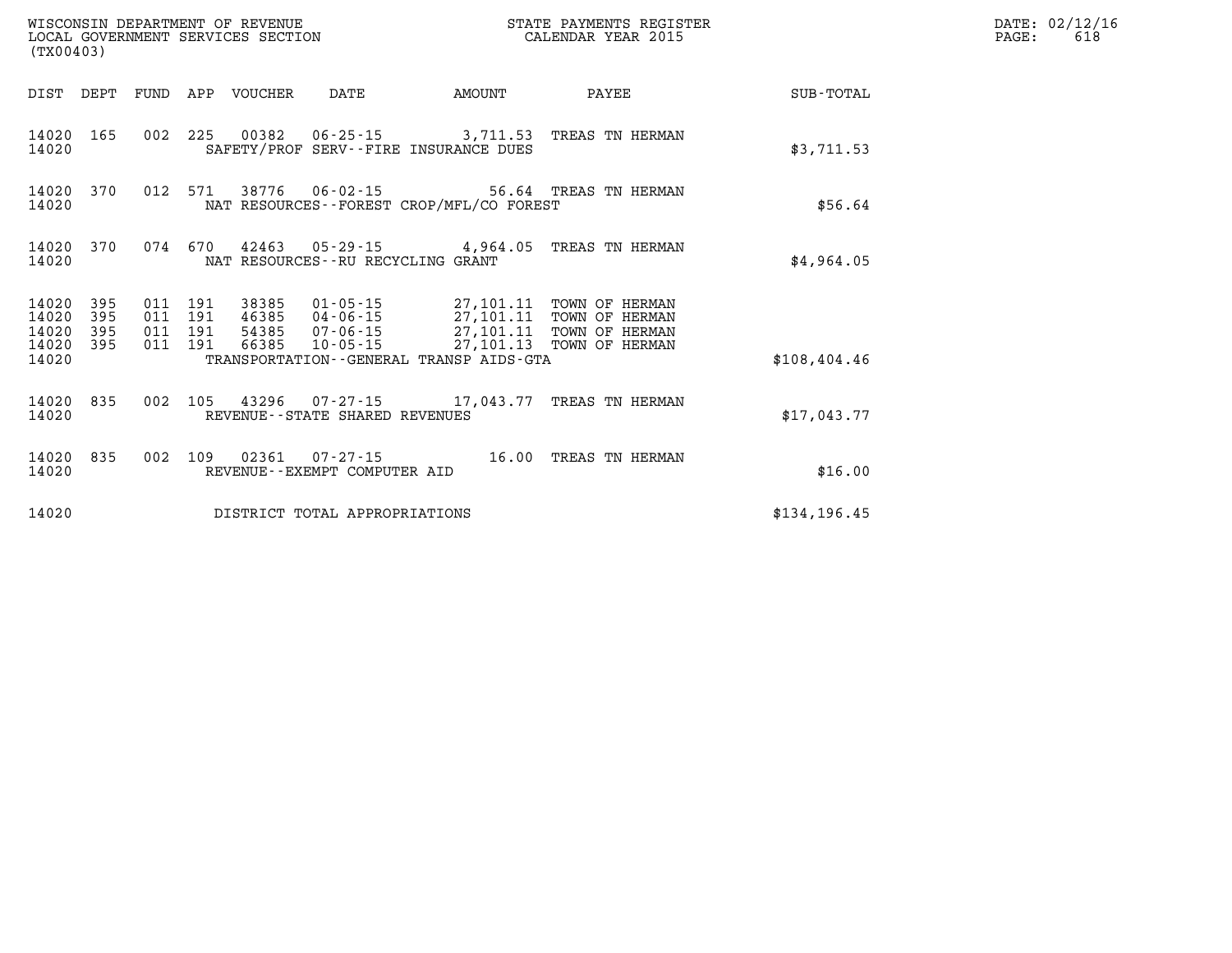WISCONSIN DEPARTMENT OF REVENUE
LOCAL GOVERNMENT SERVICES SECTION
(TX00403)

STATE PAYMENTS REGISTER
CALENDAR YEAR 2015

| DIST | DEPT | FUND | APP | VOUCHER | DATE | AMOUNT | PAYEE | SUB-TOTAL |
|---|---|---|---|---|---|---|---|---|
| 14020 | 165 | 002 | 225 | 00382 | 06-25-15 | 3,711.53 | TREAS TN HERMAN | |
| 14020 | | | | SAFETY/PROF SERV--FIRE INSURANCE DUES | | | | $3,711.53 |
| 14020 | 370 | 012 | 571 | 38776 | 06-02-15 | 56.64 | TREAS TN HERMAN | |
| 14020 | | | | NAT RESOURCES--FOREST CROP/MFL/CO FOREST | | | | $56.64 |
| 14020 | 370 | 074 | 670 | 42463 | 05-29-15 | 4,964.05 | TREAS TN HERMAN | |
| 14020 | | | | NAT RESOURCES--RU RECYCLING GRANT | | | | $4,964.05 |
| 14020 | 395 | 011 | 191 | 38385 | 01-05-15 | 27,101.11 | TOWN OF HERMAN | |
| 14020 | 395 | 011 | 191 | 46385 | 04-06-15 | 27,101.11 | TOWN OF HERMAN | |
| 14020 | 395 | 011 | 191 | 54385 | 07-06-15 | 27,101.11 | TOWN OF HERMAN | |
| 14020 | 395 | 011 | 191 | 66385 | 10-05-15 | 27,101.13 | TOWN OF HERMAN | |
| 14020 | | | | TRANSPORTATION--GENERAL TRANSP AIDS-GTA | | | | $108,404.46 |
| 14020 | 835 | 002 | 105 | 43296 | 07-27-15 | 17,043.77 | TREAS TN HERMAN | |
| 14020 | | | | REVENUE--STATE SHARED REVENUES | | | | $17,043.77 |
| 14020 | 835 | 002 | 109 | 02361 | 07-27-15 | 16.00 | TREAS TN HERMAN | |
| 14020 | | | | REVENUE--EXEMPT COMPUTER AID | | | | $16.00 |
| 14020 | | | | DISTRICT TOTAL APPROPRIATIONS | | | | $134,196.45 |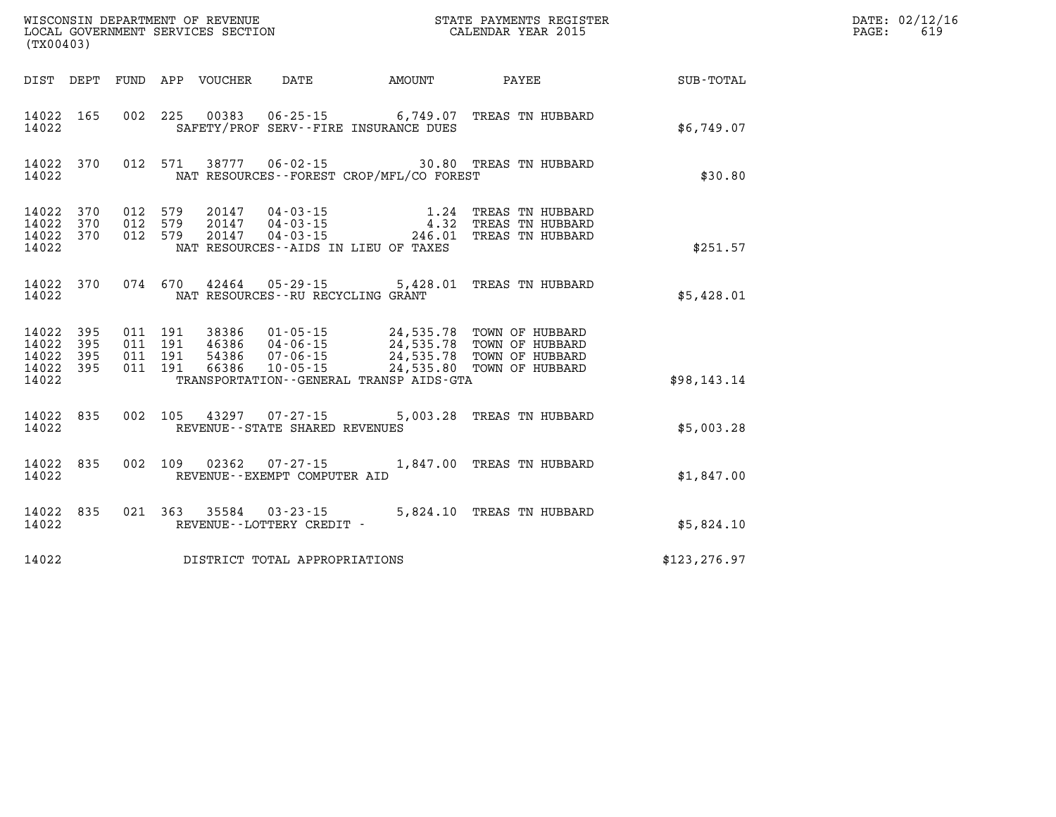WISCONSIN DEPARTMENT OF REVENUE
LOCAL GOVERNMENT SERVICES SECTION
(TX00403)

STATE PAYMENTS REGISTER
CALENDAR YEAR 2015

DATE: 02/12/16
PAGE: 619

| DIST | DEPT | FUND | APP | VOUCHER | DATE | AMOUNT | PAYEE | SUB-TOTAL |
|---|---|---|---|---|---|---|---|---|
| 14022 | 165 | 002 | 225 | 00383 | 06-25-15 | 6,749.07 | TREAS TN HUBBARD | |
| 14022 | | | | SAFETY/PROF SERV--FIRE INSURANCE DUES | | | | $6,749.07 |
| 14022 | 370 | 012 | 571 | 38777 | 06-02-15 | 30.80 | TREAS TN HUBBARD | |
| 14022 | | | | NAT RESOURCES--FOREST CROP/MFL/CO FOREST | | | | $30.80 |
| 14022 | 370 | 012 | 579 | 20147 | 04-03-15 | 1.24 | TREAS TN HUBBARD | |
| 14022 | 370 | 012 | 579 | 20147 | 04-03-15 | 4.32 | TREAS TN HUBBARD | |
| 14022 | 370 | 012 | 579 | 20147 | 04-03-15 | 246.01 | TREAS TN HUBBARD | |
| 14022 | | | | NAT RESOURCES--AIDS IN LIEU OF TAXES | | | | $251.57 |
| 14022 | 370 | 074 | 670 | 42464 | 05-29-15 | 5,428.01 | TREAS TN HUBBARD | |
| 14022 | | | | NAT RESOURCES--RU RECYCLING GRANT | | | | $5,428.01 |
| 14022 | 395 | 011 | 191 | 38386 | 01-05-15 | 24,535.78 | TOWN OF HUBBARD | |
| 14022 | 395 | 011 | 191 | 46386 | 04-06-15 | 24,535.78 | TOWN OF HUBBARD | |
| 14022 | 395 | 011 | 191 | 54386 | 07-06-15 | 24,535.78 | TOWN OF HUBBARD | |
| 14022 | 395 | 011 | 191 | 66386 | 10-05-15 | 24,535.80 | TOWN OF HUBBARD | |
| 14022 | | | | TRANSPORTATION--GENERAL TRANSP AIDS-GTA | | | | $98,143.14 |
| 14022 | 835 | 002 | 105 | 43297 | 07-27-15 | 5,003.28 | TREAS TN HUBBARD | |
| 14022 | | | | REVENUE--STATE SHARED REVENUES | | | | $5,003.28 |
| 14022 | 835 | 002 | 109 | 02362 | 07-27-15 | 1,847.00 | TREAS TN HUBBARD | |
| 14022 | | | | REVENUE--EXEMPT COMPUTER AID | | | | $1,847.00 |
| 14022 | 835 | 021 | 363 | 35584 | 03-23-15 | 5,824.10 | TREAS TN HUBBARD | |
| 14022 | | | | REVENUE--LOTTERY CREDIT - | | | | $5,824.10 |
| 14022 | | | | DISTRICT TOTAL APPROPRIATIONS | | | | $123,276.97 |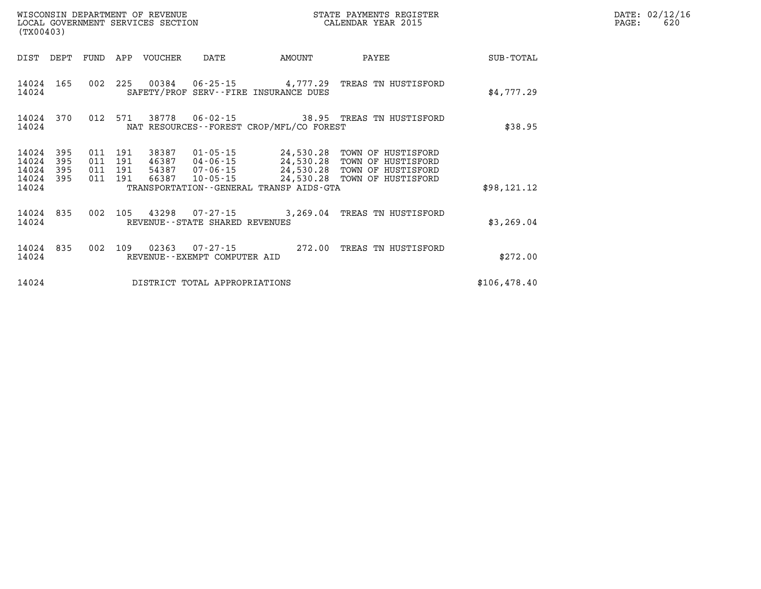WISCONSIN DEPARTMENT OF REVENUE
LOCAL GOVERNMENT SERVICES SECTION
(TX00403)

STATE PAYMENTS REGISTER
CALENDAR YEAR 2015

DATE: 02/12/16
PAGE: 620

| DIST | DEPT | FUND | APP | VOUCHER | DATE | AMOUNT | PAYEE | SUB-TOTAL |
|---|---|---|---|---|---|---|---|---|
| 14024 | 165 | 002 | 225 | 00384 | 06-25-15 | 4,777.29 | TREAS TN HUSTISFORD | |
| 14024 | | | | SAFETY/PROF SERV--FIRE INSURANCE DUES | | | | $4,777.29 |
| 14024 | 370 | 012 | 571 | 38778 | 06-02-15 | 38.95 | TREAS TN HUSTISFORD | |
| 14024 | | | | NAT RESOURCES--FOREST CROP/MFL/CO FOREST | | | | $38.95 |
| 14024 | 395 | 011 | 191 | 38387 | 01-05-15 | 24,530.28 | TOWN OF HUSTISFORD | |
| 14024 | 395 | 011 | 191 | 46387 | 04-06-15 | 24,530.28 | TOWN OF HUSTISFORD | |
| 14024 | 395 | 011 | 191 | 54387 | 07-06-15 | 24,530.28 | TOWN OF HUSTISFORD | |
| 14024 | 395 | 011 | 191 | 66387 | 10-05-15 | 24,530.28 | TOWN OF HUSTISFORD | |
| 14024 | | | | TRANSPORTATION--GENERAL TRANSP AIDS-GTA | | | | $98,121.12 |
| 14024 | 835 | 002 | 105 | 43298 | 07-27-15 | 3,269.04 | TREAS TN HUSTISFORD | |
| 14024 | | | | REVENUE--STATE SHARED REVENUES | | | | $3,269.04 |
| 14024 | 835 | 002 | 109 | 02363 | 07-27-15 | 272.00 | TREAS TN HUSTISFORD | |
| 14024 | | | | REVENUE--EXEMPT COMPUTER AID | | | | $272.00 |
| 14024 | | | | DISTRICT TOTAL APPROPRIATIONS | | | | $106,478.40 |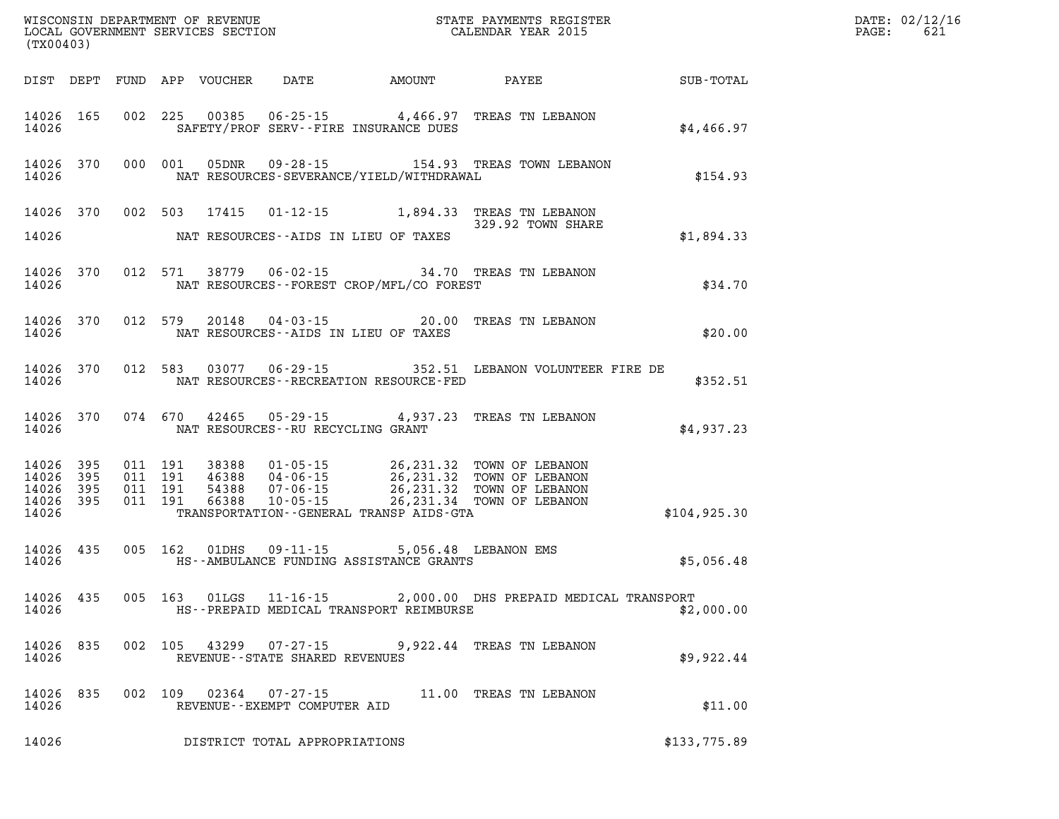WISCONSIN DEPARTMENT OF REVENUE
LOCAL GOVERNMENT SERVICES SECTION
(TX00403)

STATE PAYMENTS REGISTER
CALENDAR YEAR 2015

DATE: 02/12/16
PAGE: 621

| DIST | DEPT | FUND | APP | VOUCHER | DATE | AMOUNT | PAYEE | SUB-TOTAL |
|---|---|---|---|---|---|---|---|---|
| 14026 | 165 | 002 | 225 | 00385 | 06-25-15 | 4,466.97 | TREAS TN LEBANON | |
| 14026 | | | | SAFETY/PROF SERV--FIRE INSURANCE DUES | | | | $4,466.97 |
| 14026 | 370 | 000 | 001 | 05DNR | 09-28-15 | 154.93 | TREAS TOWN LEBANON | |
| 14026 | | | | NAT RESOURCES-SEVERANCE/YIELD/WITHDRAWAL | | | | $154.93 |
| 14026 | 370 | 002 | 503 | 17415 | 01-12-15 | 1,894.33 | TREAS TN LEBANON | |
| | | | | | | | 329.92 TOWN SHARE | |
| 14026 | | | | NAT RESOURCES--AIDS IN LIEU OF TAXES | | | | $1,894.33 |
| 14026 | 370 | 012 | 571 | 38779 | 06-02-15 | 34.70 | TREAS TN LEBANON | |
| 14026 | | | | NAT RESOURCES--FOREST CROP/MFL/CO FOREST | | | | $34.70 |
| 14026 | 370 | 012 | 579 | 20148 | 04-03-15 | 20.00 | TREAS TN LEBANON | |
| 14026 | | | | NAT RESOURCES--AIDS IN LIEU OF TAXES | | | | $20.00 |
| 14026 | 370 | 012 | 583 | 03077 | 06-29-15 | 352.51 | LEBANON VOLUNTEER FIRE DE | |
| 14026 | | | | NAT RESOURCES--RECREATION RESOURCE-FED | | | | $352.51 |
| 14026 | 370 | 074 | 670 | 42465 | 05-29-15 | 4,937.23 | TREAS TN LEBANON | |
| 14026 | | | | NAT RESOURCES--RU RECYCLING GRANT | | | | $4,937.23 |
| 14026 | 395 | 011 | 191 | 38388 | 01-05-15 | 26,231.32 | TOWN OF LEBANON | |
| 14026 | 395 | 011 | 191 | 46388 | 04-06-15 | 26,231.32 | TOWN OF LEBANON | |
| 14026 | 395 | 011 | 191 | 54388 | 07-06-15 | 26,231.32 | TOWN OF LEBANON | |
| 14026 | 395 | 011 | 191 | 66388 | 10-05-15 | 26,231.34 | TOWN OF LEBANON | |
| 14026 | | | | TRANSPORTATION--GENERAL TRANSP AIDS-GTA | | | | $104,925.30 |
| 14026 | 435 | 005 | 162 | 01DHS | 09-11-15 | 5,056.48 | LEBANON EMS | |
| 14026 | | | | HS--AMBULANCE FUNDING ASSISTANCE GRANTS | | | | $5,056.48 |
| 14026 | 435 | 005 | 163 | 01LGS | 11-16-15 | 2,000.00 | DHS PREPAID MEDICAL TRANSPORT | |
| 14026 | | | | HS--PREPAID MEDICAL TRANSPORT REIMBURSE | | | | $2,000.00 |
| 14026 | 835 | 002 | 105 | 43299 | 07-27-15 | 9,922.44 | TREAS TN LEBANON | |
| 14026 | | | | REVENUE--STATE SHARED REVENUES | | | | $9,922.44 |
| 14026 | 835 | 002 | 109 | 02364 | 07-27-15 | 11.00 | TREAS TN LEBANON | |
| 14026 | | | | REVENUE--EXEMPT COMPUTER AID | | | | $11.00 |
| 14026 | | | | DISTRICT TOTAL APPROPRIATIONS | | | | $133,775.89 |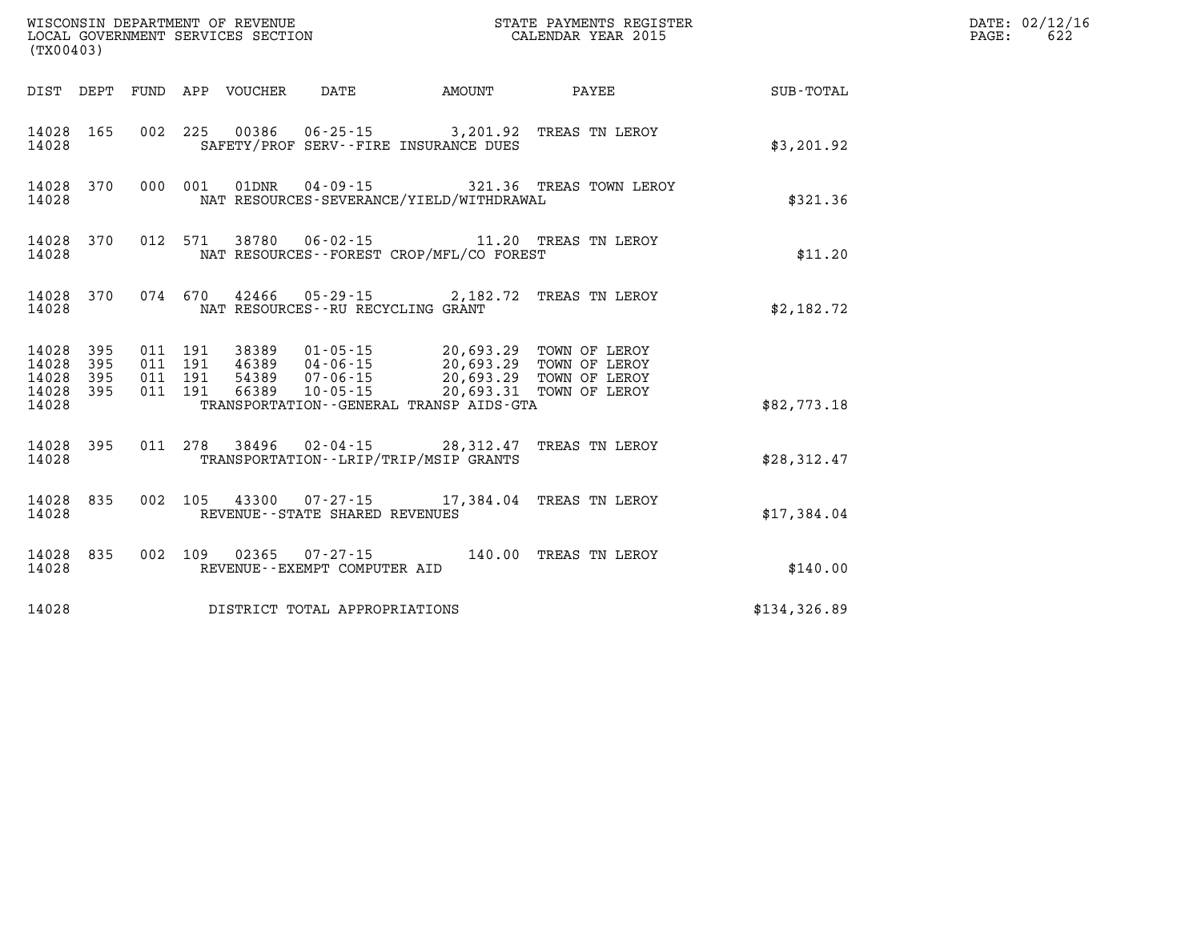WISCONSIN DEPARTMENT OF REVENUE
LOCAL GOVERNMENT SERVICES SECTION
(TX00403)

STATE PAYMENTS REGISTER
CALENDAR YEAR 2015

DATE: 02/12/16
PAGE: 622

| DIST | DEPT | FUND | APP | VOUCHER | DATE | AMOUNT | PAYEE | SUB-TOTAL |
|---|---|---|---|---|---|---|---|---|
| 14028 | 165 | 002 | 225 | 00386 | 06-25-15 | 3,201.92 | TREAS TN LEROY | |
| 14028 | | | | SAFETY/PROF SERV--FIRE INSURANCE DUES | | | | $3,201.92 |
| 14028 | 370 | 000 | 001 | 01DNR | 04-09-15 | 321.36 | TREAS TOWN LEROY | |
| 14028 | | | | NAT RESOURCES-SEVERANCE/YIELD/WITHDRAWAL | | | | $321.36 |
| 14028 | 370 | 012 | 571 | 38780 | 06-02-15 | 11.20 | TREAS TN LEROY | |
| 14028 | | | | NAT RESOURCES--FOREST CROP/MFL/CO FOREST | | | | $11.20 |
| 14028 | 370 | 074 | 670 | 42466 | 05-29-15 | 2,182.72 | TREAS TN LEROY | |
| 14028 | | | | NAT RESOURCES--RU RECYCLING GRANT | | | | $2,182.72 |
| 14028 | 395 | 011 | 191 | 38389 | 01-05-15 | 20,693.29 | TOWN OF LEROY | |
| 14028 | 395 | 011 | 191 | 46389 | 04-06-15 | 20,693.29 | TOWN OF LEROY | |
| 14028 | 395 | 011 | 191 | 54389 | 07-06-15 | 20,693.29 | TOWN OF LEROY | |
| 14028 | 395 | 011 | 191 | 66389 | 10-05-15 | 20,693.31 | TOWN OF LEROY | |
| 14028 | | | | TRANSPORTATION--GENERAL TRANSP AIDS-GTA | | | | $82,773.18 |
| 14028 | 395 | 011 | 278 | 38496 | 02-04-15 | 28,312.47 | TREAS TN LEROY | |
| 14028 | | | | TRANSPORTATION--LRIP/TRIP/MSIP GRANTS | | | | $28,312.47 |
| 14028 | 835 | 002 | 105 | 43300 | 07-27-15 | 17,384.04 | TREAS TN LEROY | |
| 14028 | | | | REVENUE--STATE SHARED REVENUES | | | | $17,384.04 |
| 14028 | 835 | 002 | 109 | 02365 | 07-27-15 | 140.00 | TREAS TN LEROY | |
| 14028 | | | | REVENUE--EXEMPT COMPUTER AID | | | | $140.00 |
| 14028 | | | | DISTRICT TOTAL APPROPRIATIONS | | | | $134,326.89 |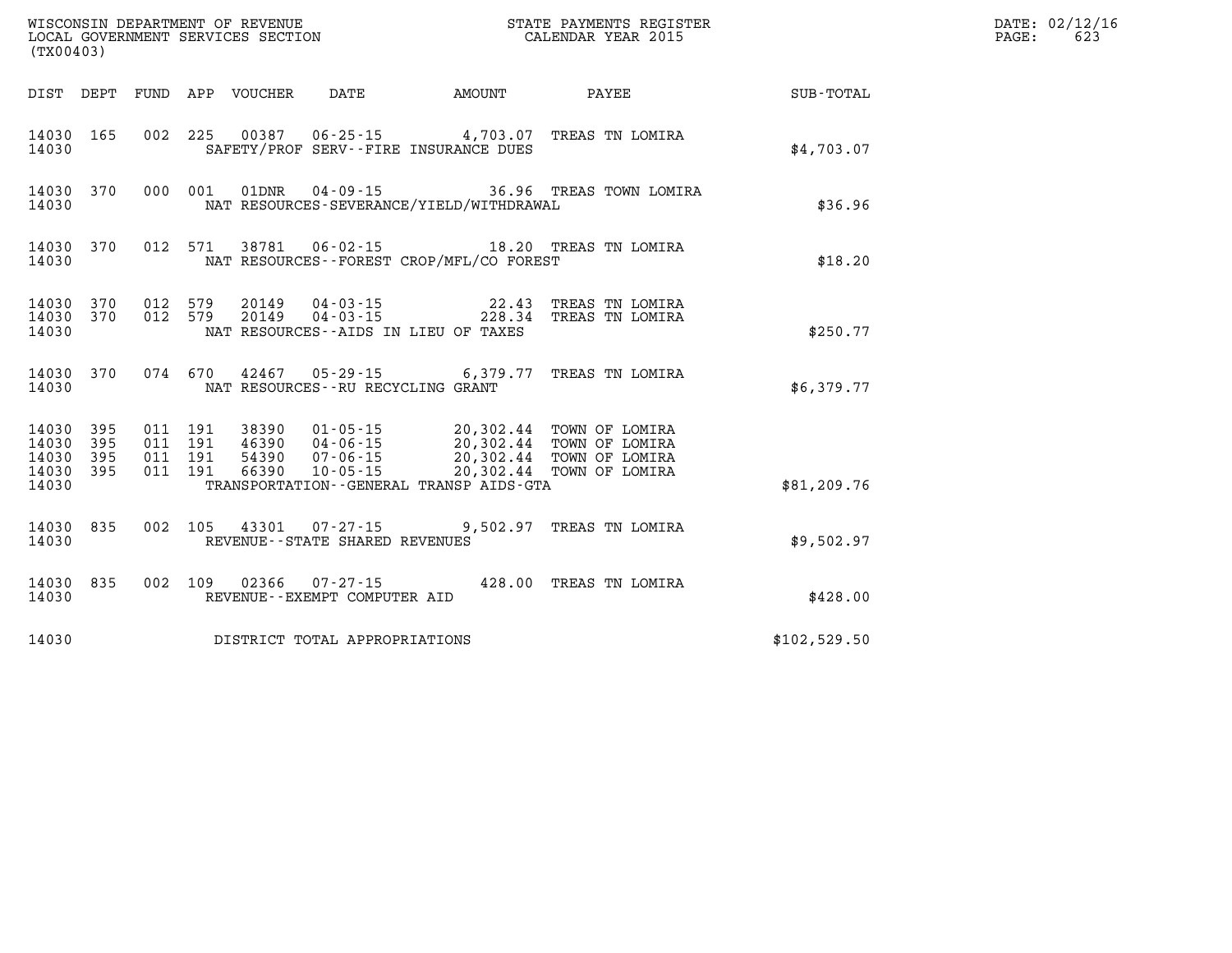WISCONSIN DEPARTMENT OF REVENUE
LOCAL GOVERNMENT SERVICES SECTION
(TX00403)

STATE PAYMENTS REGISTER
CALENDAR YEAR 2015

DATE: 02/12/16
PAGE: 623

| DIST | DEPT | FUND | APP | VOUCHER | DATE | AMOUNT | PAYEE | SUB-TOTAL |
|---|---|---|---|---|---|---|---|---|
| 14030 | 165 | 002 | 225 | 00387 | 06-25-15 | 4,703.07 | TREAS TN LOMIRA | |
| 14030 | | | | | SAFETY/PROF SERV--FIRE INSURANCE DUES | | | $4,703.07 |
| 14030 | 370 | 000 | 001 | 01DNR | 04-09-15 | 36.96 | TREAS TOWN LOMIRA | |
| 14030 | | | | | NAT RESOURCES-SEVERANCE/YIELD/WITHDRAWAL | | | $36.96 |
| 14030 | 370 | 012 | 571 | 38781 | 06-02-15 | 18.20 | TREAS TN LOMIRA | |
| 14030 | | | | | NAT RESOURCES--FOREST CROP/MFL/CO FOREST | | | $18.20 |
| 14030 | 370 | 012 | 579 | 20149 | 04-03-15 | 22.43 | TREAS TN LOMIRA | |
| 14030 | 370 | 012 | 579 | 20149 | 04-03-15 | 228.34 | TREAS TN LOMIRA | |
| 14030 | | | | | NAT RESOURCES--AIDS IN LIEU OF TAXES | | | $250.77 |
| 14030 | 370 | 074 | 670 | 42467 | 05-29-15 | 6,379.77 | TREAS TN LOMIRA | |
| 14030 | | | | | NAT RESOURCES--RU RECYCLING GRANT | | | $6,379.77 |
| 14030 | 395 | 011 | 191 | 38390 | 01-05-15 | 20,302.44 | TOWN OF LOMIRA | |
| 14030 | 395 | 011 | 191 | 46390 | 04-06-15 | 20,302.44 | TOWN OF LOMIRA | |
| 14030 | 395 | 011 | 191 | 54390 | 07-06-15 | 20,302.44 | TOWN OF LOMIRA | |
| 14030 | 395 | 011 | 191 | 66390 | 10-05-15 | 20,302.44 | TOWN OF LOMIRA | |
| 14030 | | | | | TRANSPORTATION--GENERAL TRANSP AIDS-GTA | | | $81,209.76 |
| 14030 | 835 | 002 | 105 | 43301 | 07-27-15 | 9,502.97 | TREAS TN LOMIRA | |
| 14030 | | | | | REVENUE--STATE SHARED REVENUES | | | $9,502.97 |
| 14030 | 835 | 002 | 109 | 02366 | 07-27-15 | 428.00 | TREAS TN LOMIRA | |
| 14030 | | | | | REVENUE--EXEMPT COMPUTER AID | | | $428.00 |
| 14030 | | | | | DISTRICT TOTAL APPROPRIATIONS | | | $102,529.50 |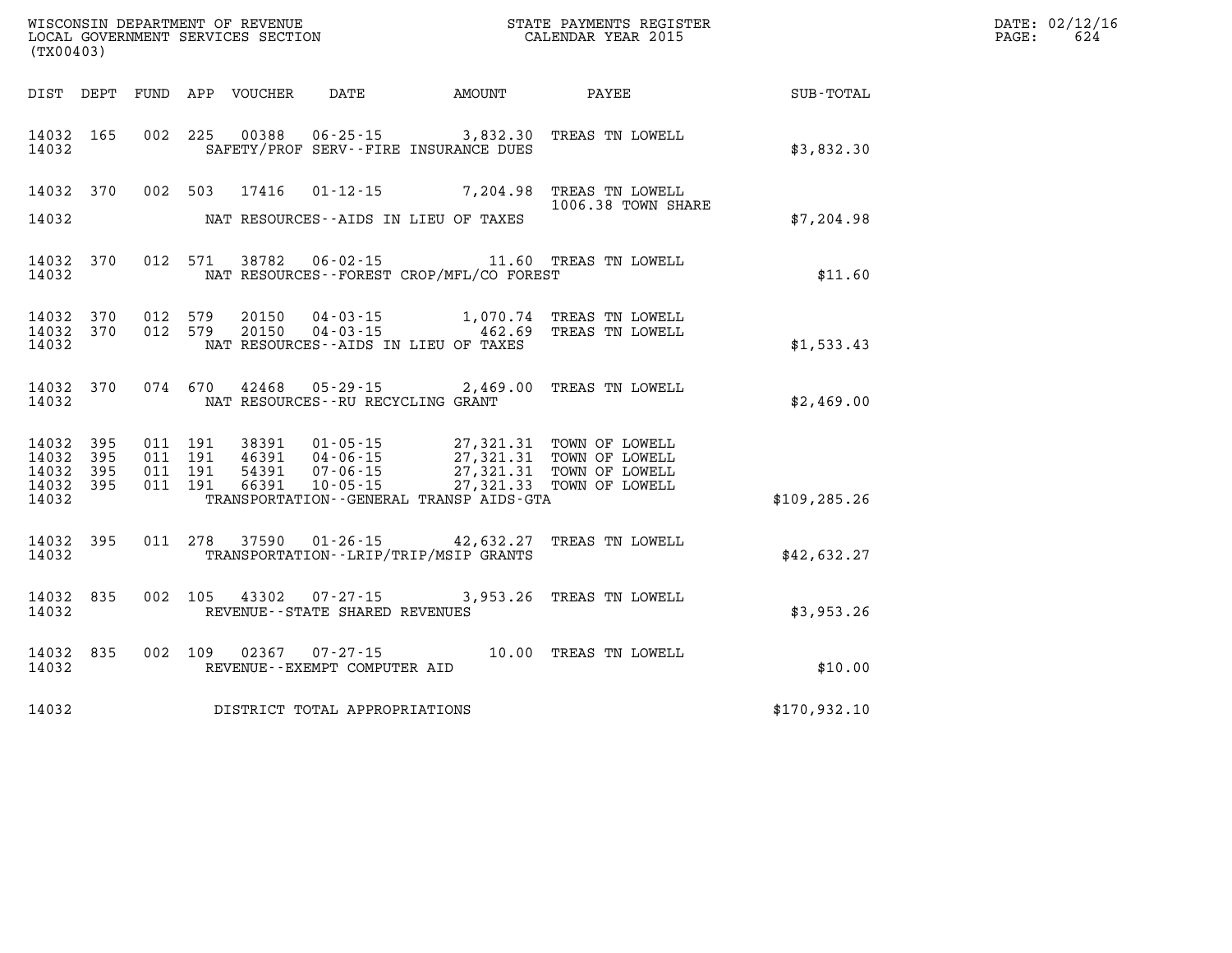WISCONSIN DEPARTMENT OF REVENUE
LOCAL GOVERNMENT SERVICES SECTION
(TX00403)

STATE PAYMENTS REGISTER
CALENDAR YEAR 2015

DATE: 02/12/16
PAGE: 624

| DIST | DEPT | FUND | APP | VOUCHER | DATE | AMOUNT | PAYEE | SUB-TOTAL |
|---|---|---|---|---|---|---|---|---|
| 14032 | 165 | 002 | 225 | 00388 | 06-25-15 | 3,832.30 | TREAS TN LOWELL | |
| 14032 | | | | | SAFETY/PROF SERV--FIRE INSURANCE DUES | | | $3,832.30 |
| 14032 | 370 | 002 | 503 | 17416 | 01-12-15 | 7,204.98 | TREAS TN LOWELL 1006.38 TOWN SHARE | |
| 14032 | | | | | NAT RESOURCES--AIDS IN LIEU OF TAXES | | | $7,204.98 |
| 14032 | 370 | 012 | 571 | 38782 | 06-02-15 | 11.60 | TREAS TN LOWELL | |
| 14032 | | | | | NAT RESOURCES--FOREST CROP/MFL/CO FOREST | | | $11.60 |
| 14032 | 370 | 012 | 579 | 20150 | 04-03-15 | 1,070.74 | TREAS TN LOWELL | |
| 14032 | 370 | 012 | 579 | 20150 | 04-03-15 | 462.69 | TREAS TN LOWELL | |
| 14032 | | | | | NAT RESOURCES--AIDS IN LIEU OF TAXES | | | $1,533.43 |
| 14032 | 370 | 074 | 670 | 42468 | 05-29-15 | 2,469.00 | TREAS TN LOWELL | |
| 14032 | | | | | NAT RESOURCES--RU RECYCLING GRANT | | | $2,469.00 |
| 14032 | 395 | 011 | 191 | 38391 | 01-05-15 | 27,321.31 | TOWN OF LOWELL | |
| 14032 | 395 | 011 | 191 | 46391 | 04-06-15 | 27,321.31 | TOWN OF LOWELL | |
| 14032 | 395 | 011 | 191 | 54391 | 07-06-15 | 27,321.31 | TOWN OF LOWELL | |
| 14032 | 395 | 011 | 191 | 66391 | 10-05-15 | 27,321.33 | TOWN OF LOWELL | |
| 14032 | | | | | TRANSPORTATION--GENERAL TRANSP AIDS-GTA | | | $109,285.26 |
| 14032 | 395 | 011 | 278 | 37590 | 01-26-15 | 42,632.27 | TREAS TN LOWELL | |
| 14032 | | | | | TRANSPORTATION--LRIP/TRIP/MSIP GRANTS | | | $42,632.27 |
| 14032 | 835 | 002 | 105 | 43302 | 07-27-15 | 3,953.26 | TREAS TN LOWELL | |
| 14032 | | | | | REVENUE--STATE SHARED REVENUES | | | $3,953.26 |
| 14032 | 835 | 002 | 109 | 02367 | 07-27-15 | 10.00 | TREAS TN LOWELL | |
| 14032 | | | | | REVENUE--EXEMPT COMPUTER AID | | | $10.00 |
| 14032 | | | | | DISTRICT TOTAL APPROPRIATIONS | | | $170,932.10 |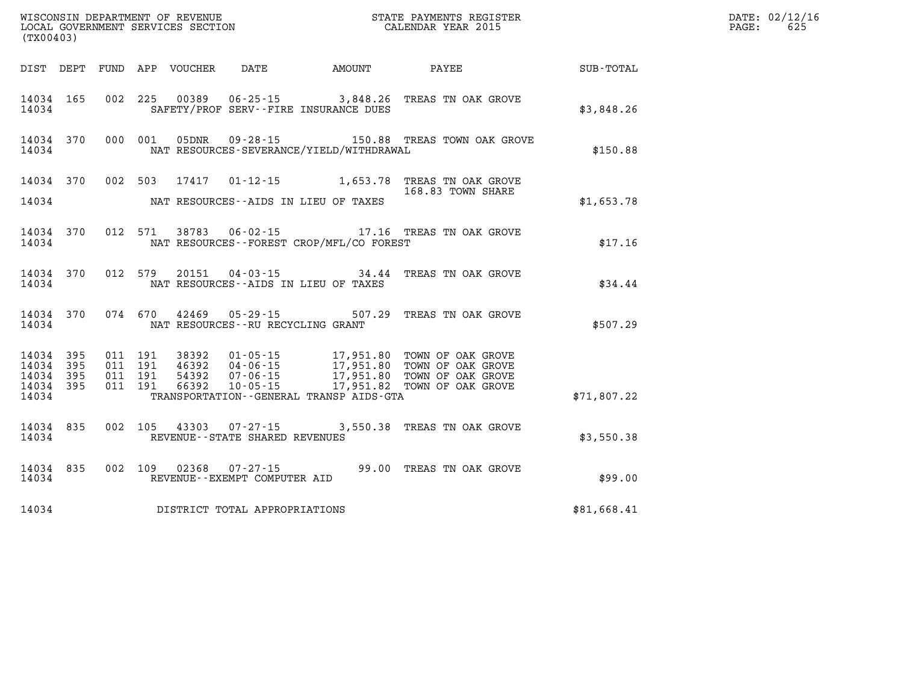WISCONSIN DEPARTMENT OF REVENUE
LOCAL GOVERNMENT SERVICES SECTION
(TX00403)

STATE PAYMENTS REGISTER
CALENDAR YEAR 2015

DATE: 02/12/16
PAGE: 625

| DIST | DEPT | FUND | APP | VOUCHER | DATE | AMOUNT | PAYEE | SUB-TOTAL |
|---|---|---|---|---|---|---|---|---|
| 14034 | 165 | 002 | 225 | 00389 | 06-25-15 | 3,848.26 | TREAS TN OAK GROVE | |
| 14034 | | | | SAFETY/PROF SERV--FIRE INSURANCE DUES | | | | $3,848.26 |
| 14034 | 370 | 000 | 001 | 05DNR | 09-28-15 | 150.88 | TREAS TOWN OAK GROVE | |
| 14034 | | | | NAT RESOURCES-SEVERANCE/YIELD/WITHDRAWAL | | | | $150.88 |
| 14034 | 370 | 002 | 503 | 17417 | 01-12-15 | 1,653.78 | TREAS TN OAK GROVE 168.83 TOWN SHARE | |
| 14034 | | | | NAT RESOURCES--AIDS IN LIEU OF TAXES | | | | $1,653.78 |
| 14034 | 370 | 012 | 571 | 38783 | 06-02-15 | 17.16 | TREAS TN OAK GROVE | |
| 14034 | | | | NAT RESOURCES--FOREST CROP/MFL/CO FOREST | | | | $17.16 |
| 14034 | 370 | 012 | 579 | 20151 | 04-03-15 | 34.44 | TREAS TN OAK GROVE | |
| 14034 | | | | NAT RESOURCES--AIDS IN LIEU OF TAXES | | | | $34.44 |
| 14034 | 370 | 074 | 670 | 42469 | 05-29-15 | 507.29 | TREAS TN OAK GROVE | |
| 14034 | | | | NAT RESOURCES--RU RECYCLING GRANT | | | | $507.29 |
| 14034 | 395 | 011 | 191 | 38392 | 01-05-15 | 17,951.80 | TOWN OF OAK GROVE | |
| 14034 | 395 | 011 | 191 | 46392 | 04-06-15 | 17,951.80 | TOWN OF OAK GROVE | |
| 14034 | 395 | 011 | 191 | 54392 | 07-06-15 | 17,951.80 | TOWN OF OAK GROVE | |
| 14034 | 395 | 011 | 191 | 66392 | 10-05-15 | 17,951.82 | TOWN OF OAK GROVE | |
| 14034 | | | | TRANSPORTATION--GENERAL TRANSP AIDS-GTA | | | | $71,807.22 |
| 14034 | 835 | 002 | 105 | 43303 | 07-27-15 | 3,550.38 | TREAS TN OAK GROVE | |
| 14034 | | | | REVENUE--STATE SHARED REVENUES | | | | $3,550.38 |
| 14034 | 835 | 002 | 109 | 02368 | 07-27-15 | 99.00 | TREAS TN OAK GROVE | |
| 14034 | | | | REVENUE--EXEMPT COMPUTER AID | | | | $99.00 |
| 14034 | | | | DISTRICT TOTAL APPROPRIATIONS | | | | $81,668.41 |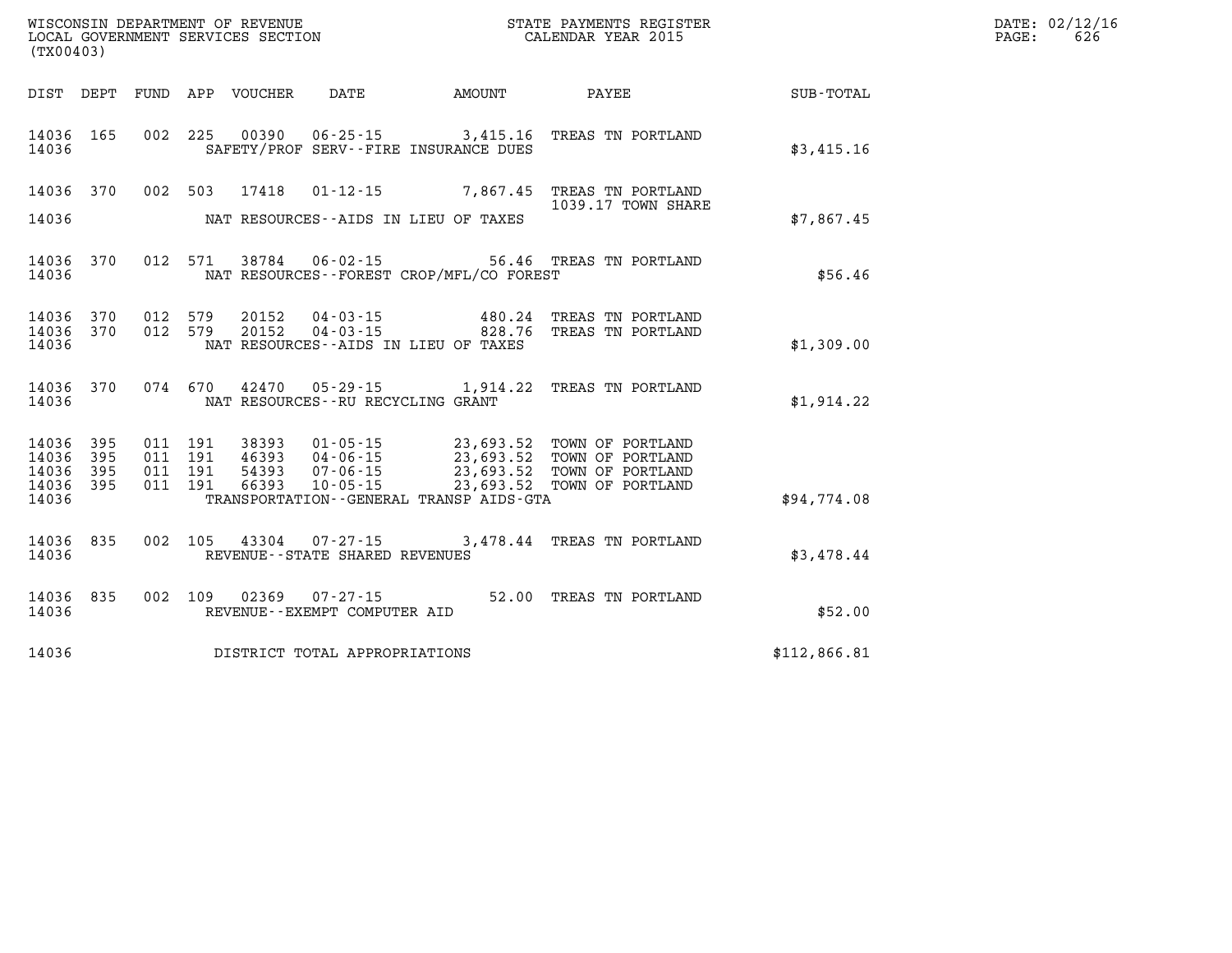WISCONSIN DEPARTMENT OF REVENUE
LOCAL GOVERNMENT SERVICES SECTION
(TX00403)

STATE PAYMENTS REGISTER
CALENDAR YEAR 2015

DATE: 02/12/16
PAGE: 626

| DIST | DEPT | FUND | APP | VOUCHER | DATE | AMOUNT | PAYEE | SUB-TOTAL |
|---|---|---|---|---|---|---|---|---|
| 14036 | 165 | 002 | 225 | 00390 | 06-25-15 | 3,415.16 | TREAS TN PORTLAND | |
| 14036 | | | | | SAFETY/PROF SERV--FIRE INSURANCE DUES | | | $3,415.16 |
| 14036 | 370 | 002 | 503 | 17418 | 01-12-15 | 7,867.45 | TREAS TN PORTLAND 1039.17 TOWN SHARE | |
| 14036 | | | | | NAT RESOURCES--AIDS IN LIEU OF TAXES | | | $7,867.45 |
| 14036 | 370 | 012 | 571 | 38784 | 06-02-15 | 56.46 | TREAS TN PORTLAND | |
| 14036 | | | | | NAT RESOURCES--FOREST CROP/MFL/CO FOREST | | | $56.46 |
| 14036 | 370 | 012 | 579 | 20152 | 04-03-15 | 480.24 | TREAS TN PORTLAND | |
| 14036 | 370 | 012 | 579 | 20152 | 04-03-15 | 828.76 | TREAS TN PORTLAND | |
| 14036 | | | | | NAT RESOURCES--AIDS IN LIEU OF TAXES | | | $1,309.00 |
| 14036 | 370 | 074 | 670 | 42470 | 05-29-15 | 1,914.22 | TREAS TN PORTLAND | |
| 14036 | | | | | NAT RESOURCES--RU RECYCLING GRANT | | | $1,914.22 |
| 14036 | 395 | 011 | 191 | 38393 | 01-05-15 | 23,693.52 | TOWN OF PORTLAND | |
| 14036 | 395 | 011 | 191 | 46393 | 04-06-15 | 23,693.52 | TOWN OF PORTLAND | |
| 14036 | 395 | 011 | 191 | 54393 | 07-06-15 | 23,693.52 | TOWN OF PORTLAND | |
| 14036 | 395 | 011 | 191 | 66393 | 10-05-15 | 23,693.52 | TOWN OF PORTLAND | |
| 14036 | | | | | TRANSPORTATION--GENERAL TRANSP AIDS-GTA | | | $94,774.08 |
| 14036 | 835 | 002 | 105 | 43304 | 07-27-15 | 3,478.44 | TREAS TN PORTLAND | |
| 14036 | | | | | REVENUE--STATE SHARED REVENUES | | | $3,478.44 |
| 14036 | 835 | 002 | 109 | 02369 | 07-27-15 | 52.00 | TREAS TN PORTLAND | |
| 14036 | | | | | REVENUE--EXEMPT COMPUTER AID | | | $52.00 |
| 14036 | | | | | DISTRICT TOTAL APPROPRIATIONS | | | $112,866.81 |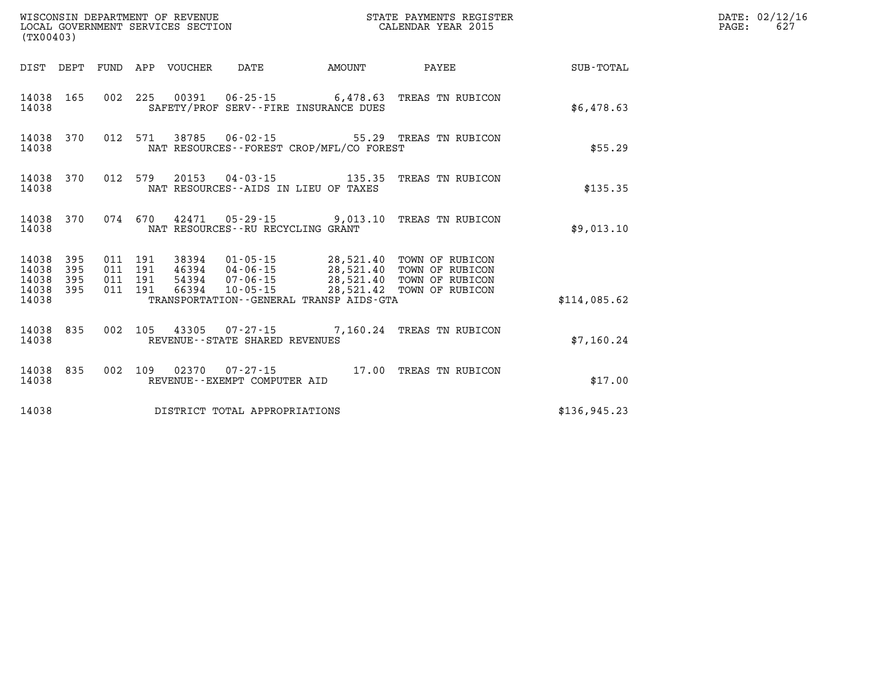WISCONSIN DEPARTMENT OF REVENUE
LOCAL GOVERNMENT SERVICES SECTION
(TX00403)

STATE PAYMENTS REGISTER
CALENDAR YEAR 2015

| DIST | DEPT | FUND | APP | VOUCHER | DATE | AMOUNT | PAYEE | SUB-TOTAL |
|---|---|---|---|---|---|---|---|---|
| 14038 | 165 | 002 | 225 | 00391 | 06-25-15 | 6,478.63 | TREAS TN RUBICON | |
| 14038 | | | | SAFETY/PROF SERV--FIRE INSURANCE DUES | | | | $6,478.63 |
| 14038 | 370 | 012 | 571 | 38785 | 06-02-15 | 55.29 | TREAS TN RUBICON | |
| 14038 | | | | NAT RESOURCES--FOREST CROP/MFL/CO FOREST | | | | $55.29 |
| 14038 | 370 | 012 | 579 | 20153 | 04-03-15 | 135.35 | TREAS TN RUBICON | |
| 14038 | | | | NAT RESOURCES--AIDS IN LIEU OF TAXES | | | | $135.35 |
| 14038 | 370 | 074 | 670 | 42471 | 05-29-15 | 9,013.10 | TREAS TN RUBICON | |
| 14038 | | | | NAT RESOURCES--RU RECYCLING GRANT | | | | $9,013.10 |
| 14038 | 395 | 011 | 191 | 38394 | 01-05-15 | 28,521.40 | TOWN OF RUBICON | |
| 14038 | 395 | 011 | 191 | 46394 | 04-06-15 | 28,521.40 | TOWN OF RUBICON | |
| 14038 | 395 | 011 | 191 | 54394 | 07-06-15 | 28,521.40 | TOWN OF RUBICON | |
| 14038 | 395 | 011 | 191 | 66394 | 10-05-15 | 28,521.42 | TOWN OF RUBICON | |
| 14038 | | | | TRANSPORTATION--GENERAL TRANSP AIDS-GTA | | | | $114,085.62 |
| 14038 | 835 | 002 | 105 | 43305 | 07-27-15 | 7,160.24 | TREAS TN RUBICON | |
| 14038 | | | | REVENUE--STATE SHARED REVENUES | | | | $7,160.24 |
| 14038 | 835 | 002 | 109 | 02370 | 07-27-15 | 17.00 | TREAS TN RUBICON | |
| 14038 | | | | REVENUE--EXEMPT COMPUTER AID | | | | $17.00 |
| 14038 | | | | DISTRICT TOTAL APPROPRIATIONS | | | | $136,945.23 |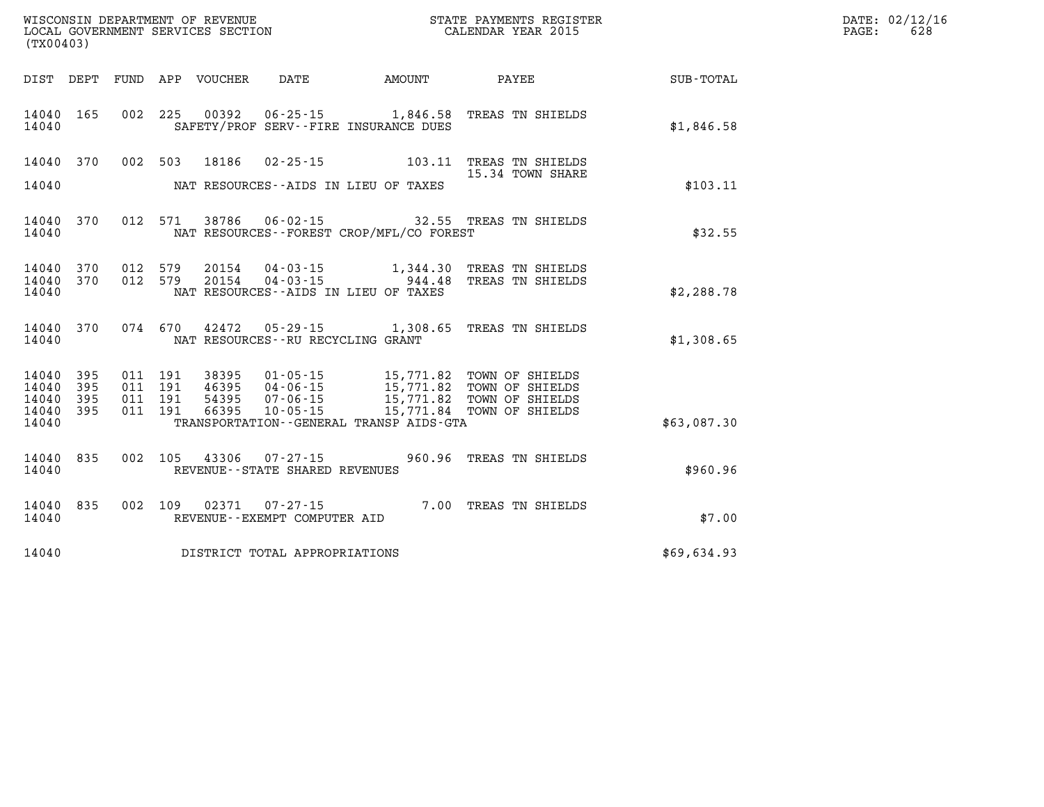WISCONSIN DEPARTMENT OF REVENUE
LOCAL GOVERNMENT SERVICES SECTION
(TX00403)

STATE PAYMENTS REGISTER
CALENDAR YEAR 2015

DATE: 02/12/16
PAGE: 628

| DIST | DEPT | FUND | APP | VOUCHER | DATE | AMOUNT | PAYEE | SUB-TOTAL |
|---|---|---|---|---|---|---|---|---|
| 14040 | 165 | 002 | 225 | 00392 | 06-25-15 | 1,846.58 | TREAS TN SHIELDS | |
| 14040 | | | | | SAFETY/PROF SERV--FIRE INSURANCE DUES | | | $1,846.58 |
| 14040 | 370 | 002 | 503 | 18186 | 02-25-15 | 103.11 | TREAS TN SHIELDS | |
| | | | | | | | 15.34 TOWN SHARE | |
| 14040 | | | | | NAT RESOURCES--AIDS IN LIEU OF TAXES | | | $103.11 |
| 14040 | 370 | 012 | 571 | 38786 | 06-02-15 | 32.55 | TREAS TN SHIELDS | |
| 14040 | | | | | NAT RESOURCES--FOREST CROP/MFL/CO FOREST | | | $32.55 |
| 14040 | 370 | 012 | 579 | 20154 | 04-03-15 | 1,344.30 | TREAS TN SHIELDS | |
| 14040 | 370 | 012 | 579 | 20154 | 04-03-15 | 944.48 | TREAS TN SHIELDS | |
| 14040 | | | | | NAT RESOURCES--AIDS IN LIEU OF TAXES | | | $2,288.78 |
| 14040 | 370 | 074 | 670 | 42472 | 05-29-15 | 1,308.65 | TREAS TN SHIELDS | |
| 14040 | | | | | NAT RESOURCES--RU RECYCLING GRANT | | | $1,308.65 |
| 14040 | 395 | 011 | 191 | 38395 | 01-05-15 | 15,771.82 | TOWN OF SHIELDS | |
| 14040 | 395 | 011 | 191 | 46395 | 04-06-15 | 15,771.82 | TOWN OF SHIELDS | |
| 14040 | 395 | 011 | 191 | 54395 | 07-06-15 | 15,771.82 | TOWN OF SHIELDS | |
| 14040 | 395 | 011 | 191 | 66395 | 10-05-15 | 15,771.84 | TOWN OF SHIELDS | |
| 14040 | | | | | TRANSPORTATION--GENERAL TRANSP AIDS-GTA | | | $63,087.30 |
| 14040 | 835 | 002 | 105 | 43306 | 07-27-15 | 960.96 | TREAS TN SHIELDS | |
| 14040 | | | | | REVENUE--STATE SHARED REVENUES | | | $960.96 |
| 14040 | 835 | 002 | 109 | 02371 | 07-27-15 | 7.00 | TREAS TN SHIELDS | |
| 14040 | | | | | REVENUE--EXEMPT COMPUTER AID | | | $7.00 |
| 14040 | | | | | DISTRICT TOTAL APPROPRIATIONS | | | $69,634.93 |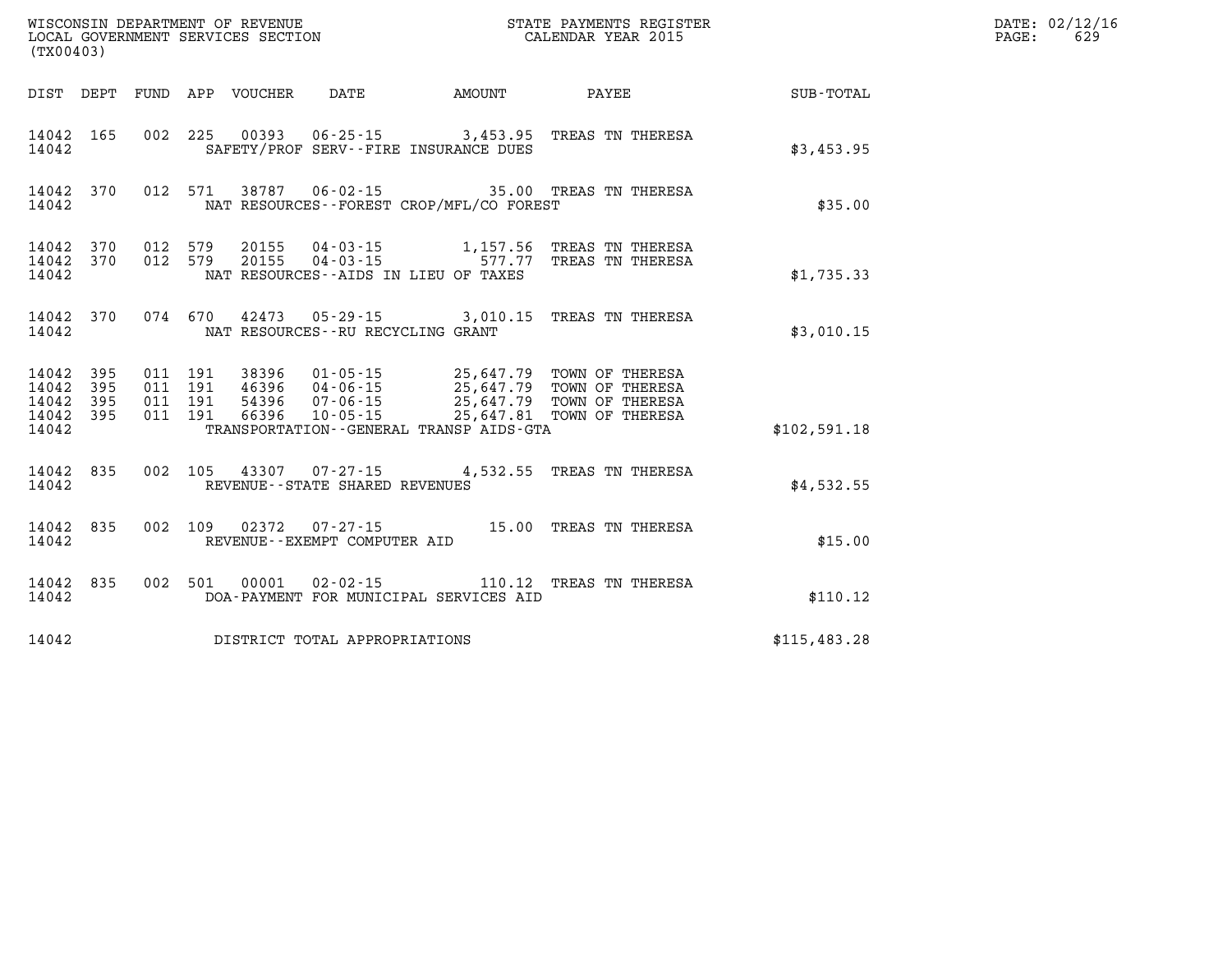WISCONSIN DEPARTMENT OF REVENUE
LOCAL GOVERNMENT SERVICES SECTION
(TX00403)

STATE PAYMENTS REGISTER
CALENDAR YEAR 2015

DATE: 02/12/16
PAGE: 629

| DIST | DEPT | FUND | APP | VOUCHER | DATE | AMOUNT | PAYEE | SUB-TOTAL |
|---|---|---|---|---|---|---|---|---|
| 14042 | 165 | 002 | 225 | 00393 | 06-25-15 | 3,453.95 | TREAS TN THERESA | |
| 14042 | | | | SAFETY/PROF SERV--FIRE INSURANCE DUES | | | | $3,453.95 |
| 14042 | 370 | 012 | 571 | 38787 | 06-02-15 | 35.00 | TREAS TN THERESA | |
| 14042 | | | | NAT RESOURCES--FOREST CROP/MFL/CO FOREST | | | | $35.00 |
| 14042 | 370 | 012 | 579 | 20155 | 04-03-15 | 1,157.56 | TREAS TN THERESA | |
| 14042 | 370 | 012 | 579 | 20155 | 04-03-15 | 577.77 | TREAS TN THERESA | |
| 14042 | | | | NAT RESOURCES--AIDS IN LIEU OF TAXES | | | | $1,735.33 |
| 14042 | 370 | 074 | 670 | 42473 | 05-29-15 | 3,010.15 | TREAS TN THERESA | |
| 14042 | | | | NAT RESOURCES--RU RECYCLING GRANT | | | | $3,010.15 |
| 14042 | 395 | 011 | 191 | 38396 | 01-05-15 | 25,647.79 | TOWN OF THERESA | |
| 14042 | 395 | 011 | 191 | 46396 | 04-06-15 | 25,647.79 | TOWN OF THERESA | |
| 14042 | 395 | 011 | 191 | 54396 | 07-06-15 | 25,647.79 | TOWN OF THERESA | |
| 14042 | 395 | 011 | 191 | 66396 | 10-05-15 | 25,647.81 | TOWN OF THERESA | |
| 14042 | | | | TRANSPORTATION--GENERAL TRANSP AIDS-GTA | | | | $102,591.18 |
| 14042 | 835 | 002 | 105 | 43307 | 07-27-15 | 4,532.55 | TREAS TN THERESA | |
| 14042 | | | | REVENUE--STATE SHARED REVENUES | | | | $4,532.55 |
| 14042 | 835 | 002 | 109 | 02372 | 07-27-15 | 15.00 | TREAS TN THERESA | |
| 14042 | | | | REVENUE--EXEMPT COMPUTER AID | | | | $15.00 |
| 14042 | 835 | 002 | 501 | 00001 | 02-02-15 | 110.12 | TREAS TN THERESA | |
| 14042 | | | | DOA-PAYMENT FOR MUNICIPAL SERVICES AID | | | | $110.12 |
| 14042 | | | | DISTRICT TOTAL APPROPRIATIONS | | | | $115,483.28 |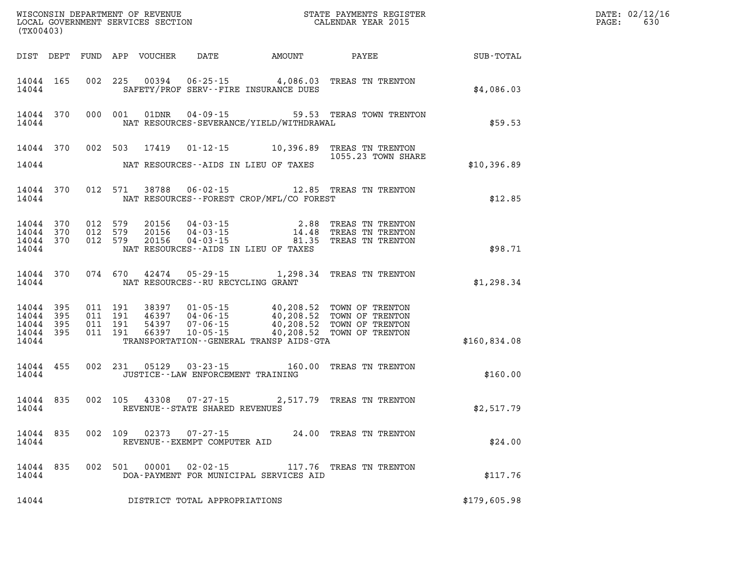WISCONSIN DEPARTMENT OF REVENUE
LOCAL GOVERNMENT SERVICES SECTION
(TX00403)

STATE PAYMENTS REGISTER
CALENDAR YEAR 2015

DATE: 02/12/16
PAGE: 630

| DIST | DEPT | FUND | APP | VOUCHER | DATE | AMOUNT | PAYEE | SUB-TOTAL |
|---|---|---|---|---|---|---|---|---|
| 14044 | 165 | 002 | 225 | 00394 | 06-25-15 | 4,086.03 | TREAS TN TRENTON | |
| 14044 | | | | SAFETY/PROF SERV--FIRE INSURANCE DUES | | | | $4,086.03 |
| 14044 | 370 | 000 | 001 | 01DNR | 04-09-15 | 59.53 | TERAS TOWN TRENTON | |
| 14044 | | | | NAT RESOURCES-SEVERANCE/YIELD/WITHDRAWAL | | | | $59.53 |
| 14044 | 370 | 002 | 503 | 17419 | 01-12-15 | 10,396.89 | TREAS TN TRENTON 1055.23 TOWN SHARE | |
| 14044 | | | | NAT RESOURCES--AIDS IN LIEU OF TAXES | | | | $10,396.89 |
| 14044 | 370 | 012 | 571 | 38788 | 06-02-15 | 12.85 | TREAS TN TRENTON | |
| 14044 | | | | NAT RESOURCES--FOREST CROP/MFL/CO FOREST | | | | $12.85 |
| 14044 | 370 | 012 | 579 | 20156 | 04-03-15 | 2.88 | TREAS TN TRENTON | |
| 14044 | 370 | 012 | 579 | 20156 | 04-03-15 | 14.48 | TREAS TN TRENTON | |
| 14044 | 370 | 012 | 579 | 20156 | 04-03-15 | 81.35 | TREAS TN TRENTON | |
| 14044 | | | | NAT RESOURCES--AIDS IN LIEU OF TAXES | | | | $98.71 |
| 14044 | 370 | 074 | 670 | 42474 | 05-29-15 | 1,298.34 | TREAS TN TRENTON | |
| 14044 | | | | NAT RESOURCES--RU RECYCLING GRANT | | | | $1,298.34 |
| 14044 | 395 | 011 | 191 | 38397 | 01-05-15 | 40,208.52 | TOWN OF TRENTON | |
| 14044 | 395 | 011 | 191 | 46397 | 04-06-15 | 40,208.52 | TOWN OF TRENTON | |
| 14044 | 395 | 011 | 191 | 54397 | 07-06-15 | 40,208.52 | TOWN OF TRENTON | |
| 14044 | 395 | 011 | 191 | 66397 | 10-05-15 | 40,208.52 | TOWN OF TRENTON | |
| 14044 | | | | TRANSPORTATION--GENERAL TRANSP AIDS-GTA | | | | $160,834.08 |
| 14044 | 455 | 002 | 231 | 05129 | 03-23-15 | 160.00 | TREAS TN TRENTON | |
| 14044 | | | | JUSTICE--LAW ENFORCEMENT TRAINING | | | | $160.00 |
| 14044 | 835 | 002 | 105 | 43308 | 07-27-15 | 2,517.79 | TREAS TN TRENTON | |
| 14044 | | | | REVENUE--STATE SHARED REVENUES | | | | $2,517.79 |
| 14044 | 835 | 002 | 109 | 02373 | 07-27-15 | 24.00 | TREAS TN TRENTON | |
| 14044 | | | | REVENUE--EXEMPT COMPUTER AID | | | | $24.00 |
| 14044 | 835 | 002 | 501 | 00001 | 02-02-15 | 117.76 | TREAS TN TRENTON | |
| 14044 | | | | DOA-PAYMENT FOR MUNICIPAL SERVICES AID | | | | $117.76 |
| 14044 | | | | DISTRICT TOTAL APPROPRIATIONS | | | | $179,605.98 |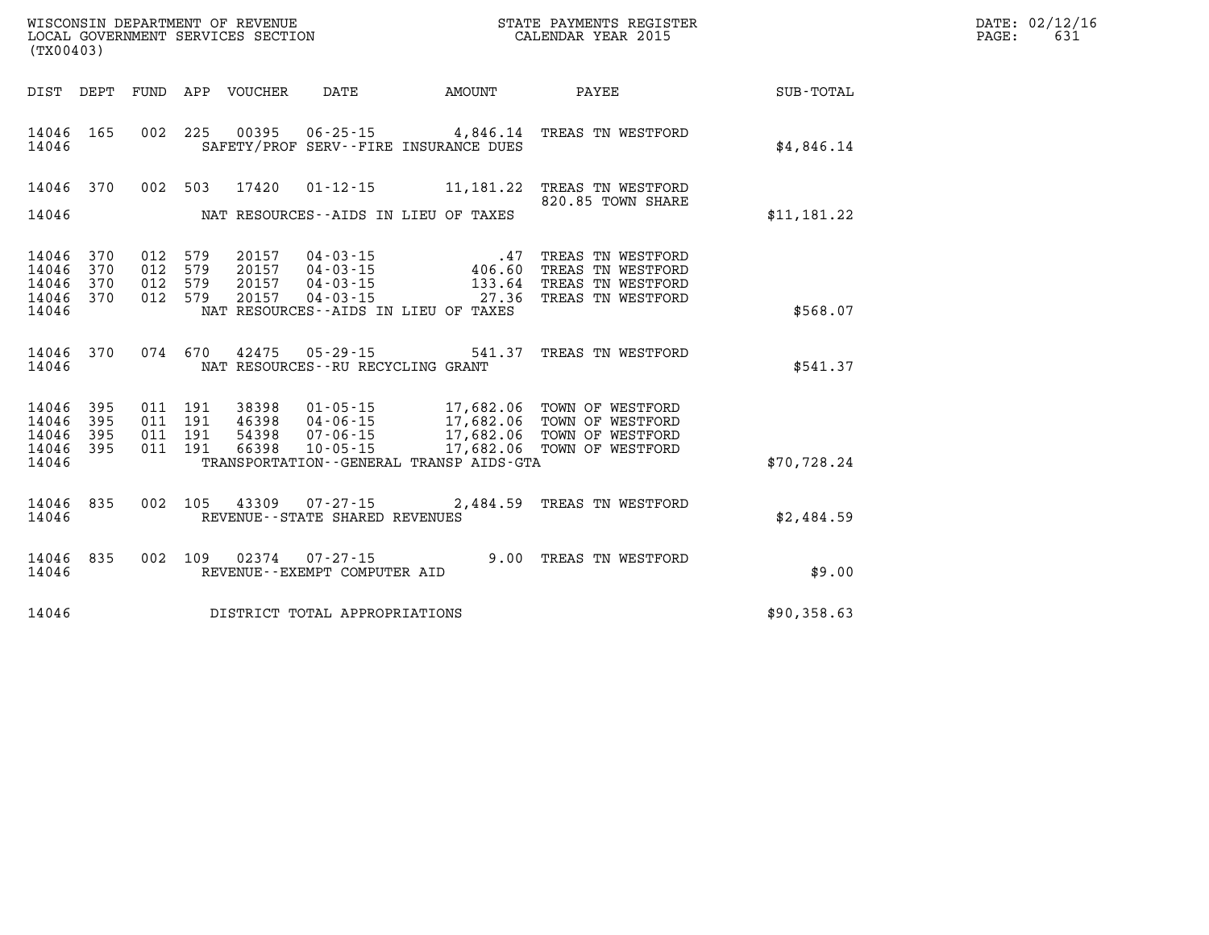WISCONSIN DEPARTMENT OF REVENUE
LOCAL GOVERNMENT SERVICES SECTION
(TX00403)

STATE PAYMENTS REGISTER
CALENDAR YEAR 2015

DATE: 02/12/16
PAGE: 631

| DIST | DEPT | FUND | APP | VOUCHER | DATE | AMOUNT | PAYEE | SUB-TOTAL |
|---|---|---|---|---|---|---|---|---|
| 14046 | 165 | 002 | 225 | 00395 | 06-25-15 | 4,846.14 | TREAS TN WESTFORD | |
| 14046 | | | | | SAFETY/PROF SERV--FIRE INSURANCE DUES | | | $4,846.14 |
| 14046 | 370 | 002 | 503 | 17420 | 01-12-15 | 11,181.22 | TREAS TN WESTFORD 820.85 TOWN SHARE | |
| 14046 | | | | | NAT RESOURCES--AIDS IN LIEU OF TAXES | | | $11,181.22 |
| 14046 | 370 | 012 | 579 | 20157 | 04-03-15 | .47 | TREAS TN WESTFORD | |
| 14046 | 370 | 012 | 579 | 20157 | 04-03-15 | 406.60 | TREAS TN WESTFORD | |
| 14046 | 370 | 012 | 579 | 20157 | 04-03-15 | 133.64 | TREAS TN WESTFORD | |
| 14046 | 370 | 012 | 579 | 20157 | 04-03-15 | 27.36 | TREAS TN WESTFORD | |
| 14046 | | | | | NAT RESOURCES--AIDS IN LIEU OF TAXES | | | $568.07 |
| 14046 | 370 | 074 | 670 | 42475 | 05-29-15 | 541.37 | TREAS TN WESTFORD | |
| 14046 | | | | | NAT RESOURCES--RU RECYCLING GRANT | | | $541.37 |
| 14046 | 395 | 011 | 191 | 38398 | 01-05-15 | 17,682.06 | TOWN OF WESTFORD | |
| 14046 | 395 | 011 | 191 | 46398 | 04-06-15 | 17,682.06 | TOWN OF WESTFORD | |
| 14046 | 395 | 011 | 191 | 54398 | 07-06-15 | 17,682.06 | TOWN OF WESTFORD | |
| 14046 | 395 | 011 | 191 | 66398 | 10-05-15 | 17,682.06 | TOWN OF WESTFORD | |
| 14046 | | | | | TRANSPORTATION--GENERAL TRANSP AIDS-GTA | | | $70,728.24 |
| 14046 | 835 | 002 | 105 | 43309 | 07-27-15 | 2,484.59 | TREAS TN WESTFORD | |
| 14046 | | | | | REVENUE--STATE SHARED REVENUES | | | $2,484.59 |
| 14046 | 835 | 002 | 109 | 02374 | 07-27-15 | 9.00 | TREAS TN WESTFORD | |
| 14046 | | | | | REVENUE--EXEMPT COMPUTER AID | | | $9.00 |
| 14046 | | | | | DISTRICT TOTAL APPROPRIATIONS | | | $90,358.63 |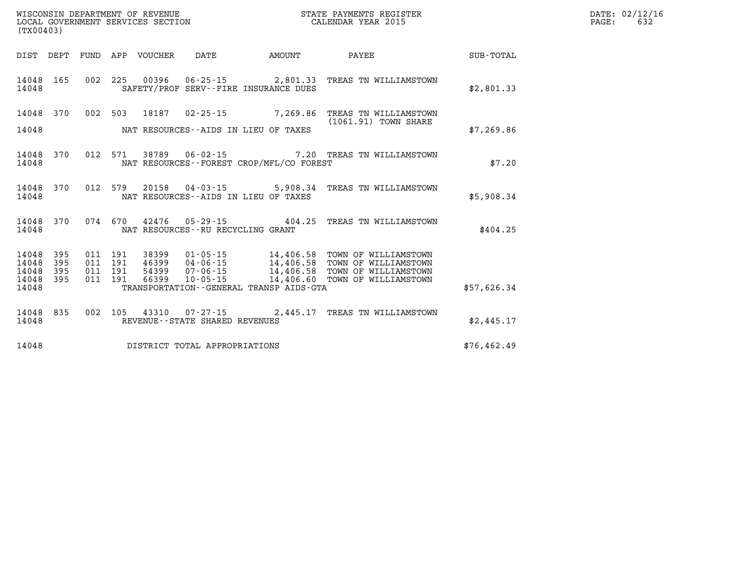WISCONSIN DEPARTMENT OF REVENUE
LOCAL GOVERNMENT SERVICES SECTION
(TX00403)

STATE PAYMENTS REGISTER
CALENDAR YEAR 2015

DATE: 02/12/16
PAGE: 632

| DIST | DEPT | FUND | APP | VOUCHER | DATE | AMOUNT | PAYEE | SUB-TOTAL |
|---|---|---|---|---|---|---|---|---|
| 14048 | 165 | 002 | 225 | 00396 | 06-25-15 | 2,801.33 | TREAS TN WILLIAMSTOWN | |
| 14048 | | | | | SAFETY/PROF SERV--FIRE INSURANCE DUES | | | $2,801.33 |
| 14048 | 370 | 002 | 503 | 18187 | 02-25-15 | 7,269.86 | TREAS TN WILLIAMSTOWN (1061.91) TOWN SHARE | |
| 14048 | | | | | NAT RESOURCES--AIDS IN LIEU OF TAXES | | | $7,269.86 |
| 14048 | 370 | 012 | 571 | 38789 | 06-02-15 | 7.20 | TREAS TN WILLIAMSTOWN | |
| 14048 | | | | | NAT RESOURCES--FOREST CROP/MFL/CO FOREST | | | $7.20 |
| 14048 | 370 | 012 | 579 | 20158 | 04-03-15 | 5,908.34 | TREAS TN WILLIAMSTOWN | |
| 14048 | | | | | NAT RESOURCES--AIDS IN LIEU OF TAXES | | | $5,908.34 |
| 14048 | 370 | 074 | 670 | 42476 | 05-29-15 | 404.25 | TREAS TN WILLIAMSTOWN | |
| 14048 | | | | | NAT RESOURCES--RU RECYCLING GRANT | | | $404.25 |
| 14048 | 395 | 011 | 191 | 38399 | 01-05-15 | 14,406.58 | TOWN OF WILLIAMSTOWN | |
| 14048 | 395 | 011 | 191 | 46399 | 04-06-15 | 14,406.58 | TOWN OF WILLIAMSTOWN | |
| 14048 | 395 | 011 | 191 | 54399 | 07-06-15 | 14,406.58 | TOWN OF WILLIAMSTOWN | |
| 14048 | 395 | 011 | 191 | 66399 | 10-05-15 | 14,406.60 | TOWN OF WILLIAMSTOWN | |
| 14048 | | | | | TRANSPORTATION--GENERAL TRANSP AIDS-GTA | | | $57,626.34 |
| 14048 | 835 | 002 | 105 | 43310 | 07-27-15 | 2,445.17 | TREAS TN WILLIAMSTOWN | |
| 14048 | | | | | REVENUE--STATE SHARED REVENUES | | | $2,445.17 |
| 14048 | | | | | DISTRICT TOTAL APPROPRIATIONS | | | $76,462.49 |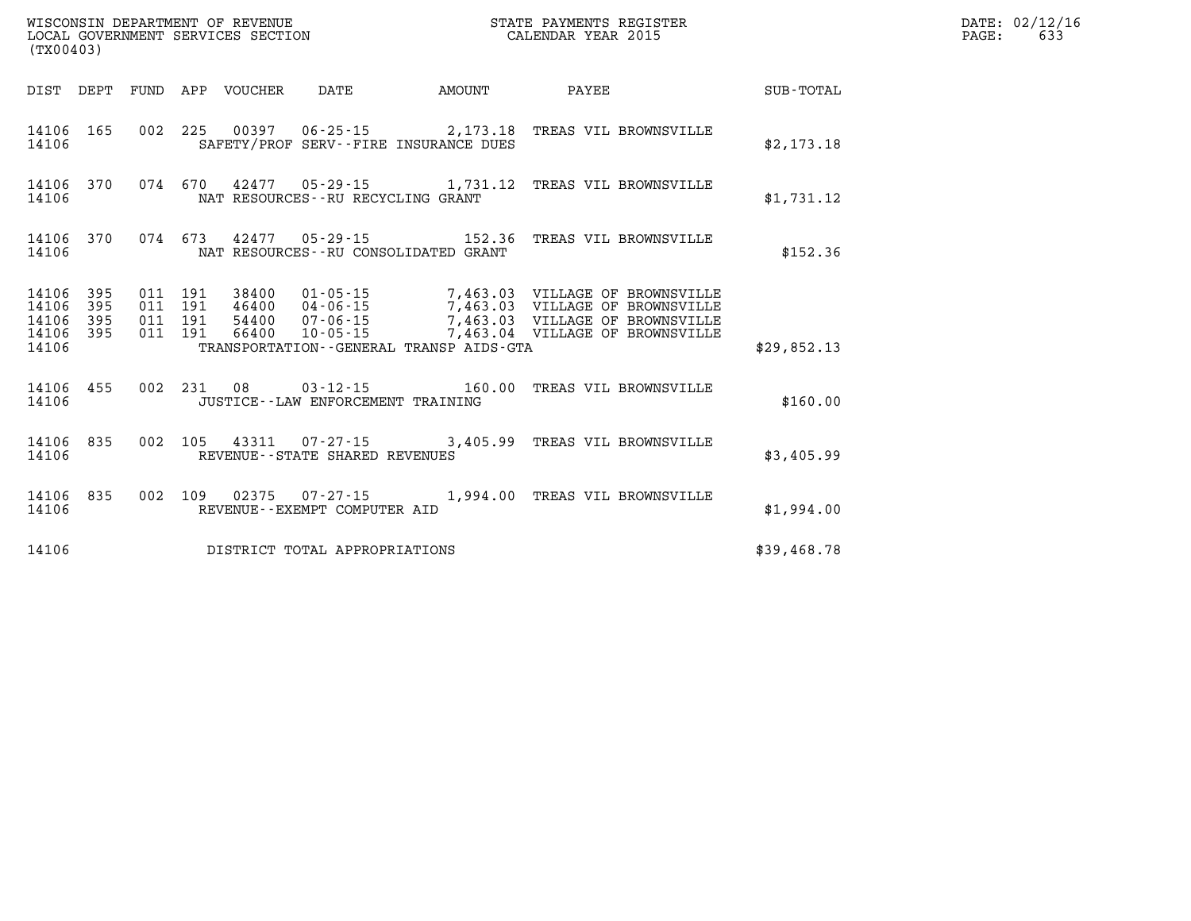WISCONSIN DEPARTMENT OF REVENUE
LOCAL GOVERNMENT SERVICES SECTION
(TX00403)

STATE PAYMENTS REGISTER
CALENDAR YEAR 2015

DATE: 02/12/16

| DIST | DEPT | FUND | APP | VOUCHER | DATE | AMOUNT | PAYEE | SUB-TOTAL |
|---|---|---|---|---|---|---|---|---|
| 14106 | 165 | 002 | 225 | 00397 | 06-25-15 | 2,173.18 | TREAS VIL BROWNSVILLE | |
| 14106 | | | | SAFETY/PROF SERV--FIRE INSURANCE DUES | | | | $2,173.18 |
| 14106 | 370 | 074 | 670 | 42477 | 05-29-15 | 1,731.12 | TREAS VIL BROWNSVILLE | |
| 14106 | | | | NAT RESOURCES--RU RECYCLING GRANT | | | | $1,731.12 |
| 14106 | 370 | 074 | 673 | 42477 | 05-29-15 | 152.36 | TREAS VIL BROWNSVILLE | |
| 14106 | | | | NAT RESOURCES--RU CONSOLIDATED GRANT | | | | $152.36 |
| 14106 | 395 | 011 | 191 | 38400 | 01-05-15 | 7,463.03 | VILLAGE OF BROWNSVILLE | |
| 14106 | 395 | 011 | 191 | 46400 | 04-06-15 | 7,463.03 | VILLAGE OF BROWNSVILLE | |
| 14106 | 395 | 011 | 191 | 54400 | 07-06-15 | 7,463.03 | VILLAGE OF BROWNSVILLE | |
| 14106 | 395 | 011 | 191 | 66400 | 10-05-15 | 7,463.04 | VILLAGE OF BROWNSVILLE | |
| 14106 | | | | TRANSPORTATION--GENERAL TRANSP AIDS-GTA | | | | $29,852.13 |
| 14106 | 455 | 002 | 231 | 08 | 03-12-15 | 160.00 | TREAS VIL BROWNSVILLE | |
| 14106 | | | | JUSTICE--LAW ENFORCEMENT TRAINING | | | | $160.00 |
| 14106 | 835 | 002 | 105 | 43311 | 07-27-15 | 3,405.99 | TREAS VIL BROWNSVILLE | |
| 14106 | | | | REVENUE--STATE SHARED REVENUES | | | | $3,405.99 |
| 14106 | 835 | 002 | 109 | 02375 | 07-27-15 | 1,994.00 | TREAS VIL BROWNSVILLE | |
| 14106 | | | | REVENUE--EXEMPT COMPUTER AID | | | | $1,994.00 |
| 14106 | | | | DISTRICT TOTAL APPROPRIATIONS | | | | $39,468.78 |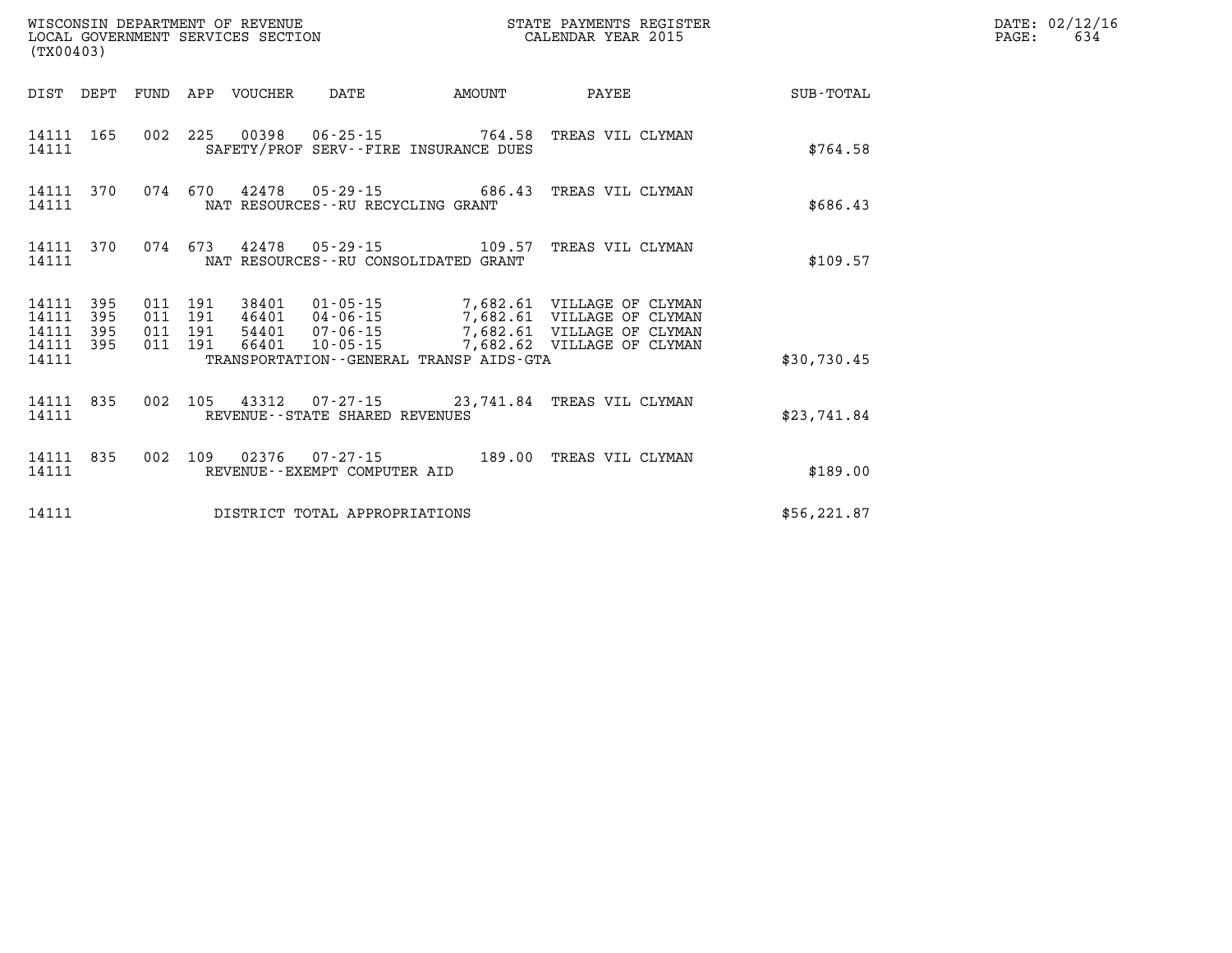WISCONSIN DEPARTMENT OF REVENUE
LOCAL GOVERNMENT SERVICES SECTION
(TX00403)

STATE PAYMENTS REGISTER
CALENDAR YEAR 2015

DATE: 02/12/16
PAGE: 634

| DIST | DEPT | FUND | APP | VOUCHER | DATE | AMOUNT | PAYEE | SUB-TOTAL |
|---|---|---|---|---|---|---|---|---|
| 14111 | 165 | 002 | 225 | 00398 | 06-25-15 | 764.58 | TREAS VIL CLYMAN | |
| 14111 | | | | SAFETY/PROF SERV--FIRE INSURANCE DUES | | | | $764.58 |
| 14111 | 370 | 074 | 670 | 42478 | 05-29-15 | 686.43 | TREAS VIL CLYMAN | |
| 14111 | | | | NAT RESOURCES--RU RECYCLING GRANT | | | | $686.43 |
| 14111 | 370 | 074 | 673 | 42478 | 05-29-15 | 109.57 | TREAS VIL CLYMAN | |
| 14111 | | | | NAT RESOURCES--RU CONSOLIDATED GRANT | | | | $109.57 |
| 14111 | 395 | 011 | 191 | 38401 | 01-05-15 | 7,682.61 | VILLAGE OF CLYMAN | |
| 14111 | 395 | 011 | 191 | 46401 | 04-06-15 | 7,682.61 | VILLAGE OF CLYMAN | |
| 14111 | 395 | 011 | 191 | 54401 | 07-06-15 | 7,682.61 | VILLAGE OF CLYMAN | |
| 14111 | 395 | 011 | 191 | 66401 | 10-05-15 | 7,682.62 | VILLAGE OF CLYMAN | |
| 14111 | | | | TRANSPORTATION--GENERAL TRANSP AIDS-GTA | | | | $30,730.45 |
| 14111 | 835 | 002 | 105 | 43312 | 07-27-15 | 23,741.84 | TREAS VIL CLYMAN | |
| 14111 | | | | REVENUE--STATE SHARED REVENUES | | | | $23,741.84 |
| 14111 | 835 | 002 | 109 | 02376 | 07-27-15 | 189.00 | TREAS VIL CLYMAN | |
| 14111 | | | | REVENUE--EXEMPT COMPUTER AID | | | | $189.00 |
| 14111 | | | | DISTRICT TOTAL APPROPRIATIONS | | | | $56,221.87 |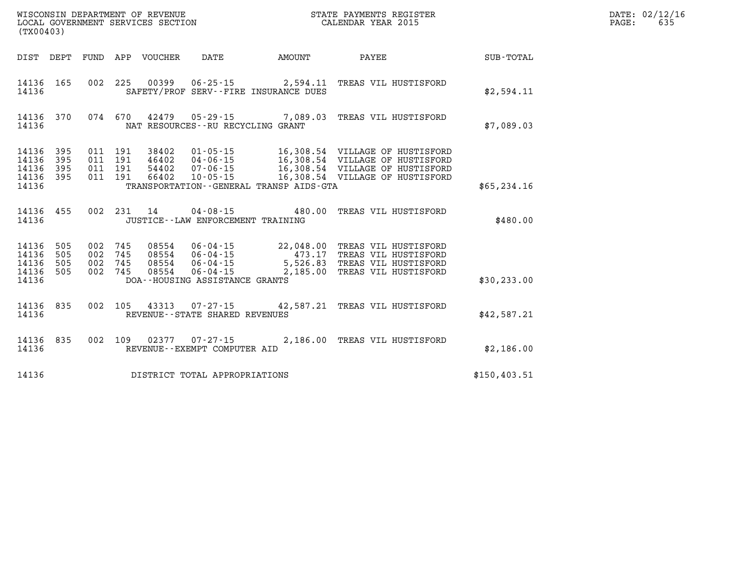WISCONSIN DEPARTMENT OF REVENUE
LOCAL GOVERNMENT SERVICES SECTION
(TX00403)

STATE PAYMENTS REGISTER
CALENDAR YEAR 2015

DATE: 02/12/16

| DIST | DEPT | FUND | APP | VOUCHER | DATE | AMOUNT | PAYEE | SUB-TOTAL |
|---|---|---|---|---|---|---|---|---|
| 14136 | 165 | 002 | 225 | 00399 | 06-25-15 | 2,594.11 | TREAS VIL HUSTISFORD | |
| 14136 | | | | | SAFETY/PROF SERV--FIRE INSURANCE DUES | | | $2,594.11 |
| 14136 | 370 | 074 | 670 | 42479 | 05-29-15 | 7,089.03 | TREAS VIL HUSTISFORD | |
| 14136 | | | | | NAT RESOURCES--RU RECYCLING GRANT | | | $7,089.03 |
| 14136 | 395 | 011 | 191 | 38402 | 01-05-15 | 16,308.54 | VILLAGE OF HUSTISFORD | |
| 14136 | 395 | 011 | 191 | 46402 | 04-06-15 | 16,308.54 | VILLAGE OF HUSTISFORD | |
| 14136 | 395 | 011 | 191 | 54402 | 07-06-15 | 16,308.54 | VILLAGE OF HUSTISFORD | |
| 14136 | 395 | 011 | 191 | 66402 | 10-05-15 | 16,308.54 | VILLAGE OF HUSTISFORD | |
| 14136 | | | | | TRANSPORTATION--GENERAL TRANSP AIDS-GTA | | | $65,234.16 |
| 14136 | 455 | 002 | 231 | 14 | 04-08-15 | 480.00 | TREAS VIL HUSTISFORD | |
| 14136 | | | | | JUSTICE--LAW ENFORCEMENT TRAINING | | | $480.00 |
| 14136 | 505 | 002 | 745 | 08554 | 06-04-15 | 22,048.00 | TREAS VIL HUSTISFORD | |
| 14136 | 505 | 002 | 745 | 08554 | 06-04-15 | 473.17 | TREAS VIL HUSTISFORD | |
| 14136 | 505 | 002 | 745 | 08554 | 06-04-15 | 5,526.83 | TREAS VIL HUSTISFORD | |
| 14136 | 505 | 002 | 745 | 08554 | 06-04-15 | 2,185.00 | TREAS VIL HUSTISFORD | |
| 14136 | | | | | DOA--HOUSING ASSISTANCE GRANTS | | | $30,233.00 |
| 14136 | 835 | 002 | 105 | 43313 | 07-27-15 | 42,587.21 | TREAS VIL HUSTISFORD | |
| 14136 | | | | | REVENUE--STATE SHARED REVENUES | | | $42,587.21 |
| 14136 | 835 | 002 | 109 | 02377 | 07-27-15 | 2,186.00 | TREAS VIL HUSTISFORD | |
| 14136 | | | | | REVENUE--EXEMPT COMPUTER AID | | | $2,186.00 |
| 14136 | | | | | DISTRICT TOTAL APPROPRIATIONS | | | $150,403.51 |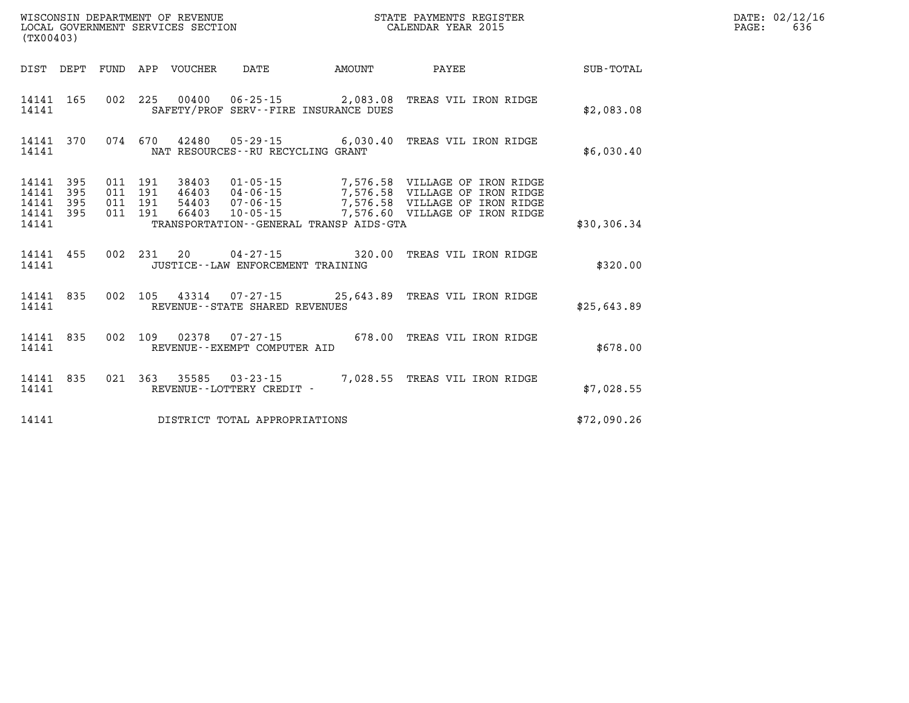WISCONSIN DEPARTMENT OF REVENUE
LOCAL GOVERNMENT SERVICES SECTION
(TX00403)

STATE PAYMENTS REGISTER
CALENDAR YEAR 2015

| DIST | DEPT | FUND | APP | VOUCHER | DATE | AMOUNT | PAYEE | SUB-TOTAL |
|---|---|---|---|---|---|---|---|---|
| 14141 | 165 | 002 | 225 | 00400 | 06-25-15 | 2,083.08 | TREAS VIL IRON RIDGE | |
| 14141 | | | | SAFETY/PROF SERV--FIRE INSURANCE DUES | | | | $2,083.08 |
| 14141 | 370 | 074 | 670 | 42480 | 05-29-15 | 6,030.40 | TREAS VIL IRON RIDGE | |
| 14141 | | | | NAT RESOURCES--RU RECYCLING GRANT | | | | $6,030.40 |
| 14141 | 395 | 011 | 191 | 38403 | 01-05-15 | 7,576.58 | VILLAGE OF IRON RIDGE | |
| 14141 | 395 | 011 | 191 | 46403 | 04-06-15 | 7,576.58 | VILLAGE OF IRON RIDGE | |
| 14141 | 395 | 011 | 191 | 54403 | 07-06-15 | 7,576.58 | VILLAGE OF IRON RIDGE | |
| 14141 | 395 | 011 | 191 | 66403 | 10-05-15 | 7,576.60 | VILLAGE OF IRON RIDGE | |
| 14141 | | | | TRANSPORTATION--GENERAL TRANSP AIDS-GTA | | | | $30,306.34 |
| 14141 | 455 | 002 | 231 | 20 | 04-27-15 | 320.00 | TREAS VIL IRON RIDGE | |
| 14141 | | | | JUSTICE--LAW ENFORCEMENT TRAINING | | | | $320.00 |
| 14141 | 835 | 002 | 105 | 43314 | 07-27-15 | 25,643.89 | TREAS VIL IRON RIDGE | |
| 14141 | | | | REVENUE--STATE SHARED REVENUES | | | | $25,643.89 |
| 14141 | 835 | 002 | 109 | 02378 | 07-27-15 | 678.00 | TREAS VIL IRON RIDGE | |
| 14141 | | | | REVENUE--EXEMPT COMPUTER AID | | | | $678.00 |
| 14141 | 835 | 021 | 363 | 35585 | 03-23-15 | 7,028.55 | TREAS VIL IRON RIDGE | |
| 14141 | | | | REVENUE--LOTTERY CREDIT - | | | | $7,028.55 |
| 14141 | | | | DISTRICT TOTAL APPROPRIATIONS | | | | $72,090.26 |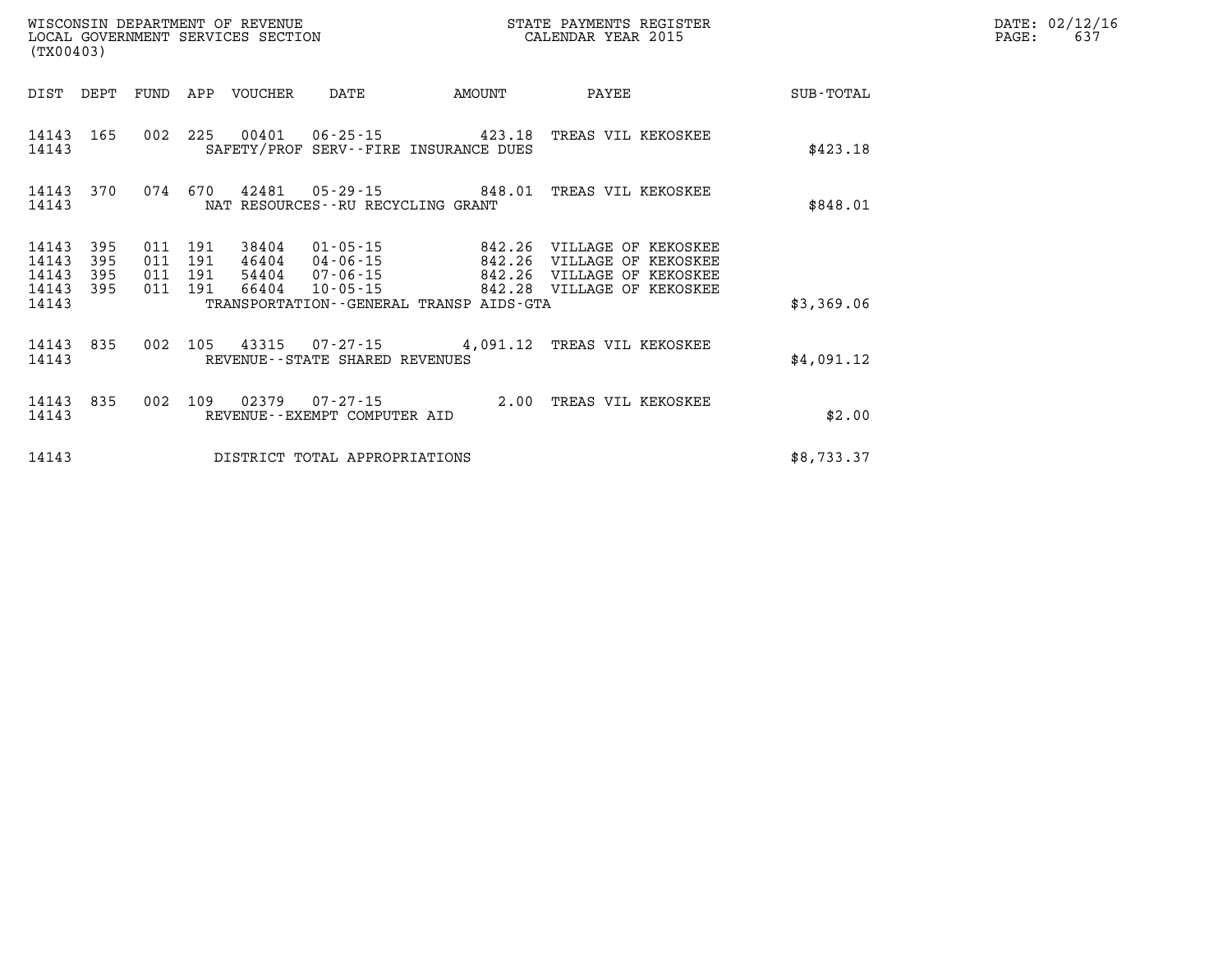WISCONSIN DEPARTMENT OF REVENUE
LOCAL GOVERNMENT SERVICES SECTION
(TX00403)

STATE PAYMENTS REGISTER
CALENDAR YEAR 2015

DATE: 02/12/16
PAGE: 637

| DIST | DEPT | FUND | APP | VOUCHER | DATE | AMOUNT | PAYEE | SUB-TOTAL |
|---|---|---|---|---|---|---|---|---|
| 14143 | 165 | 002 | 225 | 00401 | 06-25-15 | 423.18 | TREAS VIL KEKOSKEE | |
| 14143 | | | | SAFETY/PROF SERV--FIRE INSURANCE DUES | | | | $423.18 |
| 14143 | 370 | 074 | 670 | 42481 | 05-29-15 | 848.01 | TREAS VIL KEKOSKEE | |
| 14143 | | | | NAT RESOURCES--RU RECYCLING GRANT | | | | $848.01 |
| 14143 | 395 | 011 | 191 | 38404 | 01-05-15 | 842.26 | VILLAGE OF KEKOSKEE | |
| 14143 | 395 | 011 | 191 | 46404 | 04-06-15 | 842.26 | VILLAGE OF KEKOSKEE | |
| 14143 | 395 | 011 | 191 | 54404 | 07-06-15 | 842.26 | VILLAGE OF KEKOSKEE | |
| 14143 | 395 | 011 | 191 | 66404 | 10-05-15 | 842.28 | VILLAGE OF KEKOSKEE | |
| 14143 | | | | TRANSPORTATION--GENERAL TRANSP AIDS-GTA | | | | $3,369.06 |
| 14143 | 835 | 002 | 105 | 43315 | 07-27-15 | 4,091.12 | TREAS VIL KEKOSKEE | |
| 14143 | | | | REVENUE--STATE SHARED REVENUES | | | | $4,091.12 |
| 14143 | 835 | 002 | 109 | 02379 | 07-27-15 | 2.00 | TREAS VIL KEKOSKEE | |
| 14143 | | | | REVENUE--EXEMPT COMPUTER AID | | | | $2.00 |
| 14143 | | | | DISTRICT TOTAL APPROPRIATIONS | | | | $8,733.37 |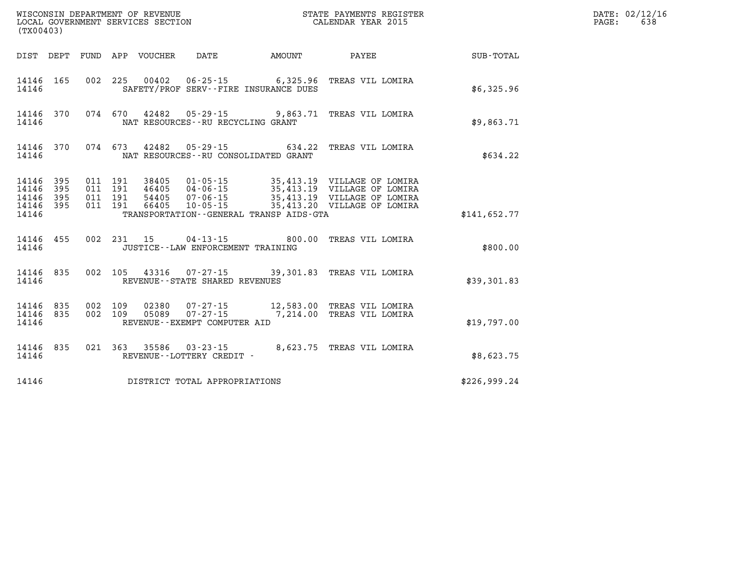WISCONSIN DEPARTMENT OF REVENUE
LOCAL GOVERNMENT SERVICES SECTION
(TX00403)

STATE PAYMENTS REGISTER
CALENDAR YEAR 2015

DATE: 02/12/16
PAGE: 638

| DIST | DEPT | FUND | APP | VOUCHER | DATE | AMOUNT | PAYEE | SUB-TOTAL |
|---|---|---|---|---|---|---|---|---|
| 14146 | 165 | 002 | 225 | 00402 | 06-25-15 | 6,325.96 | TREAS VIL LOMIRA | |
| 14146 | | | | | SAFETY/PROF SERV--FIRE INSURANCE DUES | | | $6,325.96 |
| 14146 | 370 | 074 | 670 | 42482 | 05-29-15 | 9,863.71 | TREAS VIL LOMIRA | |
| 14146 | | | | | NAT RESOURCES--RU RECYCLING GRANT | | | $9,863.71 |
| 14146 | 370 | 074 | 673 | 42482 | 05-29-15 | 634.22 | TREAS VIL LOMIRA | |
| 14146 | | | | | NAT RESOURCES--RU CONSOLIDATED GRANT | | | $634.22 |
| 14146 | 395 | 011 | 191 | 38405 | 01-05-15 | 35,413.19 | VILLAGE OF LOMIRA | |
| 14146 | 395 | 011 | 191 | 46405 | 04-06-15 | 35,413.19 | VILLAGE OF LOMIRA | |
| 14146 | 395 | 011 | 191 | 54405 | 07-06-15 | 35,413.19 | VILLAGE OF LOMIRA | |
| 14146 | 395 | 011 | 191 | 66405 | 10-05-15 | 35,413.20 | VILLAGE OF LOMIRA | |
| 14146 | | | | | TRANSPORTATION--GENERAL TRANSP AIDS-GTA | | | $141,652.77 |
| 14146 | 455 | 002 | 231 | 15 | 04-13-15 | 800.00 | TREAS VIL LOMIRA | |
| 14146 | | | | | JUSTICE--LAW ENFORCEMENT TRAINING | | | $800.00 |
| 14146 | 835 | 002 | 105 | 43316 | 07-27-15 | 39,301.83 | TREAS VIL LOMIRA | |
| 14146 | | | | | REVENUE--STATE SHARED REVENUES | | | $39,301.83 |
| 14146 | 835 | 002 | 109 | 02380 | 07-27-15 | 12,583.00 | TREAS VIL LOMIRA | |
| 14146 | 835 | 002 | 109 | 05089 | 07-27-15 | 7,214.00 | TREAS VIL LOMIRA | |
| 14146 | | | | | REVENUE--EXEMPT COMPUTER AID | | | $19,797.00 |
| 14146 | 835 | 021 | 363 | 35586 | 03-23-15 | 8,623.75 | TREAS VIL LOMIRA | |
| 14146 | | | | | REVENUE--LOTTERY CREDIT - | | | $8,623.75 |
| 14146 | | | | | DISTRICT TOTAL APPROPRIATIONS | | | $226,999.24 |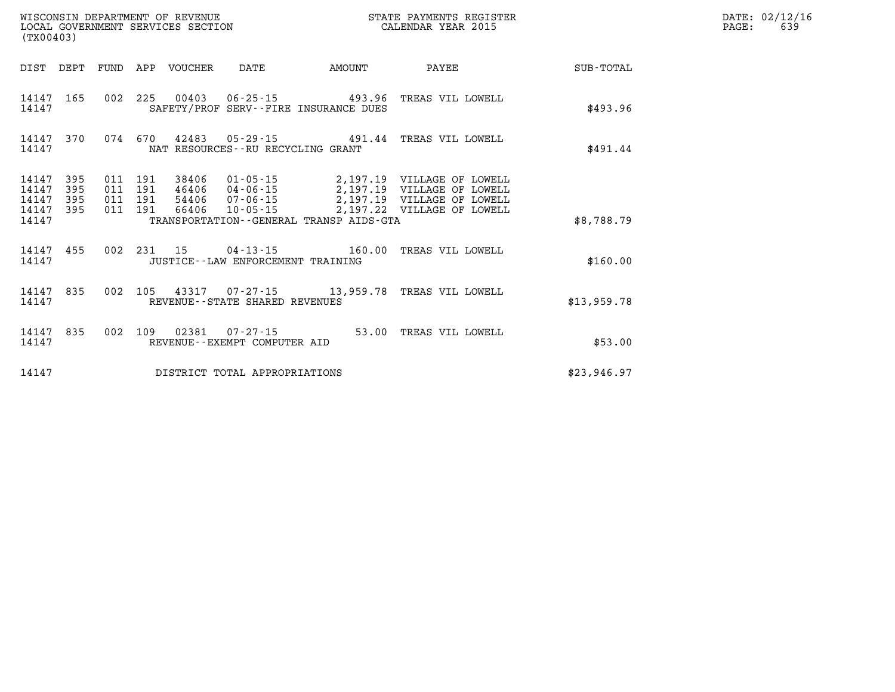WISCONSIN DEPARTMENT OF REVENUE
LOCAL GOVERNMENT SERVICES SECTION
(TX00403)

STATE PAYMENTS REGISTER
CALENDAR YEAR 2015

DATE: 02/12/16
PAGE: 639

| DIST | DEPT | FUND | APP | VOUCHER | DATE | AMOUNT | PAYEE | SUB-TOTAL |
|---|---|---|---|---|---|---|---|---|
| 14147 | 165 | 002 | 225 | 00403 | 06-25-15 | 493.96 | TREAS VIL LOWELL | |
| 14147 | | | | SAFETY/PROF SERV--FIRE INSURANCE DUES | | | | $493.96 |
| 14147 | 370 | 074 | 670 | 42483 | 05-29-15 | 491.44 | TREAS VIL LOWELL | |
| 14147 | | | | NAT RESOURCES--RU RECYCLING GRANT | | | | $491.44 |
| 14147 | 395 | 011 | 191 | 38406 | 01-05-15 | 2,197.19 | VILLAGE OF LOWELL | |
| 14147 | 395 | 011 | 191 | 46406 | 04-06-15 | 2,197.19 | VILLAGE OF LOWELL | |
| 14147 | 395 | 011 | 191 | 54406 | 07-06-15 | 2,197.19 | VILLAGE OF LOWELL | |
| 14147 | 395 | 011 | 191 | 66406 | 10-05-15 | 2,197.22 | VILLAGE OF LOWELL | |
| 14147 | | | | TRANSPORTATION--GENERAL TRANSP AIDS-GTA | | | | $8,788.79 |
| 14147 | 455 | 002 | 231 | 15 | 04-13-15 | 160.00 | TREAS VIL LOWELL | |
| 14147 | | | | JUSTICE--LAW ENFORCEMENT TRAINING | | | | $160.00 |
| 14147 | 835 | 002 | 105 | 43317 | 07-27-15 | 13,959.78 | TREAS VIL LOWELL | |
| 14147 | | | | REVENUE--STATE SHARED REVENUES | | | | $13,959.78 |
| 14147 | 835 | 002 | 109 | 02381 | 07-27-15 | 53.00 | TREAS VIL LOWELL | |
| 14147 | | | | REVENUE--EXEMPT COMPUTER AID | | | | $53.00 |
| 14147 | | | | DISTRICT TOTAL APPROPRIATIONS | | | | $23,946.97 |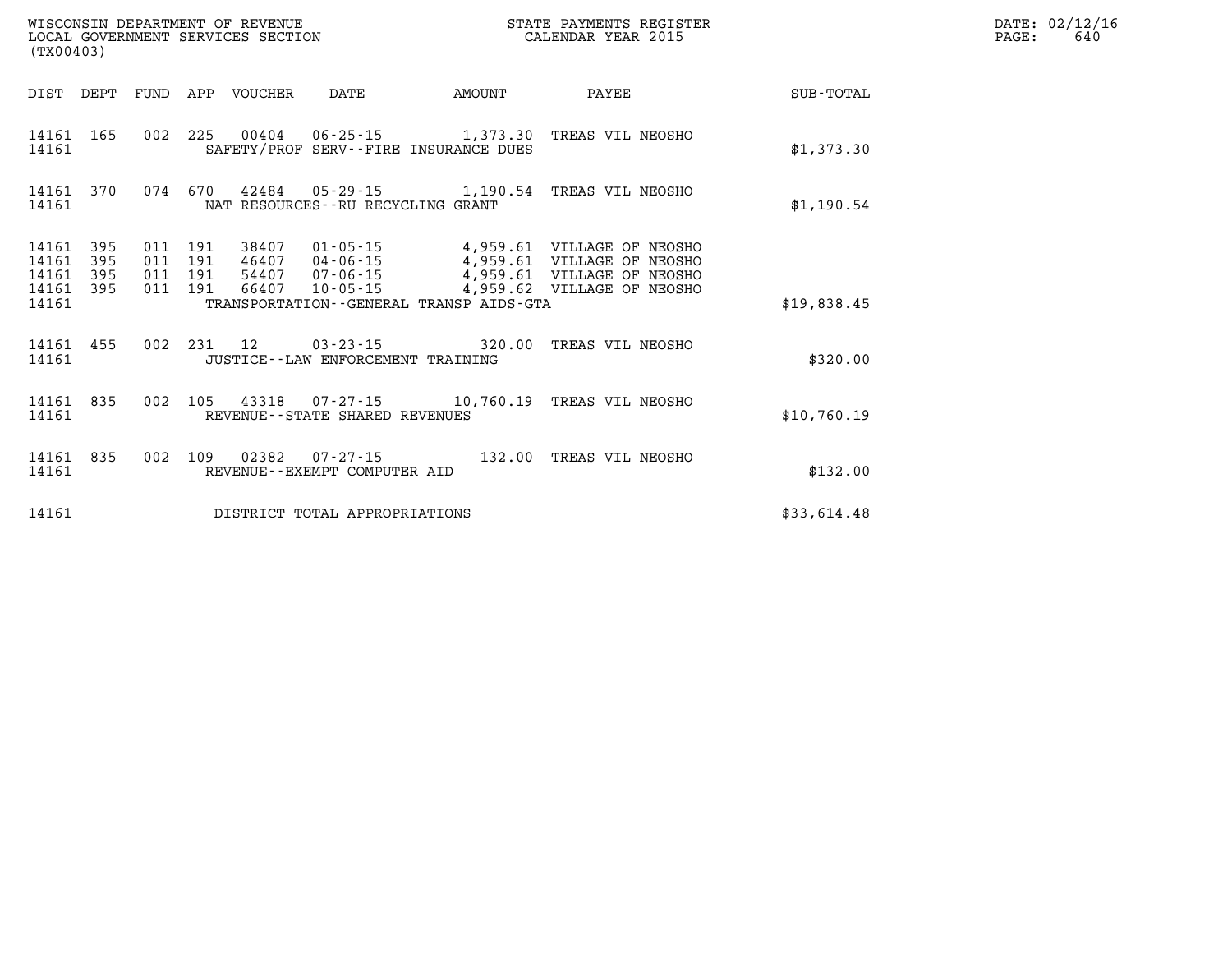WISCONSIN DEPARTMENT OF REVENUE
LOCAL GOVERNMENT SERVICES SECTION
(TX00403)

STATE PAYMENTS REGISTER
CALENDAR YEAR 2015

| DIST | DEPT | FUND | APP | VOUCHER | DATE | AMOUNT | PAYEE | SUB-TOTAL |
|---|---|---|---|---|---|---|---|---|
| 14161 | 165 | 002 | 225 | 00404 | 06-25-15 | 1,373.30 | TREAS VIL NEOSHO | |
| 14161 | | | | | SAFETY/PROF SERV--FIRE INSURANCE DUES | | | $1,373.30 |
| 14161 | 370 | 074 | 670 | 42484 | 05-29-15 | 1,190.54 | TREAS VIL NEOSHO | |
| 14161 | | | | | NAT RESOURCES--RU RECYCLING GRANT | | | $1,190.54 |
| 14161 | 395 | 011 | 191 | 38407 | 01-05-15 | 4,959.61 | VILLAGE OF NEOSHO | |
| 14161 | 395 | 011 | 191 | 46407 | 04-06-15 | 4,959.61 | VILLAGE OF NEOSHO | |
| 14161 | 395 | 011 | 191 | 54407 | 07-06-15 | 4,959.61 | VILLAGE OF NEOSHO | |
| 14161 | 395 | 011 | 191 | 66407 | 10-05-15 | 4,959.62 | VILLAGE OF NEOSHO | |
| 14161 | | | | | TRANSPORTATION--GENERAL TRANSP AIDS-GTA | | | $19,838.45 |
| 14161 | 455 | 002 | 231 | 12 | 03-23-15 | 320.00 | TREAS VIL NEOSHO | |
| 14161 | | | | | JUSTICE--LAW ENFORCEMENT TRAINING | | | $320.00 |
| 14161 | 835 | 002 | 105 | 43318 | 07-27-15 | 10,760.19 | TREAS VIL NEOSHO | |
| 14161 | | | | | REVENUE--STATE SHARED REVENUES | | | $10,760.19 |
| 14161 | 835 | 002 | 109 | 02382 | 07-27-15 | 132.00 | TREAS VIL NEOSHO | |
| 14161 | | | | | REVENUE--EXEMPT COMPUTER AID | | | $132.00 |
| 14161 | | | | | DISTRICT TOTAL APPROPRIATIONS | | | $33,614.48 |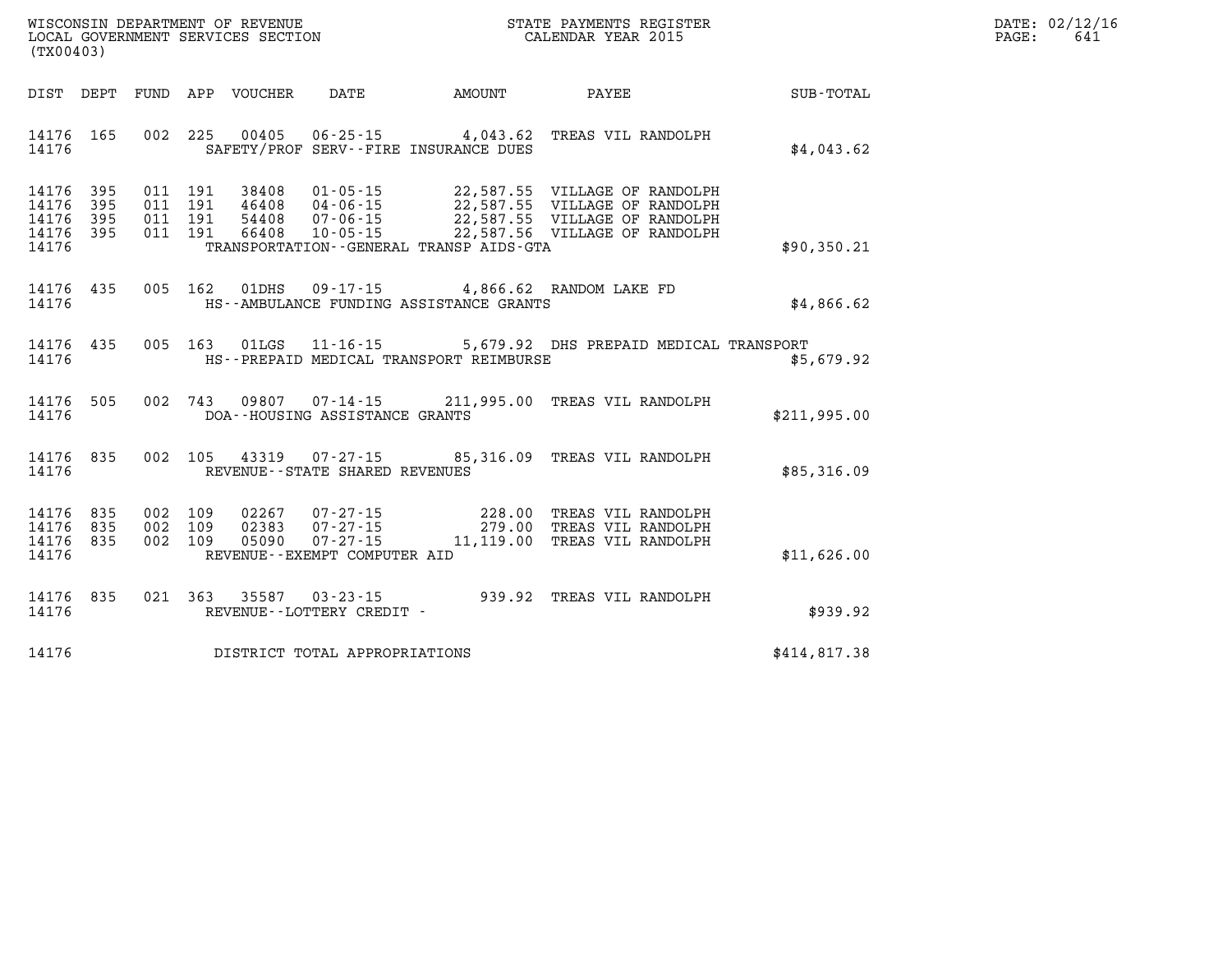WISCONSIN DEPARTMENT OF REVENUE
LOCAL GOVERNMENT SERVICES SECTION
(TX00403)

STATE PAYMENTS REGISTER
CALENDAR YEAR 2015

DATE: 02/12/16
PAGE: 641

| DIST | DEPT | FUND | APP | VOUCHER | DATE | AMOUNT | PAYEE | SUB-TOTAL |
|---|---|---|---|---|---|---|---|---|
| 14176 | 165 | 002 | 225 | 00405 | 06-25-15 | 4,043.62 | TREAS VIL RANDOLPH | |
| 14176 | | | | SAFETY/PROF SERV--FIRE INSURANCE DUES | | | | $4,043.62 |
| 14176 | 395 | 011 | 191 | 38408 | 01-05-15 | 22,587.55 | VILLAGE OF RANDOLPH | |
| 14176 | 395 | 011 | 191 | 46408 | 04-06-15 | 22,587.55 | VILLAGE OF RANDOLPH | |
| 14176 | 395 | 011 | 191 | 54408 | 07-06-15 | 22,587.55 | VILLAGE OF RANDOLPH | |
| 14176 | 395 | 011 | 191 | 66408 | 10-05-15 | 22,587.56 | VILLAGE OF RANDOLPH | |
| 14176 | | | | TRANSPORTATION--GENERAL TRANSP AIDS-GTA | | | | $90,350.21 |
| 14176 | 435 | 005 | 162 | 01DHS | 09-17-15 | 4,866.62 | RANDOM LAKE FD | |
| 14176 | | | | HS--AMBULANCE FUNDING ASSISTANCE GRANTS | | | | $4,866.62 |
| 14176 | 435 | 005 | 163 | 01LGS | 11-16-15 | 5,679.92 | DHS PREPAID MEDICAL TRANSPORT | |
| 14176 | | | | HS--PREPAID MEDICAL TRANSPORT REIMBURSE | | | | $5,679.92 |
| 14176 | 505 | 002 | 743 | 09807 | 07-14-15 | 211,995.00 | TREAS VIL RANDOLPH | |
| 14176 | | | | DOA--HOUSING ASSISTANCE GRANTS | | | | $211,995.00 |
| 14176 | 835 | 002 | 105 | 43319 | 07-27-15 | 85,316.09 | TREAS VIL RANDOLPH | |
| 14176 | | | | REVENUE--STATE SHARED REVENUES | | | | $85,316.09 |
| 14176 | 835 | 002 | 109 | 02267 | 07-27-15 | 228.00 | TREAS VIL RANDOLPH | |
| 14176 | 835 | 002 | 109 | 02383 | 07-27-15 | 279.00 | TREAS VIL RANDOLPH | |
| 14176 | 835 | 002 | 109 | 05090 | 07-27-15 | 11,119.00 | TREAS VIL RANDOLPH | |
| 14176 | | | | REVENUE--EXEMPT COMPUTER AID | | | | $11,626.00 |
| 14176 | 835 | 021 | 363 | 35587 | 03-23-15 | 939.92 | TREAS VIL RANDOLPH | |
| 14176 | | | | REVENUE--LOTTERY CREDIT - | | | | $939.92 |
| 14176 | | | | DISTRICT TOTAL APPROPRIATIONS | | | | $414,817.38 |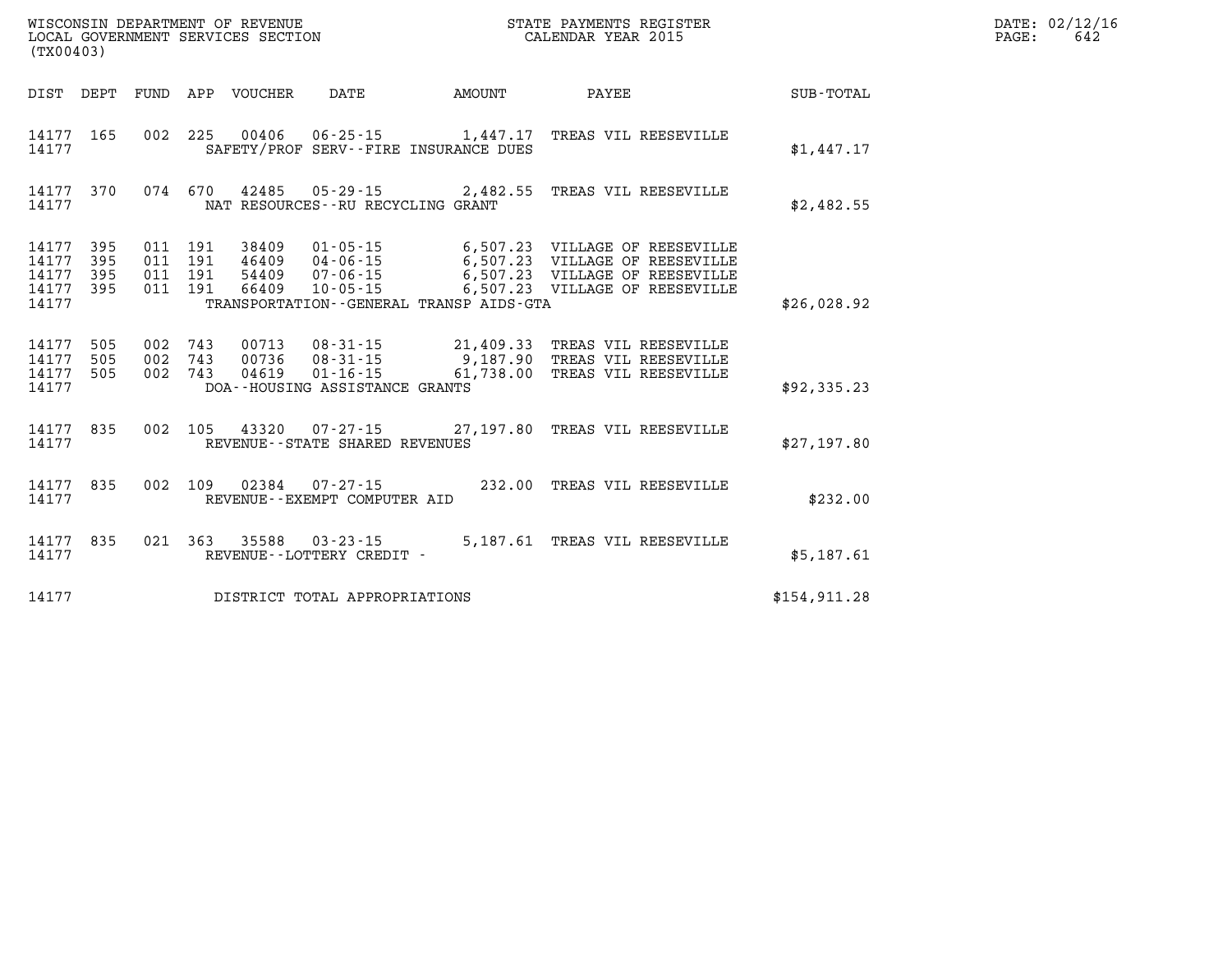WISCONSIN DEPARTMENT OF REVENUE
LOCAL GOVERNMENT SERVICES SECTION
(TX00403)

STATE PAYMENTS REGISTER
CALENDAR YEAR 2015

DATE: 02/12/16
PAGE: 642

| DIST | DEPT | FUND | APP | VOUCHER | DATE | AMOUNT | PAYEE | SUB-TOTAL |
|---|---|---|---|---|---|---|---|---|
| 14177 | 165 | 002 | 225 | 00406 | 06-25-15 | 1,447.17 | TREAS VIL REESEVILLE | |
| 14177 | | | | | SAFETY/PROF SERV--FIRE INSURANCE DUES | | | $1,447.17 |
| 14177 | 370 | 074 | 670 | 42485 | 05-29-15 | 2,482.55 | TREAS VIL REESEVILLE | |
| 14177 | | | | | NAT RESOURCES--RU RECYCLING GRANT | | | $2,482.55 |
| 14177 | 395 | 011 | 191 | 38409 | 01-05-15 | 6,507.23 | VILLAGE OF REESEVILLE | |
| 14177 | 395 | 011 | 191 | 46409 | 04-06-15 | 6,507.23 | VILLAGE OF REESEVILLE | |
| 14177 | 395 | 011 | 191 | 54409 | 07-06-15 | 6,507.23 | VILLAGE OF REESEVILLE | |
| 14177 | 395 | 011 | 191 | 66409 | 10-05-15 | 6,507.23 | VILLAGE OF REESEVILLE | |
| 14177 | | | | | TRANSPORTATION--GENERAL TRANSP AIDS-GTA | | | $26,028.92 |
| 14177 | 505 | 002 | 743 | 00713 | 08-31-15 | 21,409.33 | TREAS VIL REESEVILLE | |
| 14177 | 505 | 002 | 743 | 00736 | 08-31-15 | 9,187.90 | TREAS VIL REESEVILLE | |
| 14177 | 505 | 002 | 743 | 04619 | 01-16-15 | 61,738.00 | TREAS VIL REESEVILLE | |
| 14177 | | | | | DOA--HOUSING ASSISTANCE GRANTS | | | $92,335.23 |
| 14177 | 835 | 002 | 105 | 43320 | 07-27-15 | 27,197.80 | TREAS VIL REESEVILLE | |
| 14177 | | | | | REVENUE--STATE SHARED REVENUES | | | $27,197.80 |
| 14177 | 835 | 002 | 109 | 02384 | 07-27-15 | 232.00 | TREAS VIL REESEVILLE | |
| 14177 | | | | | REVENUE--EXEMPT COMPUTER AID | | | $232.00 |
| 14177 | 835 | 021 | 363 | 35588 | 03-23-15 | 5,187.61 | TREAS VIL REESEVILLE | |
| 14177 | | | | | REVENUE--LOTTERY CREDIT - | | | $5,187.61 |
| 14177 | | | | | DISTRICT TOTAL APPROPRIATIONS | | | $154,911.28 |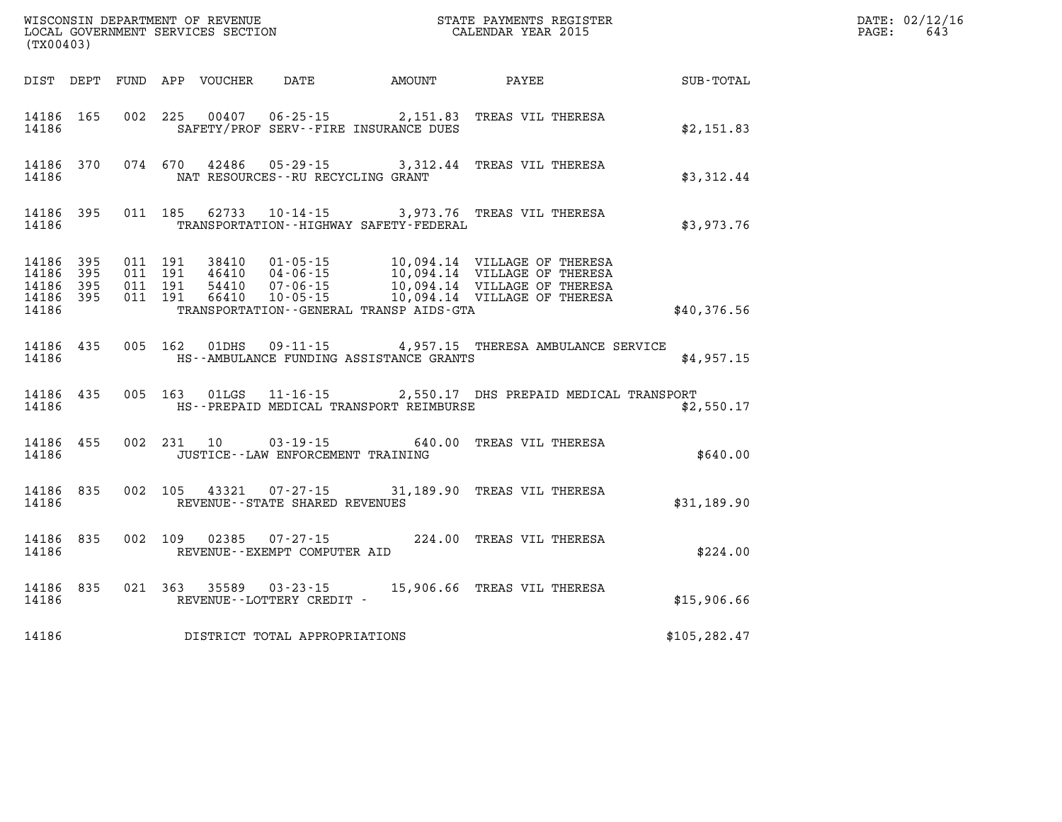WISCONSIN DEPARTMENT OF REVENUE
LOCAL GOVERNMENT SERVICES SECTION
(TX00403)

STATE PAYMENTS REGISTER
CALENDAR YEAR 2015

DATE: 02/12/16

| DIST | DEPT | FUND | APP | VOUCHER | DATE | AMOUNT | PAYEE | SUB-TOTAL |
|---|---|---|---|---|---|---|---|---|
| 14186 | 165 | 002 | 225 | 00407 | 06-25-15 | 2,151.83 | TREAS VIL THERESA | |
| 14186 | | | | | SAFETY/PROF SERV--FIRE INSURANCE DUES | | | $2,151.83 |
| 14186 | 370 | 074 | 670 | 42486 | 05-29-15 | 3,312.44 | TREAS VIL THERESA | |
| 14186 | | | | | NAT RESOURCES--RU RECYCLING GRANT | | | $3,312.44 |
| 14186 | 395 | 011 | 185 | 62733 | 10-14-15 | 3,973.76 | TREAS VIL THERESA | |
| 14186 | | | | | TRANSPORTATION--HIGHWAY SAFETY-FEDERAL | | | $3,973.76 |
| 14186 | 395 | 011 | 191 | 38410 | 01-05-15 | 10,094.14 | VILLAGE OF THERESA | |
| 14186 | 395 | 011 | 191 | 46410 | 04-06-15 | 10,094.14 | VILLAGE OF THERESA | |
| 14186 | 395 | 011 | 191 | 54410 | 07-06-15 | 10,094.14 | VILLAGE OF THERESA | |
| 14186 | 395 | 011 | 191 | 66410 | 10-05-15 | 10,094.14 | VILLAGE OF THERESA | |
| 14186 | | | | | TRANSPORTATION--GENERAL TRANSP AIDS-GTA | | | $40,376.56 |
| 14186 | 435 | 005 | 162 | 01DHS | 09-11-15 | 4,957.15 | THERESA AMBULANCE SERVICE | |
| 14186 | | | | | HS--AMBULANCE FUNDING ASSISTANCE GRANTS | | | $4,957.15 |
| 14186 | 435 | 005 | 163 | 01LGS | 11-16-15 | 2,550.17 | DHS PREPAID MEDICAL TRANSPORT | |
| 14186 | | | | | HS--PREPAID MEDICAL TRANSPORT REIMBURSE | | | $2,550.17 |
| 14186 | 455 | 002 | 231 | 10 | 03-19-15 | 640.00 | TREAS VIL THERESA | |
| 14186 | | | | | JUSTICE--LAW ENFORCEMENT TRAINING | | | $640.00 |
| 14186 | 835 | 002 | 105 | 43321 | 07-27-15 | 31,189.90 | TREAS VIL THERESA | |
| 14186 | | | | | REVENUE--STATE SHARED REVENUES | | | $31,189.90 |
| 14186 | 835 | 002 | 109 | 02385 | 07-27-15 | 224.00 | TREAS VIL THERESA | |
| 14186 | | | | | REVENUE--EXEMPT COMPUTER AID | | | $224.00 |
| 14186 | 835 | 021 | 363 | 35589 | 03-23-15 | 15,906.66 | TREAS VIL THERESA | |
| 14186 | | | | | REVENUE--LOTTERY CREDIT - | | | $15,906.66 |
| 14186 | | | | | DISTRICT TOTAL APPROPRIATIONS | | | $105,282.47 |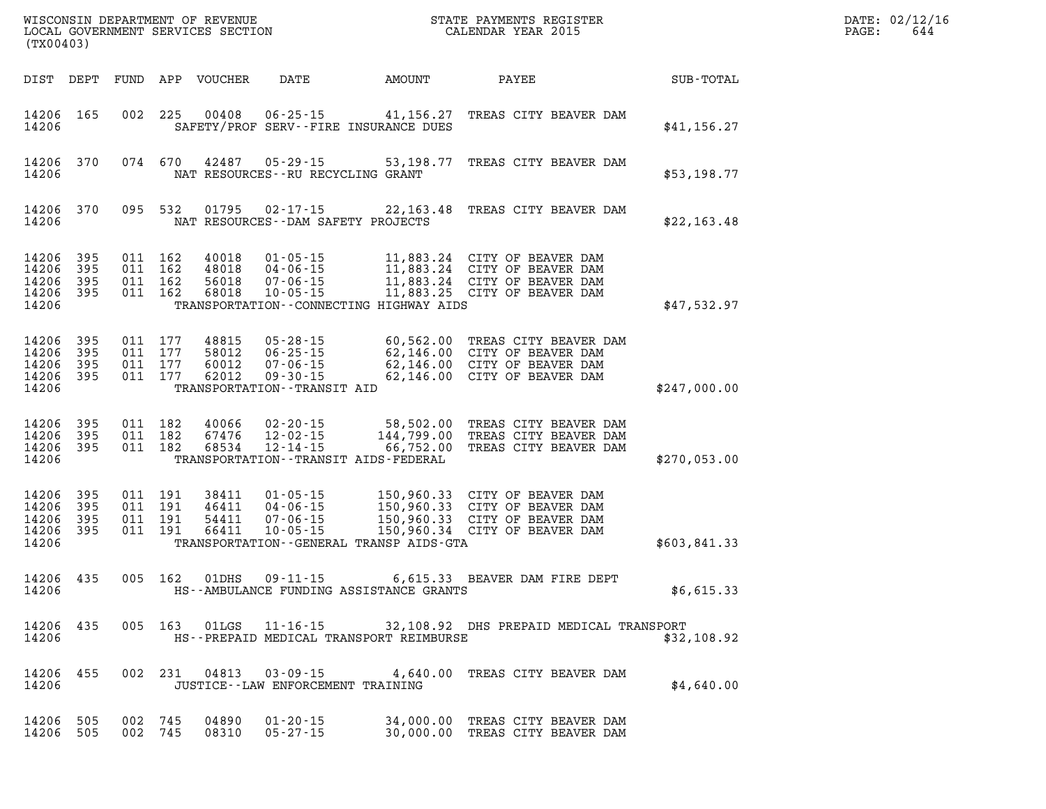WISCONSIN DEPARTMENT OF REVENUE
LOCAL GOVERNMENT SERVICES SECTION
(TX00403)

STATE PAYMENTS REGISTER
CALENDAR YEAR 2015

DATE: 02/12/16
PAGE: 644

| DIST | DEPT | FUND | APP | VOUCHER | DATE | AMOUNT | PAYEE | SUB-TOTAL |
|---|---|---|---|---|---|---|---|---|
| 14206 | 165 | 002 | 225 | 00408 | 06-25-15 | 41,156.27 | TREAS CITY BEAVER DAM | |
| 14206 | | | | SAFETY/PROF SERV--FIRE INSURANCE DUES | | | | $41,156.27 |
| 14206 | 370 | 074 | 670 | 42487 | 05-29-15 | 53,198.77 | TREAS CITY BEAVER DAM | |
| 14206 | | | | NAT RESOURCES--RU RECYCLING GRANT | | | | $53,198.77 |
| 14206 | 370 | 095 | 532 | 01795 | 02-17-15 | 22,163.48 | TREAS CITY BEAVER DAM | |
| 14206 | | | | NAT RESOURCES--DAM SAFETY PROJECTS | | | | $22,163.48 |
| 14206 | 395 | 011 | 162 | 40018 | 01-05-15 | 11,883.24 | CITY OF BEAVER DAM | |
| 14206 | 395 | 011 | 162 | 48018 | 04-06-15 | 11,883.24 | CITY OF BEAVER DAM | |
| 14206 | 395 | 011 | 162 | 56018 | 07-06-15 | 11,883.24 | CITY OF BEAVER DAM | |
| 14206 | 395 | 011 | 162 | 68018 | 10-05-15 | 11,883.25 | CITY OF BEAVER DAM | |
| 14206 | | | | TRANSPORTATION--CONNECTING HIGHWAY AIDS | | | | $47,532.97 |
| 14206 | 395 | 011 | 177 | 48815 | 05-28-15 | 60,562.00 | TREAS CITY BEAVER DAM | |
| 14206 | 395 | 011 | 177 | 58012 | 06-25-15 | 62,146.00 | CITY OF BEAVER DAM | |
| 14206 | 395 | 011 | 177 | 60012 | 07-06-15 | 62,146.00 | CITY OF BEAVER DAM | |
| 14206 | 395 | 011 | 177 | 62012 | 09-30-15 | 62,146.00 | CITY OF BEAVER DAM | |
| 14206 | | | | TRANSPORTATION--TRANSIT AID | | | | $247,000.00 |
| 14206 | 395 | 011 | 182 | 40066 | 02-20-15 | 58,502.00 | TREAS CITY BEAVER DAM | |
| 14206 | 395 | 011 | 182 | 67476 | 12-02-15 | 144,799.00 | TREAS CITY BEAVER DAM | |
| 14206 | 395 | 011 | 182 | 68534 | 12-14-15 | 66,752.00 | TREAS CITY BEAVER DAM | |
| 14206 | | | | TRANSPORTATION--TRANSIT AIDS-FEDERAL | | | | $270,053.00 |
| 14206 | 395 | 011 | 191 | 38411 | 01-05-15 | 150,960.33 | CITY OF BEAVER DAM | |
| 14206 | 395 | 011 | 191 | 46411 | 04-06-15 | 150,960.33 | CITY OF BEAVER DAM | |
| 14206 | 395 | 011 | 191 | 54411 | 07-06-15 | 150,960.33 | CITY OF BEAVER DAM | |
| 14206 | 395 | 011 | 191 | 66411 | 10-05-15 | 150,960.34 | CITY OF BEAVER DAM | |
| 14206 | | | | TRANSPORTATION--GENERAL TRANSP AIDS-GTA | | | | $603,841.33 |
| 14206 | 435 | 005 | 162 | 01DHS | 09-11-15 | 6,615.33 | BEAVER DAM FIRE DEPT | |
| 14206 | | | | HS--AMBULANCE FUNDING ASSISTANCE GRANTS | | | | $6,615.33 |
| 14206 | 435 | 005 | 163 | 01LGS | 11-16-15 | 32,108.92 | DHS PREPAID MEDICAL TRANSPORT | |
| 14206 | | | | HS--PREPAID MEDICAL TRANSPORT REIMBURSE | | | | $32,108.92 |
| 14206 | 455 | 002 | 231 | 04813 | 03-09-15 | 4,640.00 | TREAS CITY BEAVER DAM | |
| 14206 | | | | JUSTICE--LAW ENFORCEMENT TRAINING | | | | $4,640.00 |
| 14206 | 505 | 002 | 745 | 04890 | 01-20-15 | 34,000.00 | TREAS CITY BEAVER DAM | |
| 14206 | 505 | 002 | 745 | 08310 | 05-27-15 | 30,000.00 | TREAS CITY BEAVER DAM | |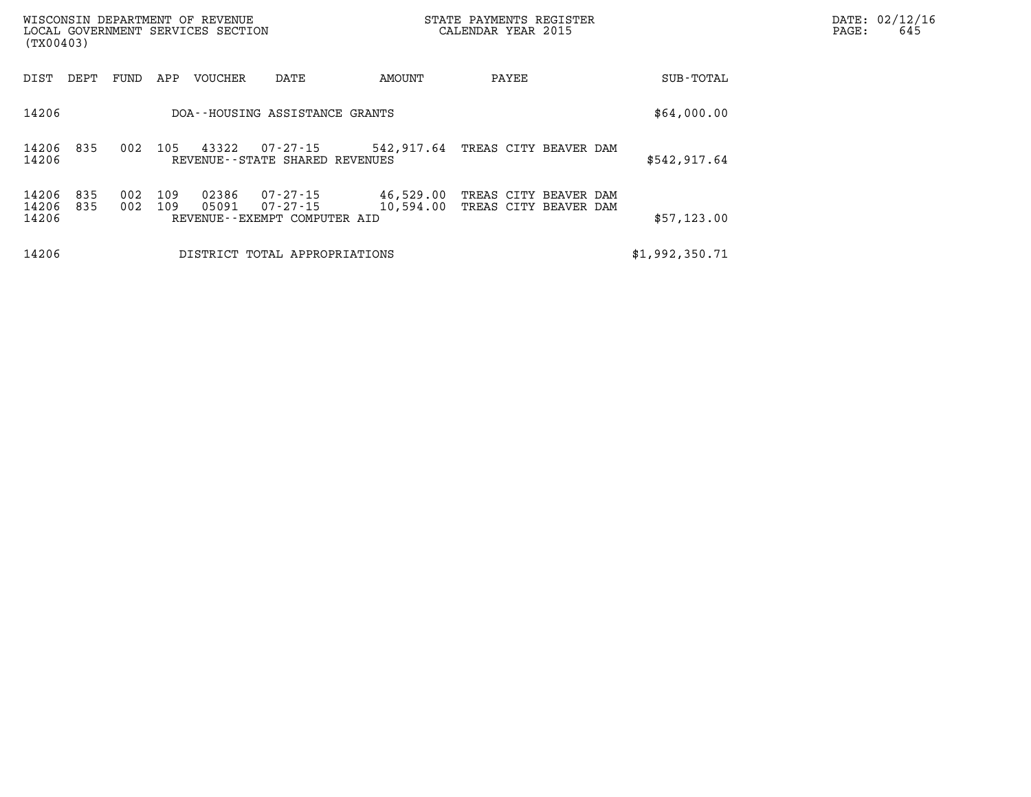| DIST | DEPT | FUND | APP | VOUCHER | DATE | AMOUNT | PAYEE | SUB-TOTAL |
|---|---|---|---|---|---|---|---|---|
| 14206 | | | | DOA--HOUSING ASSISTANCE GRANTS | | | | $64,000.00 |
| 14206 | 835 | 002 | 105 | 43322 | 07-27-15 | 542,917.64 | TREAS CITY BEAVER DAM | |
| 14206 | | | | REVENUE--STATE SHARED REVENUES | | | | $542,917.64 |
| 14206 | 835 | 002 | 109 | 02386 | 07-27-15 | 46,529.00 | TREAS CITY BEAVER DAM | |
| 14206 | 835 | 002 | 109 | 05091 | 07-27-15 | 10,594.00 | TREAS CITY BEAVER DAM | |
| 14206 | | | | REVENUE--EXEMPT COMPUTER AID | | | | $57,123.00 |
| 14206 | | | | DISTRICT TOTAL APPROPRIATIONS | | | | $1,992,350.71 |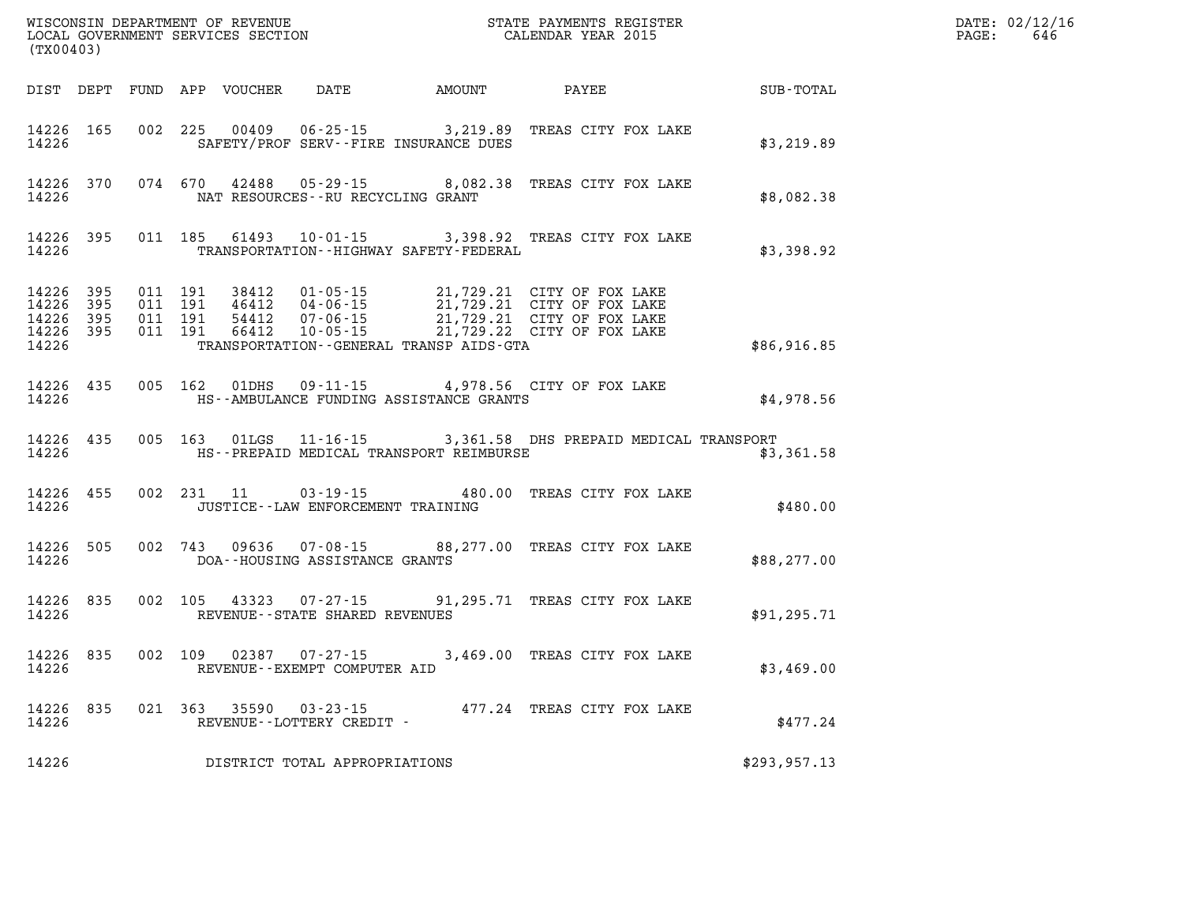WISCONSIN DEPARTMENT OF REVENUE
LOCAL GOVERNMENT SERVICES SECTION
(TX00403)

STATE PAYMENTS REGISTER
CALENDAR YEAR 2015

DATE: 02/12/16
PAGE: 646

| DIST | DEPT | FUND | APP | VOUCHER | DATE | AMOUNT | PAYEE | SUB-TOTAL |
|---|---|---|---|---|---|---|---|---|
| 14226 | 165 | 002 | 225 | 00409 | 06-25-15 | 3,219.89 | TREAS CITY FOX LAKE | |
| 14226 | | | | SAFETY/PROF SERV--FIRE INSURANCE DUES | | | | $3,219.89 |
| 14226 | 370 | 074 | 670 | 42488 | 05-29-15 | 8,082.38 | TREAS CITY FOX LAKE | |
| 14226 | | | | NAT RESOURCES--RU RECYCLING GRANT | | | | $8,082.38 |
| 14226 | 395 | 011 | 185 | 61493 | 10-01-15 | 3,398.92 | TREAS CITY FOX LAKE | |
| 14226 | | | | TRANSPORTATION--HIGHWAY SAFETY-FEDERAL | | | | $3,398.92 |
| 14226 | 395 | 011 | 191 | 38412 | 01-05-15 | 21,729.21 | CITY OF FOX LAKE | |
| 14226 | 395 | 011 | 191 | 46412 | 04-06-15 | 21,729.21 | CITY OF FOX LAKE | |
| 14226 | 395 | 011 | 191 | 54412 | 07-06-15 | 21,729.21 | CITY OF FOX LAKE | |
| 14226 | 395 | 011 | 191 | 66412 | 10-05-15 | 21,729.22 | CITY OF FOX LAKE | |
| 14226 | | | | TRANSPORTATION--GENERAL TRANSP AIDS-GTA | | | | $86,916.85 |
| 14226 | 435 | 005 | 162 | 01DHS | 09-11-15 | 4,978.56 | CITY OF FOX LAKE | |
| 14226 | | | | HS--AMBULANCE FUNDING ASSISTANCE GRANTS | | | | $4,978.56 |
| 14226 | 435 | 005 | 163 | 01LGS | 11-16-15 | 3,361.58 | DHS PREPAID MEDICAL TRANSPORT | |
| 14226 | | | | HS--PREPAID MEDICAL TRANSPORT REIMBURSE | | | | $3,361.58 |
| 14226 | 455 | 002 | 231 | 11 | 03-19-15 | 480.00 | TREAS CITY FOX LAKE | |
| 14226 | | | | JUSTICE--LAW ENFORCEMENT TRAINING | | | | $480.00 |
| 14226 | 505 | 002 | 743 | 09636 | 07-08-15 | 88,277.00 | TREAS CITY FOX LAKE | |
| 14226 | | | | DOA--HOUSING ASSISTANCE GRANTS | | | | $88,277.00 |
| 14226 | 835 | 002 | 105 | 43323 | 07-27-15 | 91,295.71 | TREAS CITY FOX LAKE | |
| 14226 | | | | REVENUE--STATE SHARED REVENUES | | | | $91,295.71 |
| 14226 | 835 | 002 | 109 | 02387 | 07-27-15 | 3,469.00 | TREAS CITY FOX LAKE | |
| 14226 | | | | REVENUE--EXEMPT COMPUTER AID | | | | $3,469.00 |
| 14226 | 835 | 021 | 363 | 35590 | 03-23-15 | 477.24 | TREAS CITY FOX LAKE | |
| 14226 | | | | REVENUE--LOTTERY CREDIT - | | | | $477.24 |
| 14226 | | | | DISTRICT TOTAL APPROPRIATIONS | | | | $293,957.13 |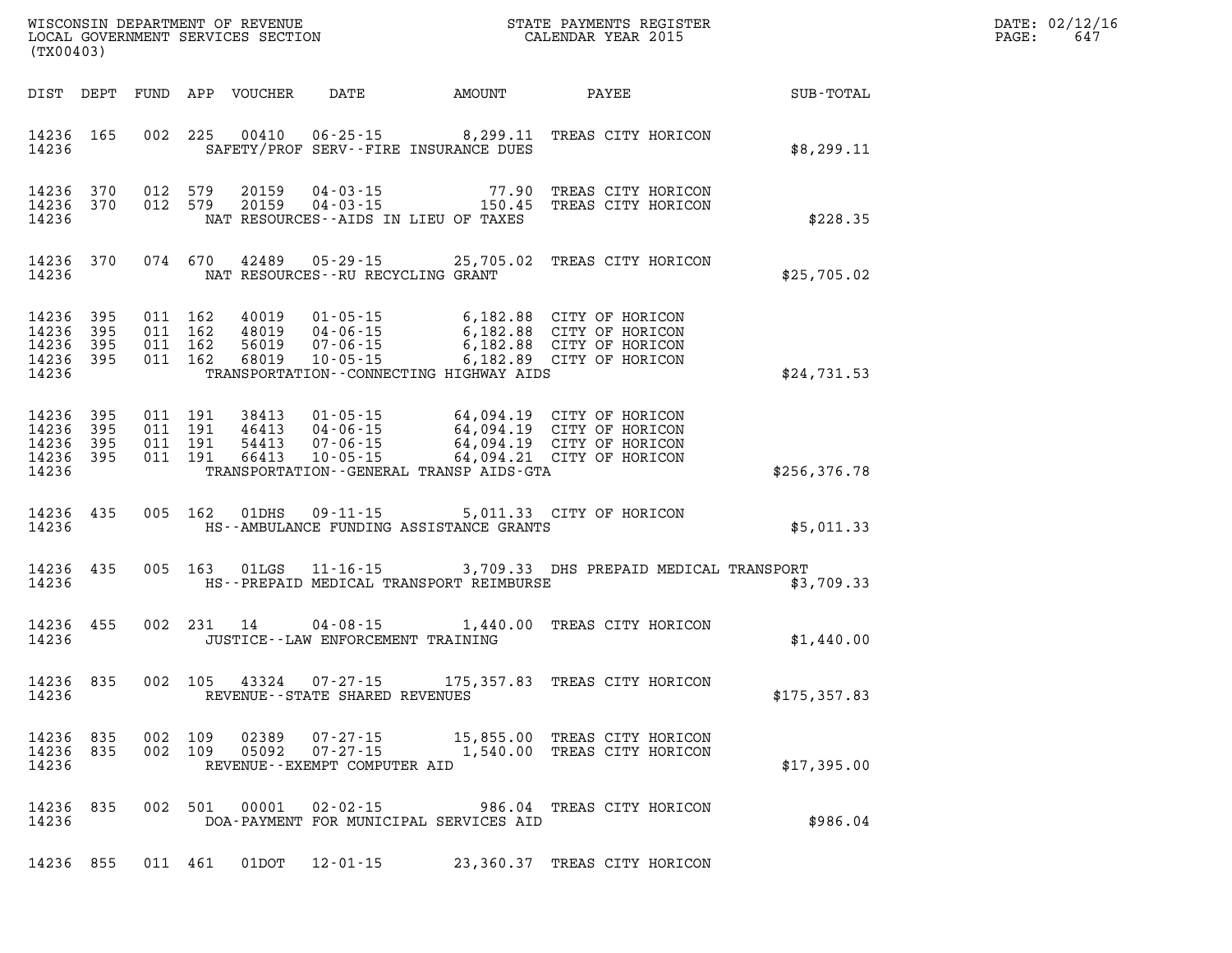WISCONSIN DEPARTMENT OF REVENUE
LOCAL GOVERNMENT SERVICES SECTION
(TX00403)

STATE PAYMENTS REGISTER
CALENDAR YEAR 2015

DATE: 02/12/16
PAGE: 647

| DIST | DEPT | FUND | APP | VOUCHER | DATE | AMOUNT | PAYEE | SUB-TOTAL |
|---|---|---|---|---|---|---|---|---|
| 14236 | 165 | 002 | 225 | 00410 | 06-25-15 | 8,299.11 | TREAS CITY HORICON | |
| 14236 | | | | | SAFETY/PROF SERV--FIRE INSURANCE DUES | | | $8,299.11 |
| 14236 | 370 | 012 | 579 | 20159 | 04-03-15 | 77.90 | TREAS CITY HORICON | |
| 14236 | 370 | 012 | 579 | 20159 | 04-03-15 | 150.45 | TREAS CITY HORICON | |
| 14236 | | | | | NAT RESOURCES--AIDS IN LIEU OF TAXES | | | $228.35 |
| 14236 | 370 | 074 | 670 | 42489 | 05-29-15 | 25,705.02 | TREAS CITY HORICON | |
| 14236 | | | | | NAT RESOURCES--RU RECYCLING GRANT | | | $25,705.02 |
| 14236 | 395 | 011 | 162 | 40019 | 01-05-15 | 6,182.88 | CITY OF HORICON | |
| 14236 | 395 | 011 | 162 | 48019 | 04-06-15 | 6,182.88 | CITY OF HORICON | |
| 14236 | 395 | 011 | 162 | 56019 | 07-06-15 | 6,182.88 | CITY OF HORICON | |
| 14236 | 395 | 011 | 162 | 68019 | 10-05-15 | 6,182.89 | CITY OF HORICON | |
| 14236 | | | | | TRANSPORTATION--CONNECTING HIGHWAY AIDS | | | $24,731.53 |
| 14236 | 395 | 011 | 191 | 38413 | 01-05-15 | 64,094.19 | CITY OF HORICON | |
| 14236 | 395 | 011 | 191 | 46413 | 04-06-15 | 64,094.19 | CITY OF HORICON | |
| 14236 | 395 | 011 | 191 | 54413 | 07-06-15 | 64,094.19 | CITY OF HORICON | |
| 14236 | 395 | 011 | 191 | 66413 | 10-05-15 | 64,094.21 | CITY OF HORICON | |
| 14236 | | | | | TRANSPORTATION--GENERAL TRANSP AIDS-GTA | | | $256,376.78 |
| 14236 | 435 | 005 | 162 | 01DHS | 09-11-15 | 5,011.33 | CITY OF HORICON | |
| 14236 | | | | | HS--AMBULANCE FUNDING ASSISTANCE GRANTS | | | $5,011.33 |
| 14236 | 435 | 005 | 163 | 01LGS | 11-16-15 | 3,709.33 | DHS PREPAID MEDICAL TRANSPORT | |
| 14236 | | | | | HS--PREPAID MEDICAL TRANSPORT REIMBURSE | | | $3,709.33 |
| 14236 | 455 | 002 | 231 | 14 | 04-08-15 | 1,440.00 | TREAS CITY HORICON | |
| 14236 | | | | | JUSTICE--LAW ENFORCEMENT TRAINING | | | $1,440.00 |
| 14236 | 835 | 002 | 105 | 43324 | 07-27-15 | 175,357.83 | TREAS CITY HORICON | |
| 14236 | | | | | REVENUE--STATE SHARED REVENUES | | | $175,357.83 |
| 14236 | 835 | 002 | 109 | 02389 | 07-27-15 | 15,855.00 | TREAS CITY HORICON | |
| 14236 | 835 | 002 | 109 | 05092 | 07-27-15 | 1,540.00 | TREAS CITY HORICON | |
| 14236 | | | | | REVENUE--EXEMPT COMPUTER AID | | | $17,395.00 |
| 14236 | 835 | 002 | 501 | 00001 | 02-02-15 | 986.04 | TREAS CITY HORICON | |
| 14236 | | | | | DOA-PAYMENT FOR MUNICIPAL SERVICES AID | | | $986.04 |
| 14236 | 855 | 011 | 461 | 01DOT | 12-01-15 | 23,360.37 | TREAS CITY HORICON | |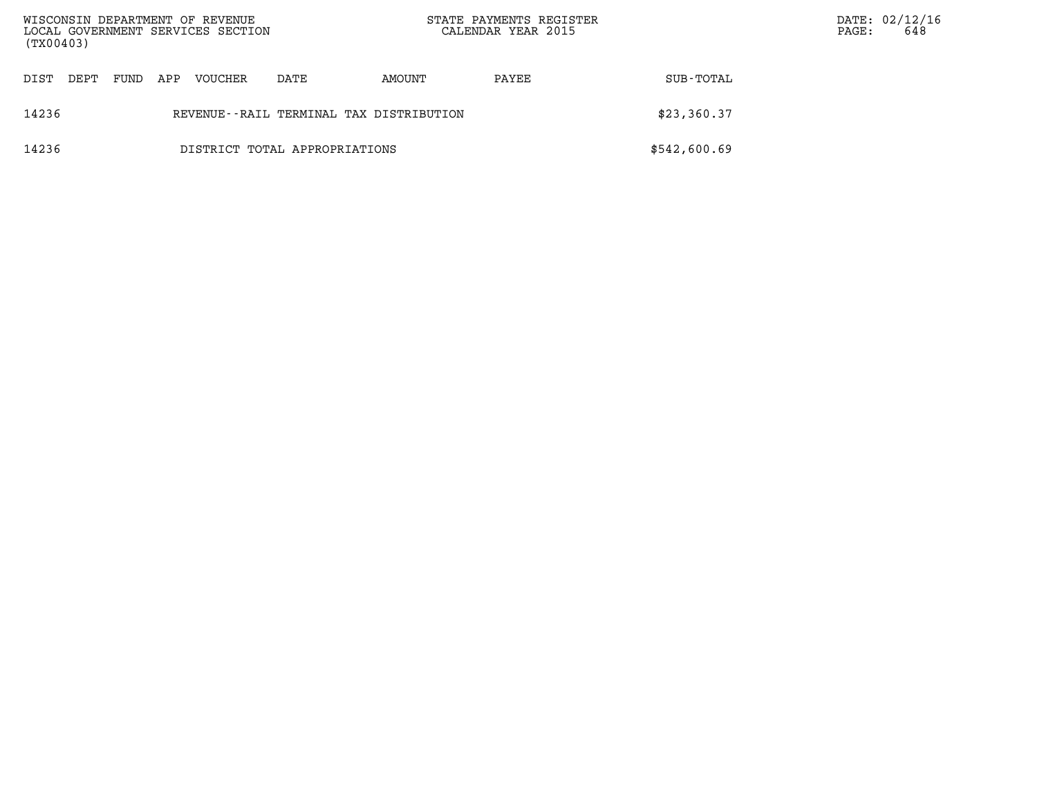| DIST | DEPT | FUND | APP | VOUCHER | DATE | AMOUNT | PAYEE | SUB-TOTAL |
|---|---|---|---|---|---|---|---|---|
| 14236 | | | | REVENUE--RAIL TERMINAL TAX DISTRIBUTION | | | | $23,360.37 |
| 14236 | | | | DISTRICT TOTAL APPROPRIATIONS | | | | $542,600.69 |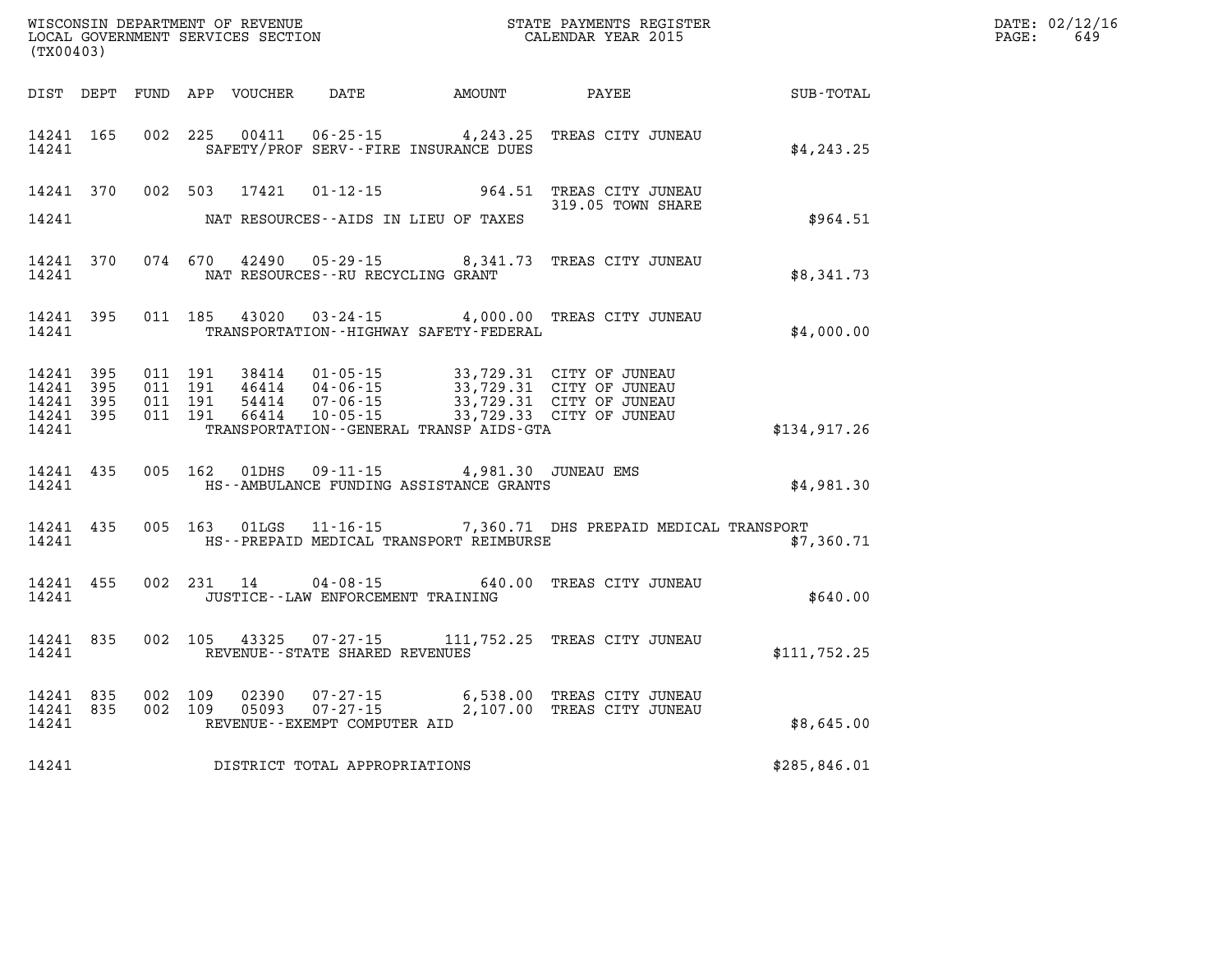WISCONSIN DEPARTMENT OF REVENUE
LOCAL GOVERNMENT SERVICES SECTION
(TX00403)

STATE PAYMENTS REGISTER
CALENDAR YEAR 2015

DATE: 02/12/16

| DIST | DEPT | FUND | APP | VOUCHER | DATE | AMOUNT | PAYEE | SUB-TOTAL |
|---|---|---|---|---|---|---|---|---|
| 14241 | 165 | 002 | 225 | 00411 | 06-25-15 | 4,243.25 | TREAS CITY JUNEAU | |
| 14241 | | | | SAFETY/PROF SERV--FIRE INSURANCE DUES | | | | $4,243.25 |
| 14241 | 370 | 002 | 503 | 17421 | 01-12-15 | 964.51 | TREAS CITY JUNEAU 319.05 TOWN SHARE | |
| 14241 | | | | NAT RESOURCES--AIDS IN LIEU OF TAXES | | | | $964.51 |
| 14241 | 370 | 074 | 670 | 42490 | 05-29-15 | 8,341.73 | TREAS CITY JUNEAU | |
| 14241 | | | | NAT RESOURCES--RU RECYCLING GRANT | | | | $8,341.73 |
| 14241 | 395 | 011 | 185 | 43020 | 03-24-15 | 4,000.00 | TREAS CITY JUNEAU | |
| 14241 | | | | TRANSPORTATION--HIGHWAY SAFETY-FEDERAL | | | | $4,000.00 |
| 14241 | 395 | 011 | 191 | 38414 | 01-05-15 | 33,729.31 | CITY OF JUNEAU | |
| 14241 | 395 | 011 | 191 | 46414 | 04-06-15 | 33,729.31 | CITY OF JUNEAU | |
| 14241 | 395 | 011 | 191 | 54414 | 07-06-15 | 33,729.31 | CITY OF JUNEAU | |
| 14241 | 395 | 011 | 191 | 66414 | 10-05-15 | 33,729.33 | CITY OF JUNEAU | |
| 14241 | | | | TRANSPORTATION--GENERAL TRANSP AIDS-GTA | | | | $134,917.26 |
| 14241 | 435 | 005 | 162 | 01DHS | 09-11-15 | 4,981.30 | JUNEAU EMS | |
| 14241 | | | | HS--AMBULANCE FUNDING ASSISTANCE GRANTS | | | | $4,981.30 |
| 14241 | 435 | 005 | 163 | 01LGS | 11-16-15 | 7,360.71 | DHS PREPAID MEDICAL TRANSPORT | |
| 14241 | | | | HS--PREPAID MEDICAL TRANSPORT REIMBURSE | | | | $7,360.71 |
| 14241 | 455 | 002 | 231 | 14 | 04-08-15 | 640.00 | TREAS CITY JUNEAU | |
| 14241 | | | | JUSTICE--LAW ENFORCEMENT TRAINING | | | | $640.00 |
| 14241 | 835 | 002 | 105 | 43325 | 07-27-15 | 111,752.25 | TREAS CITY JUNEAU | |
| 14241 | | | | REVENUE--STATE SHARED REVENUES | | | | $111,752.25 |
| 14241 | 835 | 002 | 109 | 02390 | 07-27-15 | 6,538.00 | TREAS CITY JUNEAU | |
| 14241 | 835 | 002 | 109 | 05093 | 07-27-15 | 2,107.00 | TREAS CITY JUNEAU | |
| 14241 | | | | REVENUE--EXEMPT COMPUTER AID | | | | $8,645.00 |
| 14241 | | | | DISTRICT TOTAL APPROPRIATIONS | | | | $285,846.01 |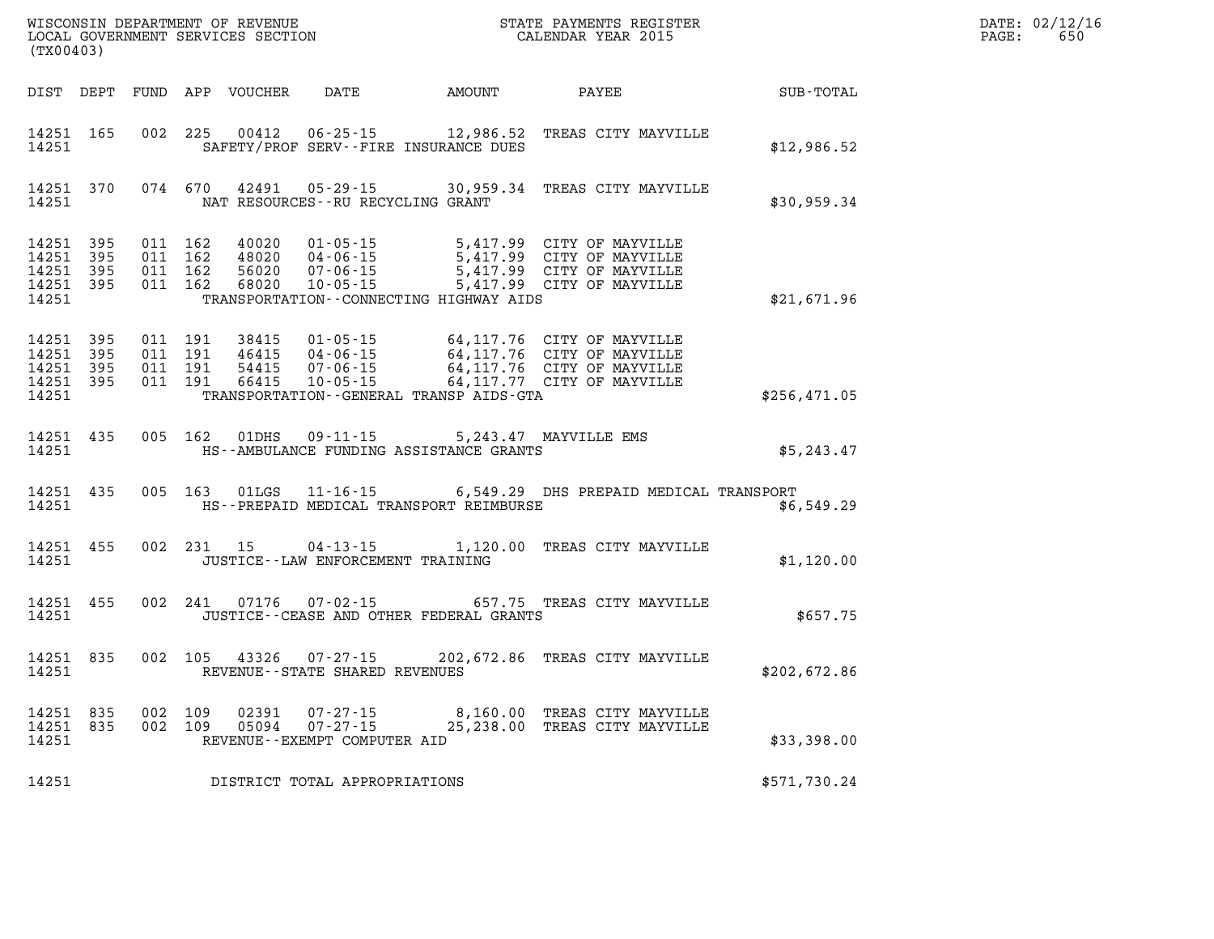WISCONSIN DEPARTMENT OF REVENUE
LOCAL GOVERNMENT SERVICES SECTION
(TX00403)

STATE PAYMENTS REGISTER
CALENDAR YEAR 2015

DATE: 02/12/16
PAGE: 650

| DIST | DEPT | FUND | APP | VOUCHER | DATE | AMOUNT | PAYEE | SUB-TOTAL |
|---|---|---|---|---|---|---|---|---|
| 14251 | 165 | 002 | 225 | 00412 | 06-25-15 | 12,986.52 | TREAS CITY MAYVILLE | |
| 14251 | | | | | SAFETY/PROF SERV--FIRE INSURANCE DUES | | | $12,986.52 |
| 14251 | 370 | 074 | 670 | 42491 | 05-29-15 | 30,959.34 | TREAS CITY MAYVILLE | |
| 14251 | | | | | NAT RESOURCES--RU RECYCLING GRANT | | | $30,959.34 |
| 14251 | 395 | 011 | 162 | 40020 | 01-05-15 | 5,417.99 | CITY OF MAYVILLE | |
| 14251 | 395 | 011 | 162 | 48020 | 04-06-15 | 5,417.99 | CITY OF MAYVILLE | |
| 14251 | 395 | 011 | 162 | 56020 | 07-06-15 | 5,417.99 | CITY OF MAYVILLE | |
| 14251 | 395 | 011 | 162 | 68020 | 10-05-15 | 5,417.99 | CITY OF MAYVILLE | |
| 14251 | | | | | TRANSPORTATION--CONNECTING HIGHWAY AIDS | | | $21,671.96 |
| 14251 | 395 | 011 | 191 | 38415 | 01-05-15 | 64,117.76 | CITY OF MAYVILLE | |
| 14251 | 395 | 011 | 191 | 46415 | 04-06-15 | 64,117.76 | CITY OF MAYVILLE | |
| 14251 | 395 | 011 | 191 | 54415 | 07-06-15 | 64,117.76 | CITY OF MAYVILLE | |
| 14251 | 395 | 011 | 191 | 66415 | 10-05-15 | 64,117.77 | CITY OF MAYVILLE | |
| 14251 | | | | | TRANSPORTATION--GENERAL TRANSP AIDS-GTA | | | $256,471.05 |
| 14251 | 435 | 005 | 162 | 01DHS | 09-11-15 | 5,243.47 | MAYVILLE EMS | |
| 14251 | | | | | HS--AMBULANCE FUNDING ASSISTANCE GRANTS | | | $5,243.47 |
| 14251 | 435 | 005 | 163 | 01LGS | 11-16-15 | 6,549.29 | DHS PREPAID MEDICAL TRANSPORT | |
| 14251 | | | | | HS--PREPAID MEDICAL TRANSPORT REIMBURSE | | | $6,549.29 |
| 14251 | 455 | 002 | 231 | 15 | 04-13-15 | 1,120.00 | TREAS CITY MAYVILLE | |
| 14251 | | | | | JUSTICE--LAW ENFORCEMENT TRAINING | | | $1,120.00 |
| 14251 | 455 | 002 | 241 | 07176 | 07-02-15 | 657.75 | TREAS CITY MAYVILLE | |
| 14251 | | | | | JUSTICE--CEASE AND OTHER FEDERAL GRANTS | | | $657.75 |
| 14251 | 835 | 002 | 105 | 43326 | 07-27-15 | 202,672.86 | TREAS CITY MAYVILLE | |
| 14251 | | | | | REVENUE--STATE SHARED REVENUES | | | $202,672.86 |
| 14251 | 835 | 002 | 109 | 02391 | 07-27-15 | 8,160.00 | TREAS CITY MAYVILLE | |
| 14251 | 835 | 002 | 109 | 05094 | 07-27-15 | 25,238.00 | TREAS CITY MAYVILLE | |
| 14251 | | | | | REVENUE--EXEMPT COMPUTER AID | | | $33,398.00 |
| 14251 | | | | | DISTRICT TOTAL APPROPRIATIONS | | | $571,730.24 |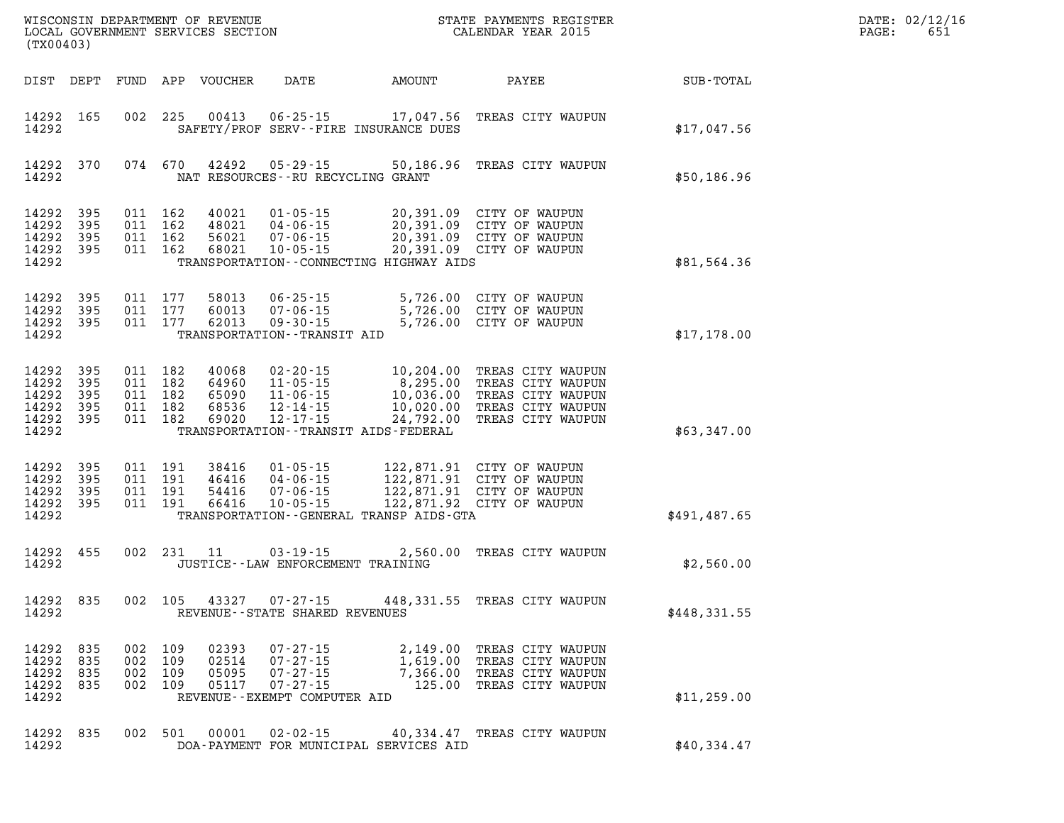WISCONSIN DEPARTMENT OF REVENUE
LOCAL GOVERNMENT SERVICES SECTION
(TX00403)

STATE PAYMENTS REGISTER
CALENDAR YEAR 2015

DATE: 02/12/16
PAGE: 651

| DIST | DEPT | FUND | APP | VOUCHER | DATE | AMOUNT | PAYEE | SUB-TOTAL |
|---|---|---|---|---|---|---|---|---|
| 14292 | 165 | 002 | 225 | 00413 | 06-25-15 | 17,047.56 | TREAS CITY WAUPUN | |
| 14292 | | | | | SAFETY/PROF SERV--FIRE INSURANCE DUES | | | $17,047.56 |
| 14292 | 370 | 074 | 670 | 42492 | 05-29-15 | 50,186.96 | TREAS CITY WAUPUN | |
| 14292 | | | | | NAT RESOURCES--RU RECYCLING GRANT | | | $50,186.96 |
| 14292 | 395 | 011 | 162 | 40021 | 01-05-15 | 20,391.09 | CITY OF WAUPUN | |
| 14292 | 395 | 011 | 162 | 48021 | 04-06-15 | 20,391.09 | CITY OF WAUPUN | |
| 14292 | 395 | 011 | 162 | 56021 | 07-06-15 | 20,391.09 | CITY OF WAUPUN | |
| 14292 | 395 | 011 | 162 | 68021 | 10-05-15 | 20,391.09 | CITY OF WAUPUN | |
| 14292 | | | | | TRANSPORTATION--CONNECTING HIGHWAY AIDS | | | $81,564.36 |
| 14292 | 395 | 011 | 177 | 58013 | 06-25-15 | 5,726.00 | CITY OF WAUPUN | |
| 14292 | 395 | 011 | 177 | 60013 | 07-06-15 | 5,726.00 | CITY OF WAUPUN | |
| 14292 | 395 | 011 | 177 | 62013 | 09-30-15 | 5,726.00 | CITY OF WAUPUN | |
| 14292 | | | | | TRANSPORTATION--TRANSIT AID | | | $17,178.00 |
| 14292 | 395 | 011 | 182 | 40068 | 02-20-15 | 10,204.00 | TREAS CITY WAUPUN | |
| 14292 | 395 | 011 | 182 | 64960 | 11-05-15 | 8,295.00 | TREAS CITY WAUPUN | |
| 14292 | 395 | 011 | 182 | 65090 | 11-06-15 | 10,036.00 | TREAS CITY WAUPUN | |
| 14292 | 395 | 011 | 182 | 68536 | 12-14-15 | 10,020.00 | TREAS CITY WAUPUN | |
| 14292 | 395 | 011 | 182 | 69020 | 12-17-15 | 24,792.00 | TREAS CITY WAUPUN | |
| 14292 | | | | | TRANSPORTATION--TRANSIT AIDS-FEDERAL | | | $63,347.00 |
| 14292 | 395 | 011 | 191 | 38416 | 01-05-15 | 122,871.91 | CITY OF WAUPUN | |
| 14292 | 395 | 011 | 191 | 46416 | 04-06-15 | 122,871.91 | CITY OF WAUPUN | |
| 14292 | 395 | 011 | 191 | 54416 | 07-06-15 | 122,871.91 | CITY OF WAUPUN | |
| 14292 | 395 | 011 | 191 | 66416 | 10-05-15 | 122,871.92 | CITY OF WAUPUN | |
| 14292 | | | | | TRANSPORTATION--GENERAL TRANSP AIDS-GTA | | | $491,487.65 |
| 14292 | 455 | 002 | 231 | 11 | 03-19-15 | 2,560.00 | TREAS CITY WAUPUN | |
| 14292 | | | | | JUSTICE--LAW ENFORCEMENT TRAINING | | | $2,560.00 |
| 14292 | 835 | 002 | 105 | 43327 | 07-27-15 | 448,331.55 | TREAS CITY WAUPUN | |
| 14292 | | | | | REVENUE--STATE SHARED REVENUES | | | $448,331.55 |
| 14292 | 835 | 002 | 109 | 02393 | 07-27-15 | 2,149.00 | TREAS CITY WAUPUN | |
| 14292 | 835 | 002 | 109 | 02514 | 07-27-15 | 1,619.00 | TREAS CITY WAUPUN | |
| 14292 | 835 | 002 | 109 | 05095 | 07-27-15 | 7,366.00 | TREAS CITY WAUPUN | |
| 14292 | 835 | 002 | 109 | 05117 | 07-27-15 | 125.00 | TREAS CITY WAUPUN | |
| 14292 | | | | | REVENUE--EXEMPT COMPUTER AID | | | $11,259.00 |
| 14292 | 835 | 002 | 501 | 00001 | 02-02-15 | 40,334.47 | TREAS CITY WAUPUN | |
| 14292 | | | | | DOA-PAYMENT FOR MUNICIPAL SERVICES AID | | | $40,334.47 |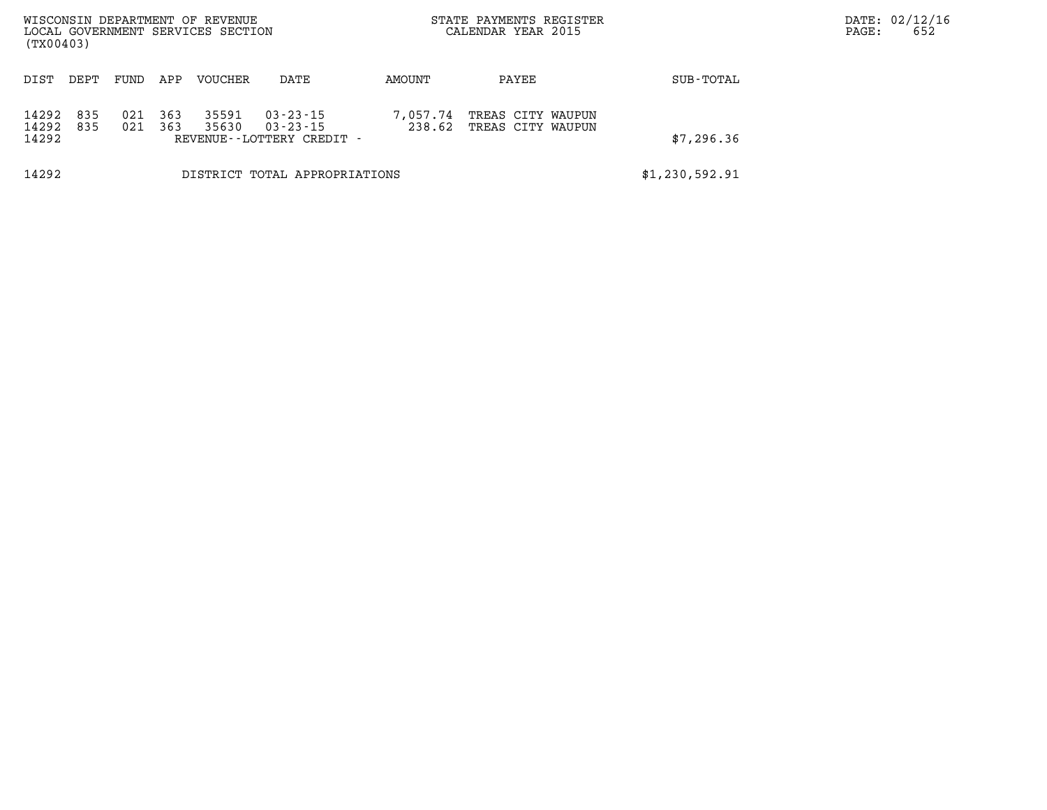WISCONSIN DEPARTMENT OF REVENUE
LOCAL GOVERNMENT SERVICES SECTION
(TX00403)

STATE PAYMENTS REGISTER
CALENDAR YEAR 2015

DATE: 02/12/16
PAGE: 652

| DIST | DEPT | FUND | APP | VOUCHER | DATE | AMOUNT | PAYEE | SUB-TOTAL |
|---|---|---|---|---|---|---|---|---|
| 14292 | 835 | 021 | 363 | 35591 | 03-23-15 | 7,057.74 | TREAS CITY WAUPUN | |
| 14292 | 835 | 021 | 363 | 35630 | 03-23-15 | 238.62 | TREAS CITY WAUPUN | |
| 14292 | | | | REVENUE--LOTTERY CREDIT - | | | | $7,296.36 |
| 14292 | | | | DISTRICT TOTAL APPROPRIATIONS | | | | $1,230,592.91 |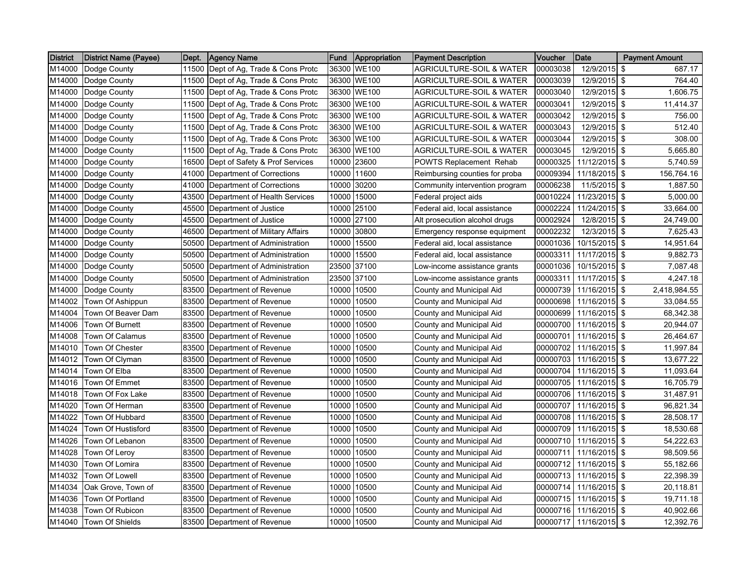| District | District Name (Payee) | Dept. | Agency Name | Fund | Appropriation | Payment Description | Voucher | Date | Payment Amount |
|---|---|---|---|---|---|---|---|---|---|
| M14000 | Dodge County | 11500 | Dept of Ag, Trade & Cons Protc | 36300 | WE100 | AGRICULTURE-SOIL & WATER | 00003038 | 12/9/2015 | $ 687.17 |
| M14000 | Dodge County | 11500 | Dept of Ag, Trade & Cons Protc | 36300 | WE100 | AGRICULTURE-SOIL & WATER | 00003039 | 12/9/2015 | $ 764.40 |
| M14000 | Dodge County | 11500 | Dept of Ag, Trade & Cons Protc | 36300 | WE100 | AGRICULTURE-SOIL & WATER | 00003040 | 12/9/2015 | $ 1,606.75 |
| M14000 | Dodge County | 11500 | Dept of Ag, Trade & Cons Protc | 36300 | WE100 | AGRICULTURE-SOIL & WATER | 00003041 | 12/9/2015 | $ 11,414.37 |
| M14000 | Dodge County | 11500 | Dept of Ag, Trade & Cons Protc | 36300 | WE100 | AGRICULTURE-SOIL & WATER | 00003042 | 12/9/2015 | $ 756.00 |
| M14000 | Dodge County | 11500 | Dept of Ag, Trade & Cons Protc | 36300 | WE100 | AGRICULTURE-SOIL & WATER | 00003043 | 12/9/2015 | $ 512.40 |
| M14000 | Dodge County | 11500 | Dept of Ag, Trade & Cons Protc | 36300 | WE100 | AGRICULTURE-SOIL & WATER | 00003044 | 12/9/2015 | $ 308.00 |
| M14000 | Dodge County | 11500 | Dept of Ag, Trade & Cons Protc | 36300 | WE100 | AGRICULTURE-SOIL & WATER | 00003045 | 12/9/2015 | $ 5,665.80 |
| M14000 | Dodge County | 16500 | Dept of Safety & Prof Services | 10000 | 23600 | POWTS Replacement Rehab | 00000325 | 11/12/2015 | $ 5,740.59 |
| M14000 | Dodge County | 41000 | Department of Corrections | 10000 | 11600 | Reimbursing counties for proba | 00009394 | 11/18/2015 | $ 156,764.16 |
| M14000 | Dodge County | 41000 | Department of Corrections | 10000 | 30200 | Community intervention program | 00006238 | 11/5/2015 | $ 1,887.50 |
| M14000 | Dodge County | 43500 | Department of Health Services | 10000 | 15000 | Federal project aids | 00010224 | 11/23/2015 | $ 5,000.00 |
| M14000 | Dodge County | 45500 | Department of Justice | 10000 | 25100 | Federal aid, local assistance | 00002224 | 11/24/2015 | $ 33,664.00 |
| M14000 | Dodge County | 45500 | Department of Justice | 10000 | 27100 | Alt prosecution alcohol drugs | 00002924 | 12/8/2015 | $ 24,749.00 |
| M14000 | Dodge County | 46500 | Department of Military Affairs | 10000 | 30800 | Emergency response equipment | 00002232 | 12/3/2015 | $ 7,625.43 |
| M14000 | Dodge County | 50500 | Department of Administration | 10000 | 15500 | Federal aid, local assistance | 00001036 | 10/15/2015 | $ 14,951.64 |
| M14000 | Dodge County | 50500 | Department of Administration | 10000 | 15500 | Federal aid, local assistance | 00003311 | 11/17/2015 | $ 9,882.73 |
| M14000 | Dodge County | 50500 | Department of Administration | 23500 | 37100 | Low-income assistance grants | 00001036 | 10/15/2015 | $ 7,087.48 |
| M14000 | Dodge County | 50500 | Department of Administration | 23500 | 37100 | Low-income assistance grants | 00003311 | 11/17/2015 | $ 4,247.18 |
| M14000 | Dodge County | 83500 | Department of Revenue | 10000 | 10500 | County and Municipal Aid | 00000739 | 11/16/2015 | $ 2,418,984.55 |
| M14002 | Town Of Ashippun | 83500 | Department of Revenue | 10000 | 10500 | County and Municipal Aid | 00000698 | 11/16/2015 | $ 33,084.55 |
| M14004 | Town Of Beaver Dam | 83500 | Department of Revenue | 10000 | 10500 | County and Municipal Aid | 00000699 | 11/16/2015 | $ 68,342.38 |
| M14006 | Town Of Burnett | 83500 | Department of Revenue | 10000 | 10500 | County and Municipal Aid | 00000700 | 11/16/2015 | $ 20,944.07 |
| M14008 | Town Of Calamus | 83500 | Department of Revenue | 10000 | 10500 | County and Municipal Aid | 00000701 | 11/16/2015 | $ 26,464.67 |
| M14010 | Town Of Chester | 83500 | Department of Revenue | 10000 | 10500 | County and Municipal Aid | 00000702 | 11/16/2015 | $ 11,997.84 |
| M14012 | Town Of Clyman | 83500 | Department of Revenue | 10000 | 10500 | County and Municipal Aid | 00000703 | 11/16/2015 | $ 13,677.22 |
| M14014 | Town Of Elba | 83500 | Department of Revenue | 10000 | 10500 | County and Municipal Aid | 00000704 | 11/16/2015 | $ 11,093.64 |
| M14016 | Town Of Emmet | 83500 | Department of Revenue | 10000 | 10500 | County and Municipal Aid | 00000705 | 11/16/2015 | $ 16,705.79 |
| M14018 | Town Of Fox Lake | 83500 | Department of Revenue | 10000 | 10500 | County and Municipal Aid | 00000706 | 11/16/2015 | $ 31,487.91 |
| M14020 | Town Of Herman | 83500 | Department of Revenue | 10000 | 10500 | County and Municipal Aid | 00000707 | 11/16/2015 | $ 96,821.34 |
| M14022 | Town Of Hubbard | 83500 | Department of Revenue | 10000 | 10500 | County and Municipal Aid | 00000708 | 11/16/2015 | $ 28,508.17 |
| M14024 | Town Of Hustisford | 83500 | Department of Revenue | 10000 | 10500 | County and Municipal Aid | 00000709 | 11/16/2015 | $ 18,530.68 |
| M14026 | Town Of Lebanon | 83500 | Department of Revenue | 10000 | 10500 | County and Municipal Aid | 00000710 | 11/16/2015 | $ 54,222.63 |
| M14028 | Town Of Leroy | 83500 | Department of Revenue | 10000 | 10500 | County and Municipal Aid | 00000711 | 11/16/2015 | $ 98,509.56 |
| M14030 | Town Of Lomira | 83500 | Department of Revenue | 10000 | 10500 | County and Municipal Aid | 00000712 | 11/16/2015 | $ 55,182.66 |
| M14032 | Town Of Lowell | 83500 | Department of Revenue | 10000 | 10500 | County and Municipal Aid | 00000713 | 11/16/2015 | $ 22,398.39 |
| M14034 | Oak Grove, Town of | 83500 | Department of Revenue | 10000 | 10500 | County and Municipal Aid | 00000714 | 11/16/2015 | $ 20,118.81 |
| M14036 | Town Of Portland | 83500 | Department of Revenue | 10000 | 10500 | County and Municipal Aid | 00000715 | 11/16/2015 | $ 19,711.18 |
| M14038 | Town Of Rubicon | 83500 | Department of Revenue | 10000 | 10500 | County and Municipal Aid | 00000716 | 11/16/2015 | $ 40,902.66 |
| M14040 | Town Of Shields | 83500 | Department of Revenue | 10000 | 10500 | County and Municipal Aid | 00000717 | 11/16/2015 | $ 12,392.76 |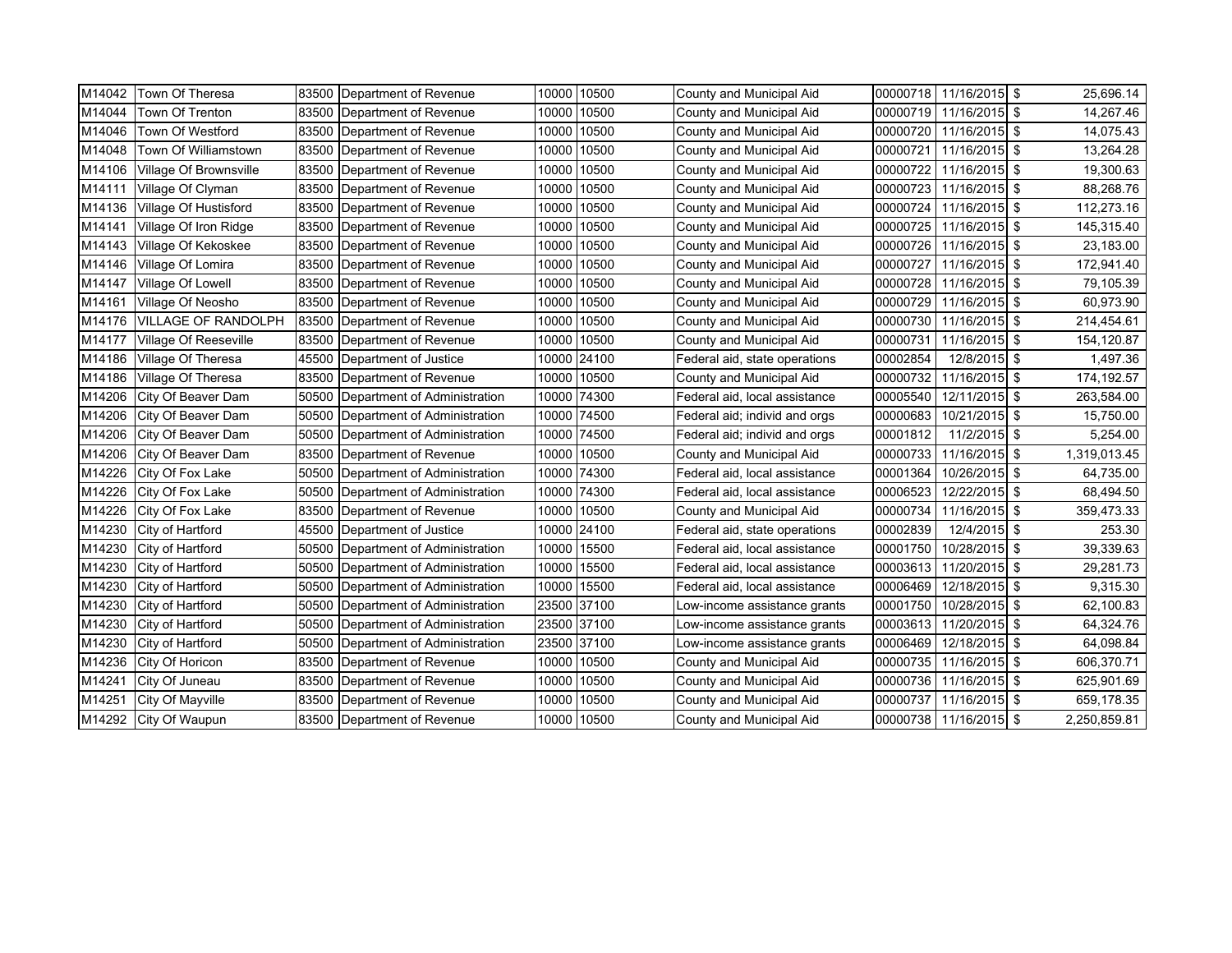| | | | | | | | | | | |
|---|---|---|---|---|---|---|---|---|---|---|
| M14042 | Town Of Theresa | 83500 | Department of Revenue | 10000 | 10500 | County and Municipal Aid | 00000718 | 11/16/2015 | $ | 25,696.14 |
| M14044 | Town Of Trenton | 83500 | Department of Revenue | 10000 | 10500 | County and Municipal Aid | 00000719 | 11/16/2015 | $ | 14,267.46 |
| M14046 | Town Of Westford | 83500 | Department of Revenue | 10000 | 10500 | County and Municipal Aid | 00000720 | 11/16/2015 | $ | 14,075.43 |
| M14048 | Town Of Williamstown | 83500 | Department of Revenue | 10000 | 10500 | County and Municipal Aid | 00000721 | 11/16/2015 | $ | 13,264.28 |
| M14106 | Village Of Brownsville | 83500 | Department of Revenue | 10000 | 10500 | County and Municipal Aid | 00000722 | 11/16/2015 | $ | 19,300.63 |
| M14111 | Village Of Clyman | 83500 | Department of Revenue | 10000 | 10500 | County and Municipal Aid | 00000723 | 11/16/2015 | $ | 88,268.76 |
| M14136 | Village Of Hustisford | 83500 | Department of Revenue | 10000 | 10500 | County and Municipal Aid | 00000724 | 11/16/2015 | $ | 112,273.16 |
| M14141 | Village Of Iron Ridge | 83500 | Department of Revenue | 10000 | 10500 | County and Municipal Aid | 00000725 | 11/16/2015 | $ | 145,315.40 |
| M14143 | Village Of Kekoskee | 83500 | Department of Revenue | 10000 | 10500 | County and Municipal Aid | 00000726 | 11/16/2015 | $ | 23,183.00 |
| M14146 | Village Of Lomira | 83500 | Department of Revenue | 10000 | 10500 | County and Municipal Aid | 00000727 | 11/16/2015 | $ | 172,941.40 |
| M14147 | Village Of Lowell | 83500 | Department of Revenue | 10000 | 10500 | County and Municipal Aid | 00000728 | 11/16/2015 | $ | 79,105.39 |
| M14161 | Village Of Neosho | 83500 | Department of Revenue | 10000 | 10500 | County and Municipal Aid | 00000729 | 11/16/2015 | $ | 60,973.90 |
| M14176 | VILLAGE OF RANDOLPH | 83500 | Department of Revenue | 10000 | 10500 | County and Municipal Aid | 00000730 | 11/16/2015 | $ | 214,454.61 |
| M14177 | Village Of Reeseville | 83500 | Department of Revenue | 10000 | 10500 | County and Municipal Aid | 00000731 | 11/16/2015 | $ | 154,120.87 |
| M14186 | Village Of Theresa | 45500 | Department of Justice | 10000 | 24100 | Federal aid, state operations | 00002854 | 12/8/2015 | $ | 1,497.36 |
| M14186 | Village Of Theresa | 83500 | Department of Revenue | 10000 | 10500 | County and Municipal Aid | 00000732 | 11/16/2015 | $ | 174,192.57 |
| M14206 | City Of Beaver Dam | 50500 | Department of Administration | 10000 | 74300 | Federal aid, local assistance | 00005540 | 12/11/2015 | $ | 263,584.00 |
| M14206 | City Of Beaver Dam | 50500 | Department of Administration | 10000 | 74500 | Federal aid; individ and orgs | 00000683 | 10/21/2015 | $ | 15,750.00 |
| M14206 | City Of Beaver Dam | 50500 | Department of Administration | 10000 | 74500 | Federal aid; individ and orgs | 00001812 | 11/2/2015 | $ | 5,254.00 |
| M14206 | City Of Beaver Dam | 83500 | Department of Revenue | 10000 | 10500 | County and Municipal Aid | 00000733 | 11/16/2015 | $ | 1,319,013.45 |
| M14226 | City Of Fox Lake | 50500 | Department of Administration | 10000 | 74300 | Federal aid, local assistance | 00001364 | 10/26/2015 | $ | 64,735.00 |
| M14226 | City Of Fox Lake | 50500 | Department of Administration | 10000 | 74300 | Federal aid, local assistance | 00006523 | 12/22/2015 | $ | 68,494.50 |
| M14226 | City Of Fox Lake | 83500 | Department of Revenue | 10000 | 10500 | County and Municipal Aid | 00000734 | 11/16/2015 | $ | 359,473.33 |
| M14230 | City of Hartford | 45500 | Department of Justice | 10000 | 24100 | Federal aid, state operations | 00002839 | 12/4/2015 | $ | 253.30 |
| M14230 | City of Hartford | 50500 | Department of Administration | 10000 | 15500 | Federal aid, local assistance | 00001750 | 10/28/2015 | $ | 39,339.63 |
| M14230 | City of Hartford | 50500 | Department of Administration | 10000 | 15500 | Federal aid, local assistance | 00003613 | 11/20/2015 | $ | 29,281.73 |
| M14230 | City of Hartford | 50500 | Department of Administration | 10000 | 15500 | Federal aid, local assistance | 00006469 | 12/18/2015 | $ | 9,315.30 |
| M14230 | City of Hartford | 50500 | Department of Administration | 23500 | 37100 | Low-income assistance grants | 00001750 | 10/28/2015 | $ | 62,100.83 |
| M14230 | City of Hartford | 50500 | Department of Administration | 23500 | 37100 | Low-income assistance grants | 00003613 | 11/20/2015 | $ | 64,324.76 |
| M14230 | City of Hartford | 50500 | Department of Administration | 23500 | 37100 | Low-income assistance grants | 00006469 | 12/18/2015 | $ | 64,098.84 |
| M14236 | City Of Horicon | 83500 | Department of Revenue | 10000 | 10500 | County and Municipal Aid | 00000735 | 11/16/2015 | $ | 606,370.71 |
| M14241 | City Of Juneau | 83500 | Department of Revenue | 10000 | 10500 | County and Municipal Aid | 00000736 | 11/16/2015 | $ | 625,901.69 |
| M14251 | City Of Mayville | 83500 | Department of Revenue | 10000 | 10500 | County and Municipal Aid | 00000737 | 11/16/2015 | $ | 659,178.35 |
| M14292 | City Of Waupun | 83500 | Department of Revenue | 10000 | 10500 | County and Municipal Aid | 00000738 | 11/16/2015 | $ | 2,250,859.81 |